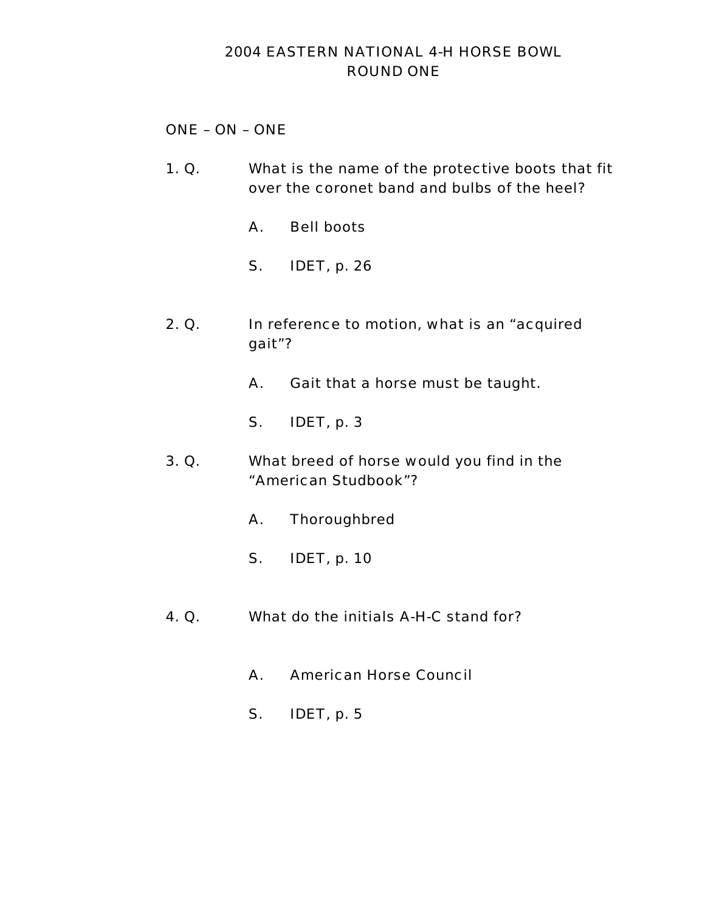# 2004 EASTERN NATIONAL 4-H HORSE BOWL
## ROUND ONE

### ONE – ON – ONE

1. Q. What is the name of the protective boots that fit over the coronet band and bulbs of the heel?

   A. Bell boots

   S. IDET, p. 26

2. Q. In reference to motion, what is an "acquired gait"?

   A. Gait that a horse must be taught.

   S. IDET, p. 3

3. Q. What breed of horse would you find in the "American Studbook"?

   A. Thoroughbred

   S. IDET, p. 10

4. Q. What do the initials A-H-C stand for?

   A. American Horse Council

   S. IDET, p. 5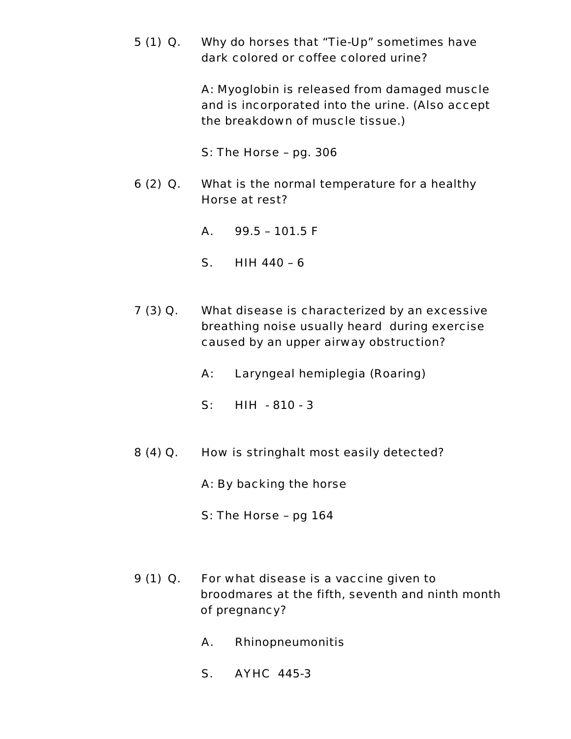5 (1) Q. Why do horses that "Tie-Up" sometimes have dark colored or coffee colored urine?

A: Myoglobin is released from damaged muscle and is incorporated into the urine. (Also accept the breakdown of muscle tissue.)

S: The Horse – pg. 306

6 (2) Q. What is the normal temperature for a healthy Horse at rest?

A. 99.5 – 101.5 F

S. HIH 440 – 6

7 (3) Q. What disease is characterized by an excessive breathing noise usually heard during exercise caused by an upper airway obstruction?

A: Laryngeal hemiplegia (Roaring)

S: HIH - 810 - 3

8 (4) Q. How is stringhalt most easily detected?

A: By backing the horse

S: The Horse – pg 164

9 (1) Q. For what disease is a vaccine given to broodmares at the fifth, seventh and ninth month of pregnancy?

A. Rhinopneumonitis

S. AYHC 445-3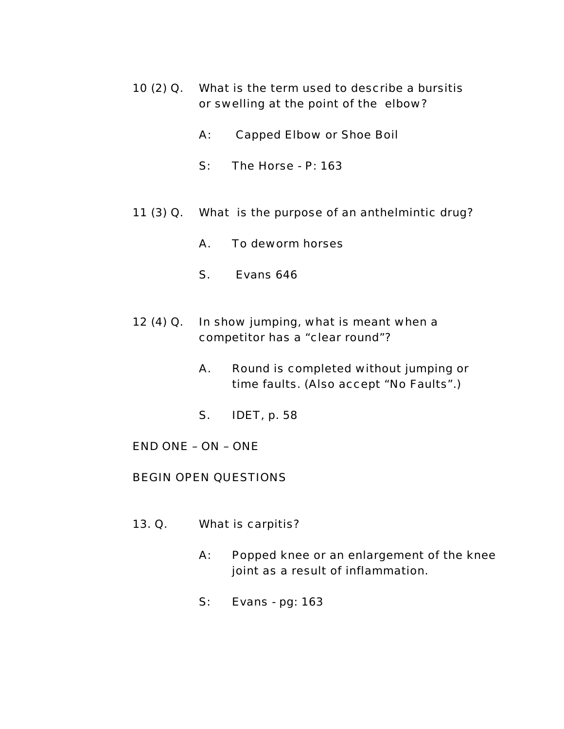10 (2) Q. What is the term used to describe a bursitis or swelling at the point of the elbow?

A: Capped Elbow or Shoe Boil

S: The Horse - P: 163

11 (3) Q. What is the purpose of an anthelmintic drug?

A. To deworm horses

S. Evans 646

12 (4) Q. In show jumping, what is meant when a competitor has a “clear round”?

A. Round is completed without jumping or time faults. (Also accept “No Faults”.)

S. IDET, p. 58

END ONE – ON – ONE

BEGIN OPEN QUESTIONS

13. Q. What is carpitis?

A: Popped knee or an enlargement of the knee joint as a result of inflammation.

S: Evans - pg: 163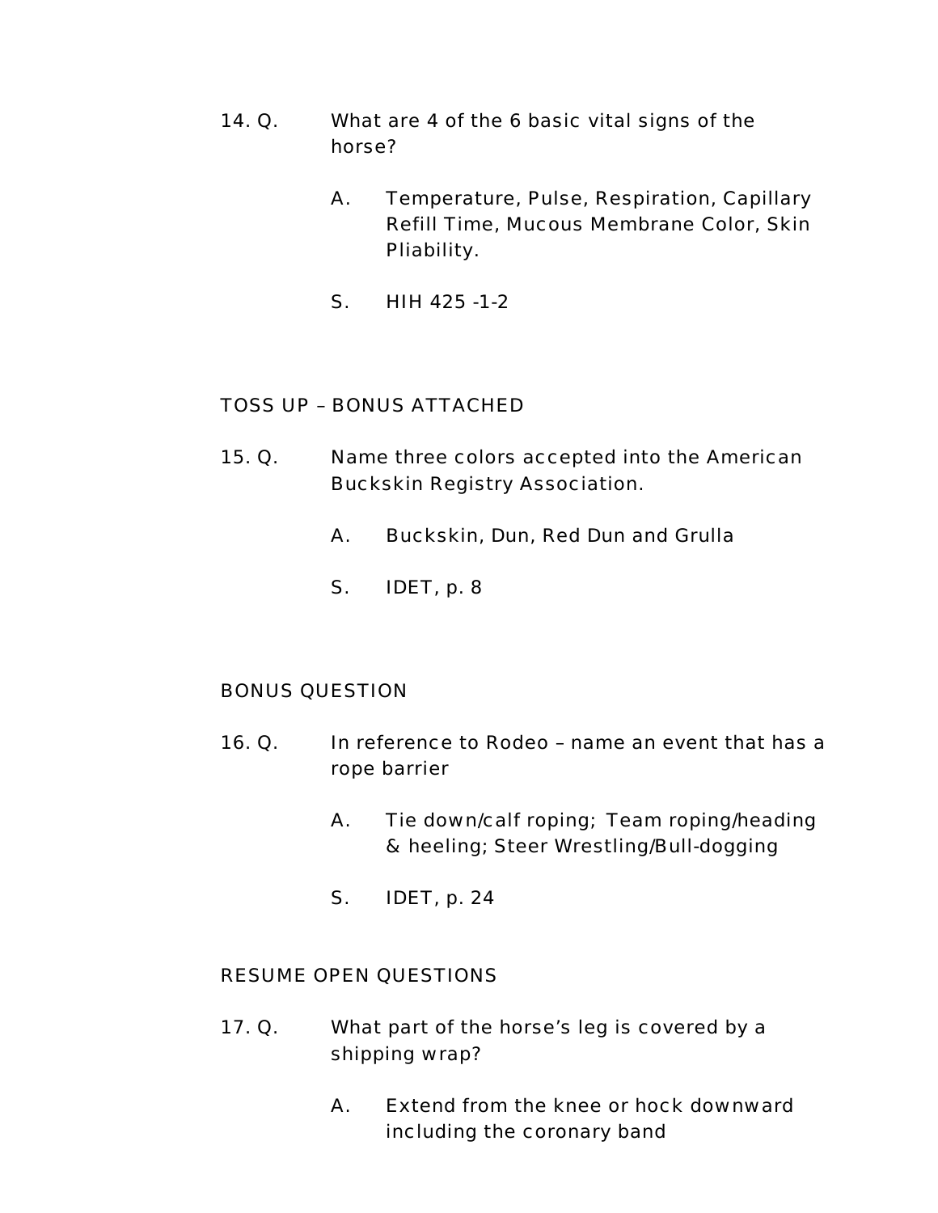14. Q. What are 4 of the 6 basic vital signs of the horse?

    A. Temperature, Pulse, Respiration, Capillary Refill Time, Mucous Membrane Color, Skin Pliability.

    S. HIH 425 -1-2

TOSS UP – BONUS ATTACHED

15. Q. Name three colors accepted into the American Buckskin Registry Association.

    A. Buckskin, Dun, Red Dun and Grulla

    S. IDET, p. 8

BONUS QUESTION

16. Q. In reference to Rodeo – name an event that has a rope barrier

    A. Tie down/calf roping; Team roping/heading & heeling; Steer Wrestling/Bull-dogging

    S. IDET, p. 24

RESUME OPEN QUESTIONS

17. Q. What part of the horse's leg is covered by a shipping wrap?

    A. Extend from the knee or hock downward including the coronary band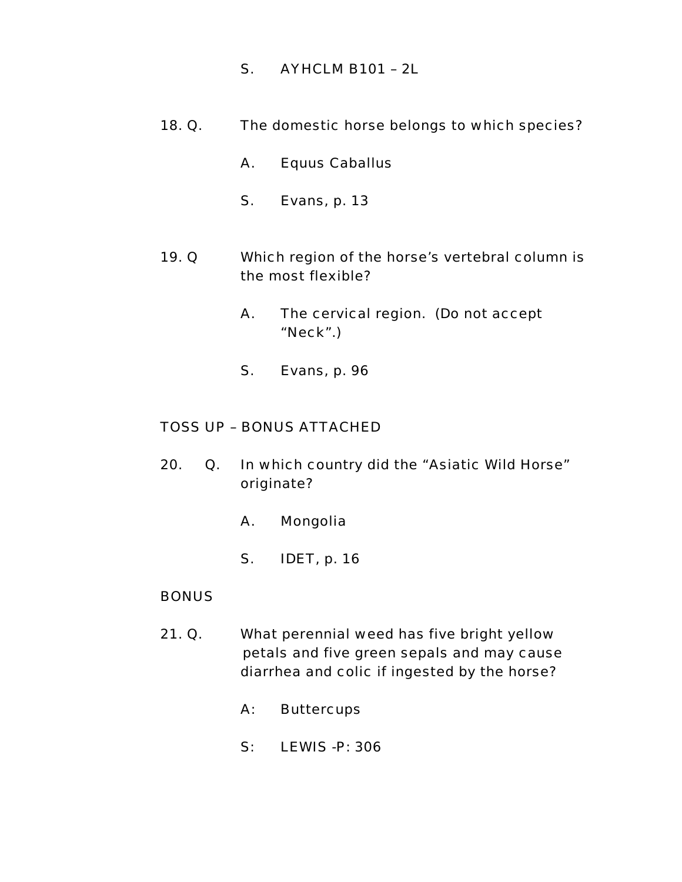S. AYHCLM B101 – 2L

18. Q. The domestic horse belongs to which species?

    A. Equus Caballus

    S. Evans, p. 13

19. Q Which region of the horse's vertebral column is the most flexible?

    A. The cervical region. (Do not accept "Neck".)

    S. Evans, p. 96

TOSS UP – BONUS ATTACHED

20. Q. In which country did the "Asiatic Wild Horse" originate?

    A. Mongolia

    S. IDET, p. 16

BONUS

21. Q. What perennial weed has five bright yellow petals and five green sepals and may cause diarrhea and colic if ingested by the horse?

    A: Buttercups

    S: LEWIS -P: 306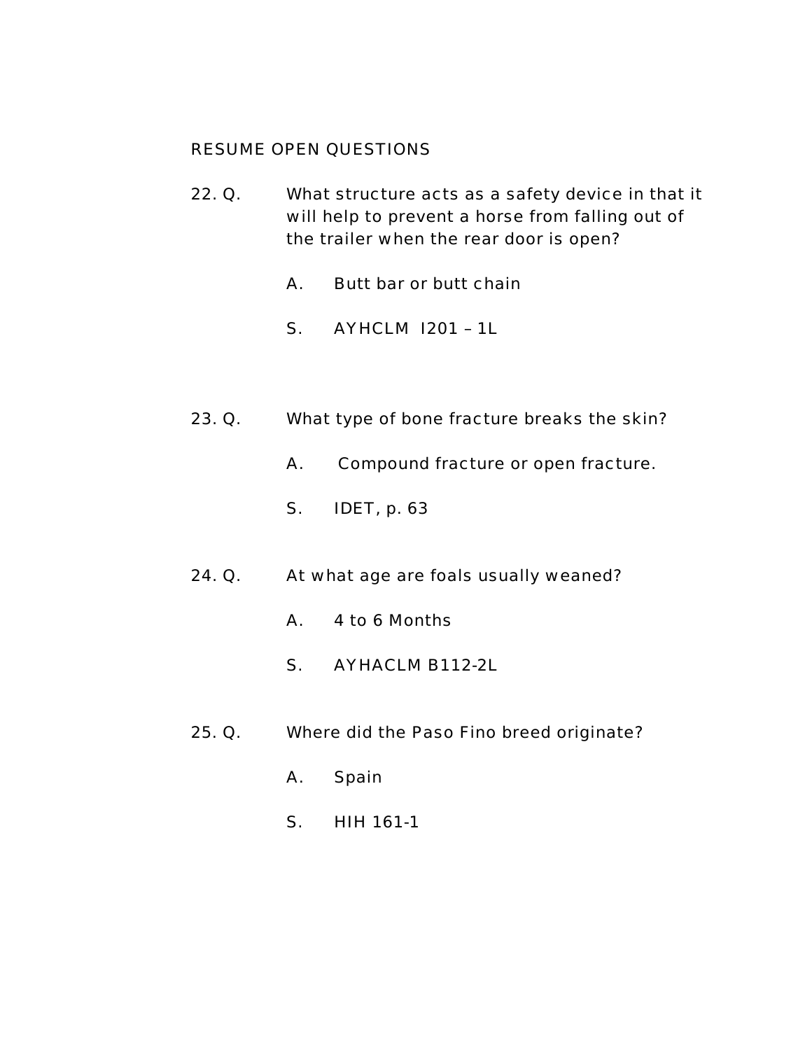RESUME OPEN QUESTIONS

22. Q. What structure acts as a safety device in that it will help to prevent a horse from falling out of the trailer when the rear door is open?

A. Butt bar or butt chain

S. AYHCLM I201 – 1L

23. Q. What type of bone fracture breaks the skin?

A. Compound fracture or open fracture.

S. IDET, p. 63

24. Q. At what age are foals usually weaned?

A. 4 to 6 Months

S. AYHACLM B112-2L

25. Q. Where did the Paso Fino breed originate?

A. Spain

S. HIH 161-1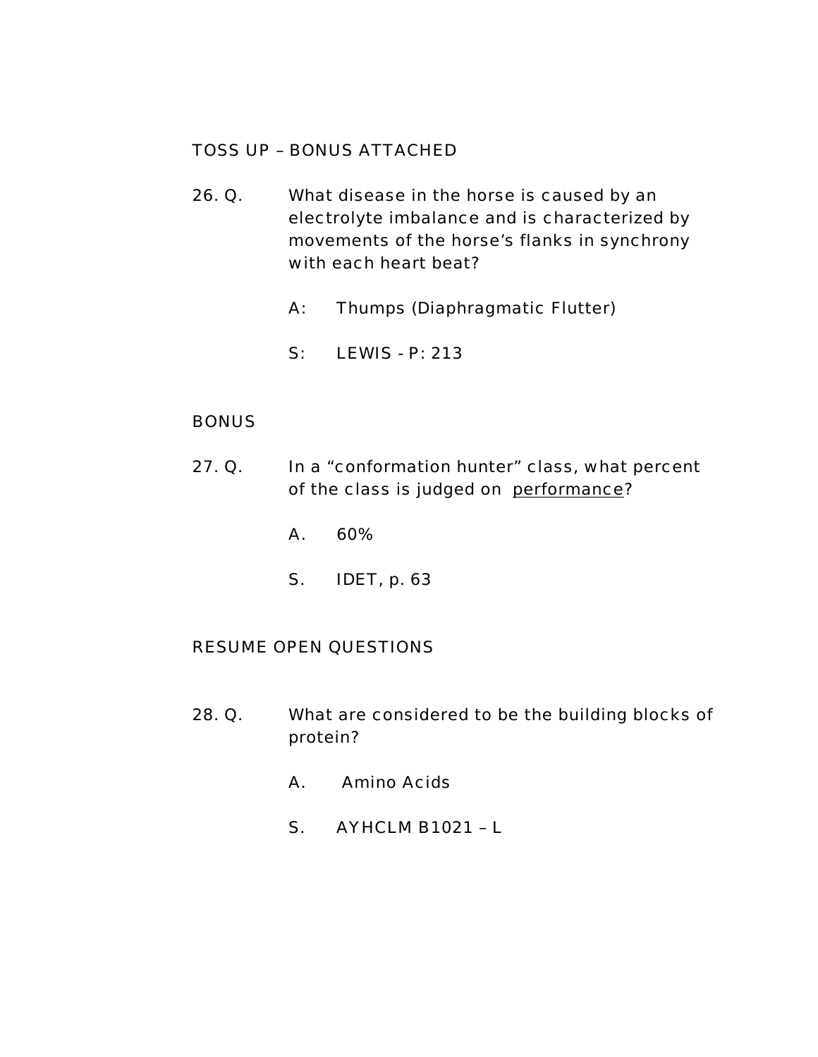TOSS UP – BONUS ATTACHED

26. Q. What disease in the horse is caused by an electrolyte imbalance and is characterized by movements of the horse's flanks in synchrony with each heart beat?

    A: Thumps (Diaphragmatic Flutter)

    S: LEWIS - P: 213

BONUS

27. Q. In a "conformation hunter" class, what percent of the class is judged on <u>performance</u>?

    A. 60%

    S. IDET, p. 63

RESUME OPEN QUESTIONS

28. Q. What are considered to be the building blocks of protein?

    A. Amino Acids

    S. AYHCLM B1021 – L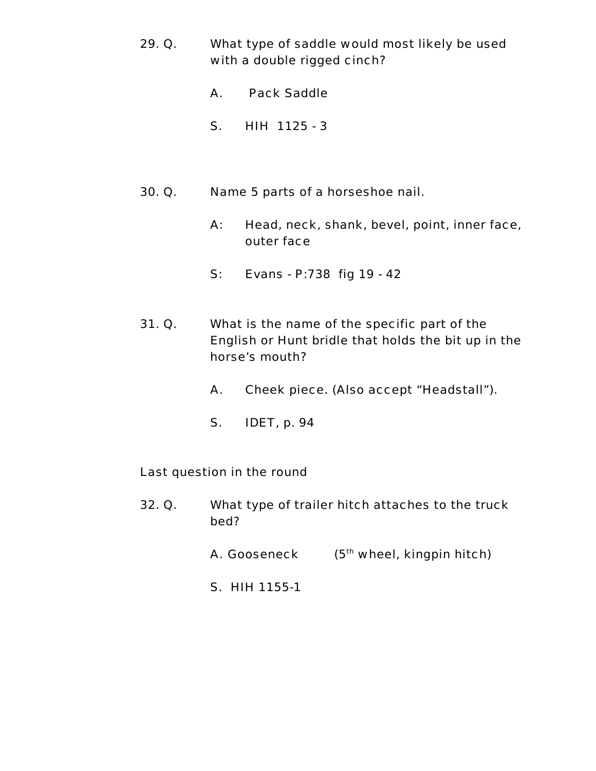29. Q. What type of saddle would most likely be used with a double rigged cinch?

A. Pack Saddle

S. HIH 1125 - 3

30. Q. Name 5 parts of a horseshoe nail.

A: Head, neck, shank, bevel, point, inner face, outer face

S: Evans - P:738 fig 19 - 42

31. Q. What is the name of the specific part of the English or Hunt bridle that holds the bit up in the horse's mouth?

A. Cheek piece. (Also accept "Headstall").

S. IDET, p. 94

Last question in the round

32. Q. What type of trailer hitch attaches to the truck bed?

A. Gooseneck (5th wheel, kingpin hitch)

S. HIH 1155-1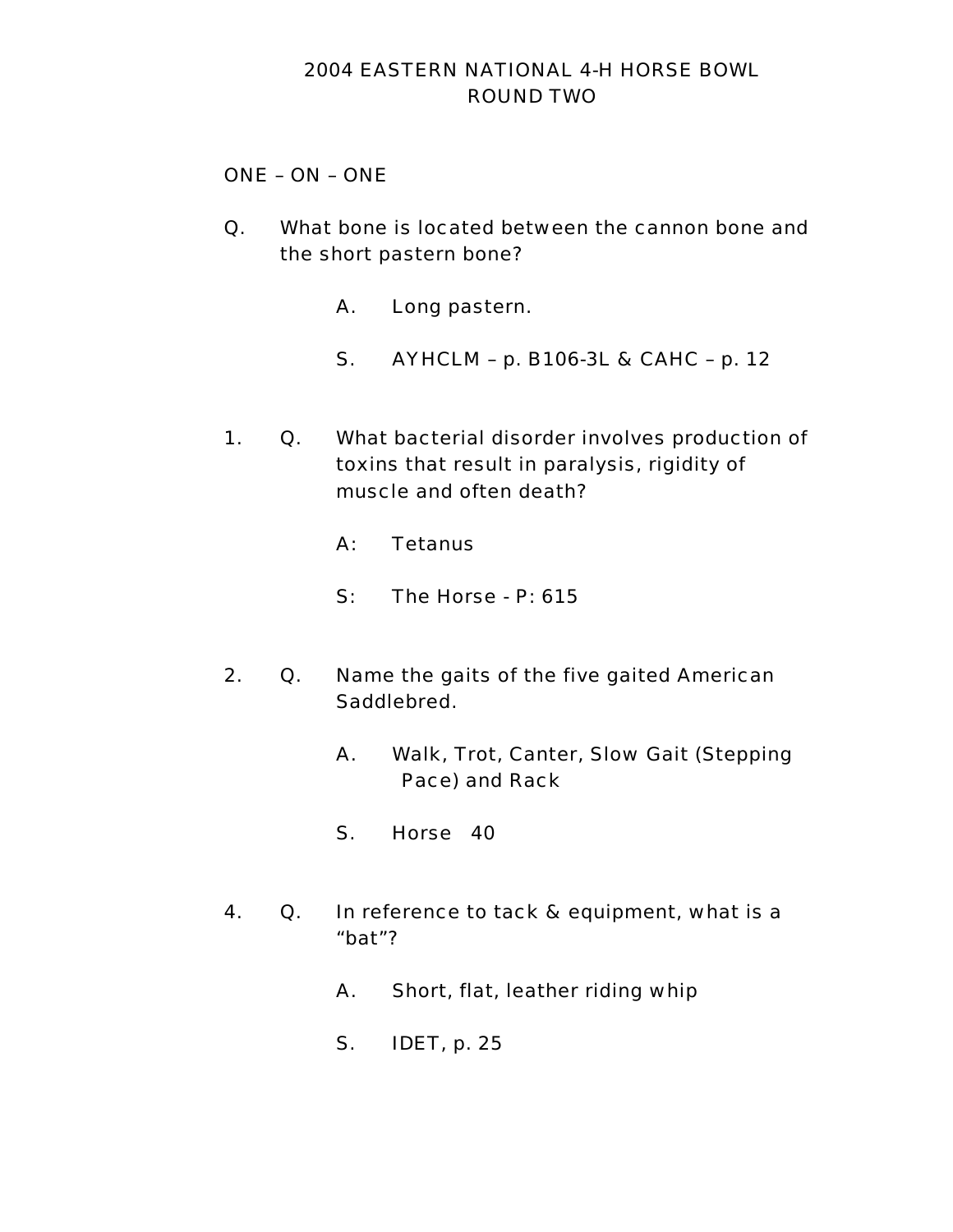# 2004 EASTERN NATIONAL 4-H HORSE BOWL
## ROUND TWO

ONE – ON – ONE

Q. What bone is located between the cannon bone and the short pastern bone?

> A. Long pastern.
>
> S. AYHCLM – p. B106-3L & CAHC – p. 12

1. Q. What bacterial disorder involves production of toxins that result in paralysis, rigidity of muscle and often death?

> A: Tetanus
>
> S: The Horse - P: 615

2. Q. Name the gaits of the five gaited American Saddlebred.

> A. Walk, Trot, Canter, Slow Gait (Stepping Pace) and Rack
>
> S. Horse 40

4. Q. In reference to tack & equipment, what is a "bat"?

> A. Short, flat, leather riding whip
>
> S. IDET, p. 25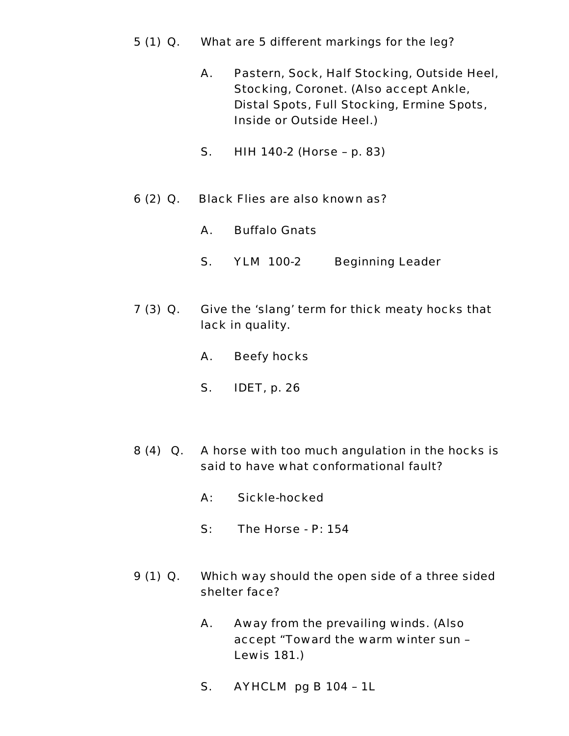5 (1) Q. What are 5 different markings for the leg?

A. Pastern, Sock, Half Stocking, Outside Heel, Stocking, Coronet. (Also accept Ankle, Distal Spots, Full Stocking, Ermine Spots, Inside or Outside Heel.)

S. HIH 140-2 (Horse – p. 83)

6 (2) Q. Black Flies are also known as?

A. Buffalo Gnats

S. YLM 100-2 Beginning Leader

7 (3) Q. Give the 'slang' term for thick meaty hocks that lack in quality.

A. Beefy hocks

S. IDET, p. 26

8 (4) Q. A horse with too much angulation in the hocks is said to have what conformational fault?

A: Sickle-hocked

S: The Horse - P: 154

9 (1) Q. Which way should the open side of a three sided shelter face?

A. Away from the prevailing winds. (Also accept "Toward the warm winter sun – Lewis 181.)

S. AYHCLM pg B 104 – 1L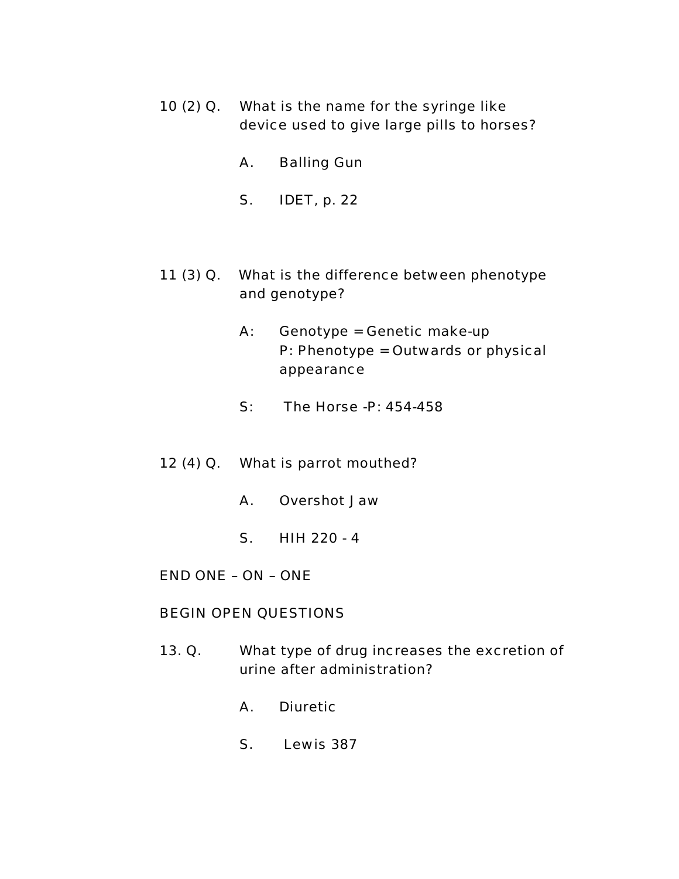10 (2) Q. What is the name for the syringe like device used to give large pills to horses?

A. Balling Gun

S. IDET, p. 22

11 (3) Q. What is the difference between phenotype and genotype?

A: Genotype = Genetic make-up
P: Phenotype = Outwards or physical appearance

S: The Horse -P: 454-458

12 (4) Q. What is parrot mouthed?

A. Overshot Jaw

S. HIH 220 - 4

END ONE – ON – ONE

BEGIN OPEN QUESTIONS

13. Q. What type of drug increases the excretion of urine after administration?

A. Diuretic

S. Lewis 387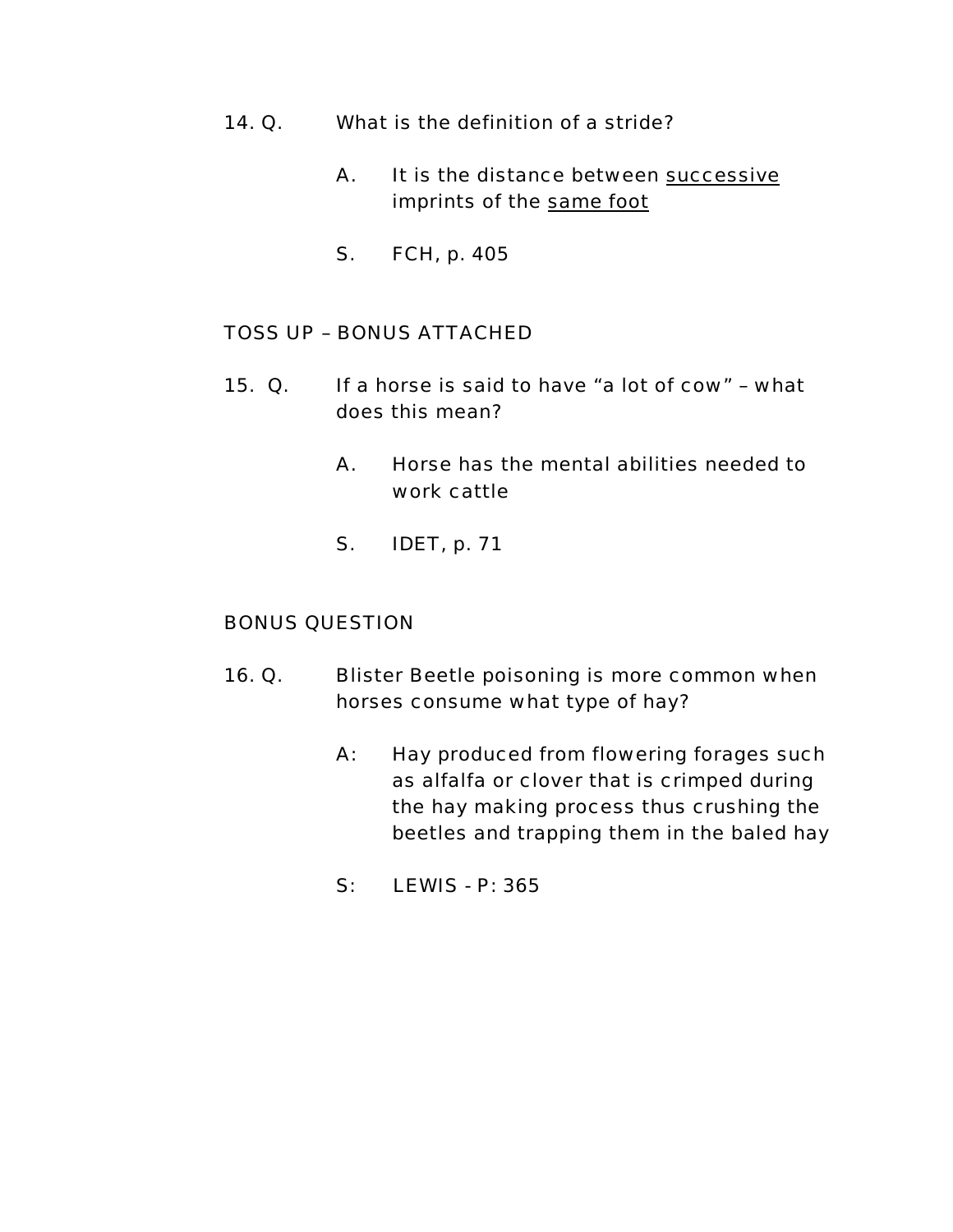14. Q. What is the definition of a stride?

    A. It is the distance between <u>successive</u> imprints of the <u>same foot</u>

    S. FCH, p. 405

TOSS UP – BONUS ATTACHED

15. Q. If a horse is said to have “a lot of cow” – what does this mean?

    A. Horse has the mental abilities needed to work cattle

    S. IDET, p. 71

BONUS QUESTION

16. Q. Blister Beetle poisoning is more common when horses consume what type of hay?

    A: Hay produced from flowering forages such as alfalfa or clover that is crimped during the hay making process thus crushing the beetles and trapping them in the baled hay

    S: LEWIS - P: 365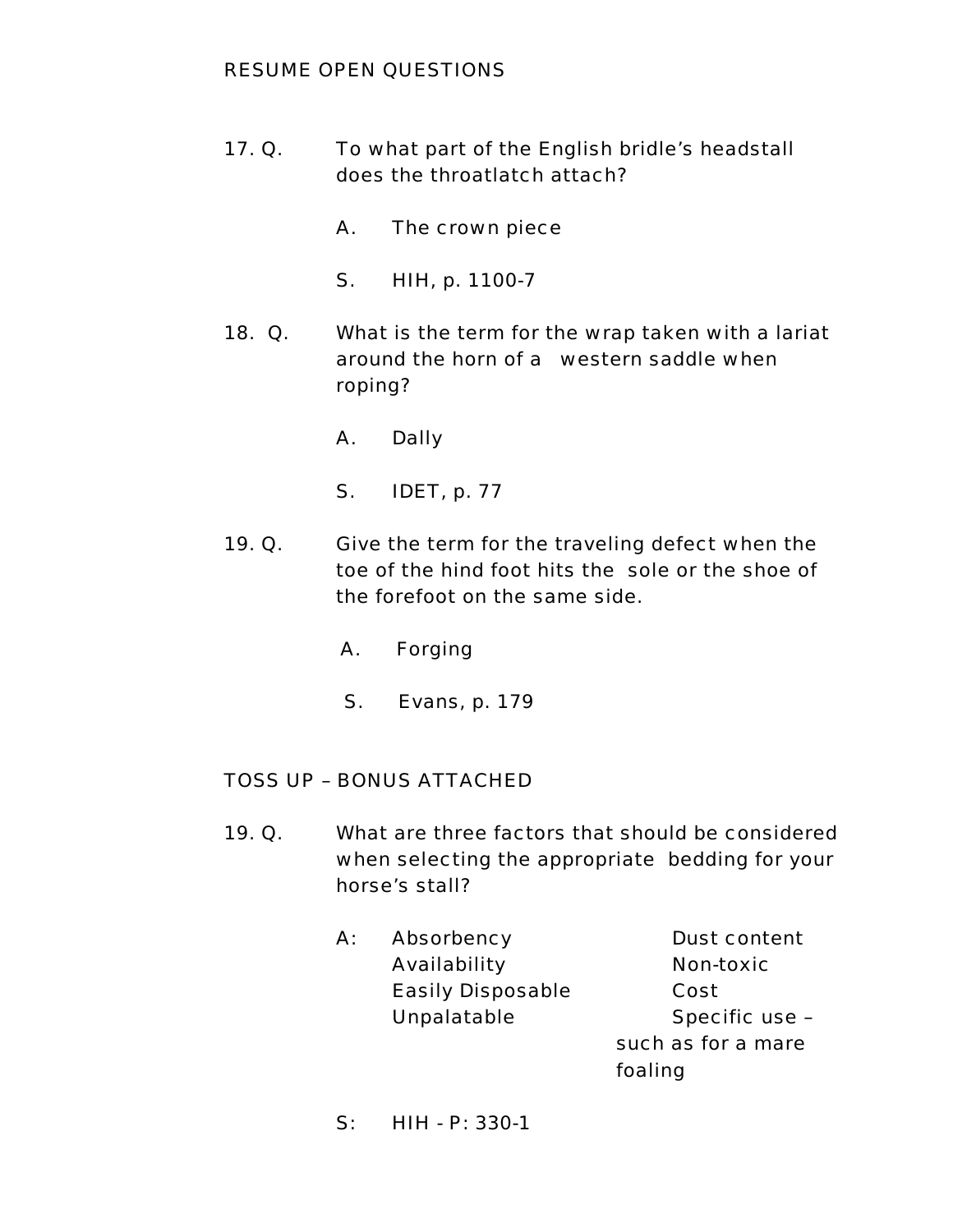RESUME OPEN QUESTIONS

17. Q. To what part of the English bridle's headstall does the throatlatch attach?

A. The crown piece

S. HIH, p. 1100-7

18. Q. What is the term for the wrap taken with a lariat around the horn of a western saddle when roping?

A. Dally

S. IDET, p. 77

19. Q. Give the term for the traveling defect when the toe of the hind foot hits the sole or the shoe of the forefoot on the same side.

A. Forging

S. Evans, p. 179

TOSS UP – BONUS ATTACHED

19. Q. What are three factors that should be considered when selecting the appropriate bedding for your horse's stall?

A:
- Absorbency
- Availability
- Easily Disposable
- Unpalatable
- Dust content
- Non-toxic
- Cost
- Specific use – such as for a mare foaling

S: HIH - P: 330-1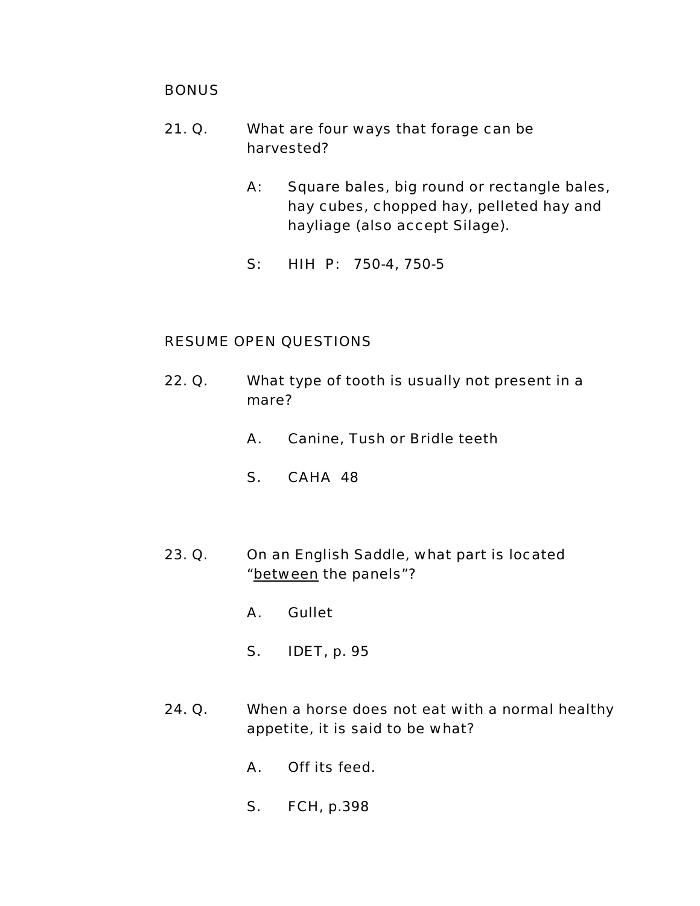BONUS

21. Q. What are four ways that forage can be harvested?

    A: Square bales, big round or rectangle bales, hay cubes, chopped hay, pelleted hay and hayliage (also accept Silage).

    S: HIH P: 750-4, 750-5

RESUME OPEN QUESTIONS

22. Q. What type of tooth is usually not present in a mare?

    A. Canine, Tush or Bridle teeth

    S. CAHA 48

23. Q. On an English Saddle, what part is located "between the panels"?

    A. Gullet

    S. IDET, p. 95

24. Q. When a horse does not eat with a normal healthy appetite, it is said to be what?

    A. Off its feed.

    S. FCH, p.398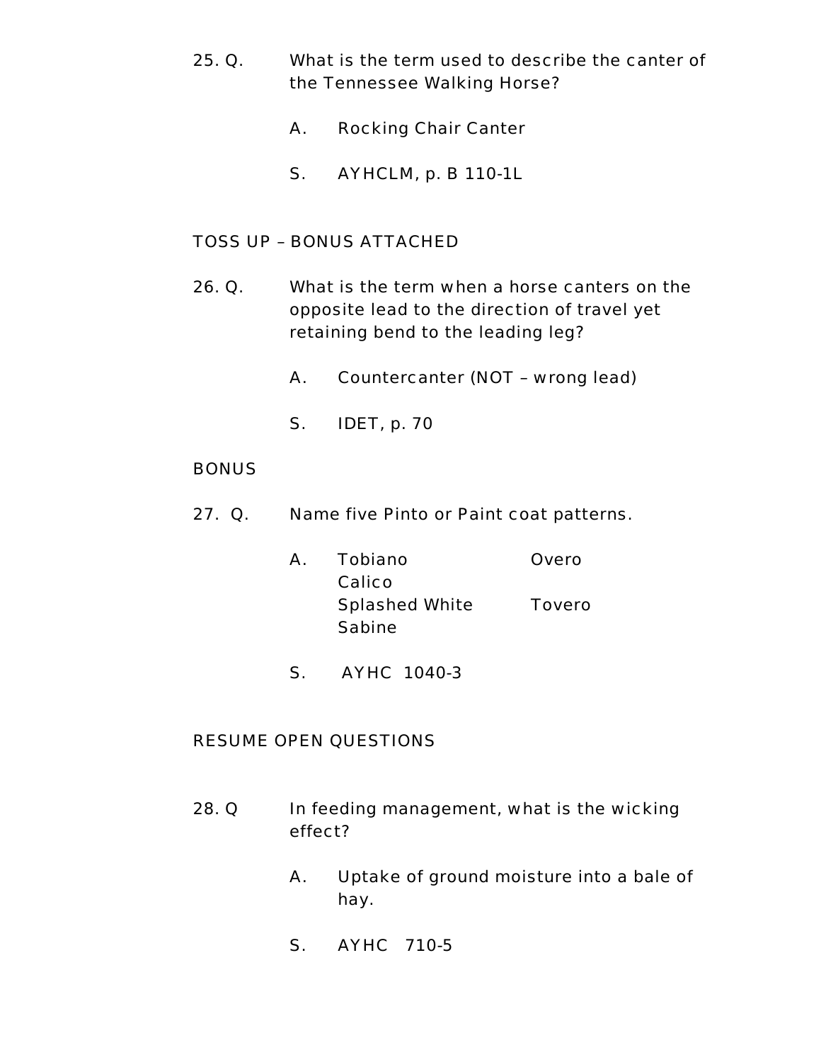25. Q. What is the term used to describe the canter of the Tennessee Walking Horse?

    A. Rocking Chair Canter

    S. AYHCLM, p. B 110-1L

TOSS UP – BONUS ATTACHED

26. Q. What is the term when a horse canters on the opposite lead to the direction of travel yet retaining bend to the leading leg?

    A. Countercanter (NOT – wrong lead)

    S. IDET, p. 70

BONUS

27. Q. Name five Pinto or Paint coat patterns.

    A. Tobiano Overo Calico
       Splashed White Tovero Sabine

    S. AYHC 1040-3

RESUME OPEN QUESTIONS

28. Q In feeding management, what is the wicking effect?

    A. Uptake of ground moisture into a bale of hay.

    S. AYHC 710-5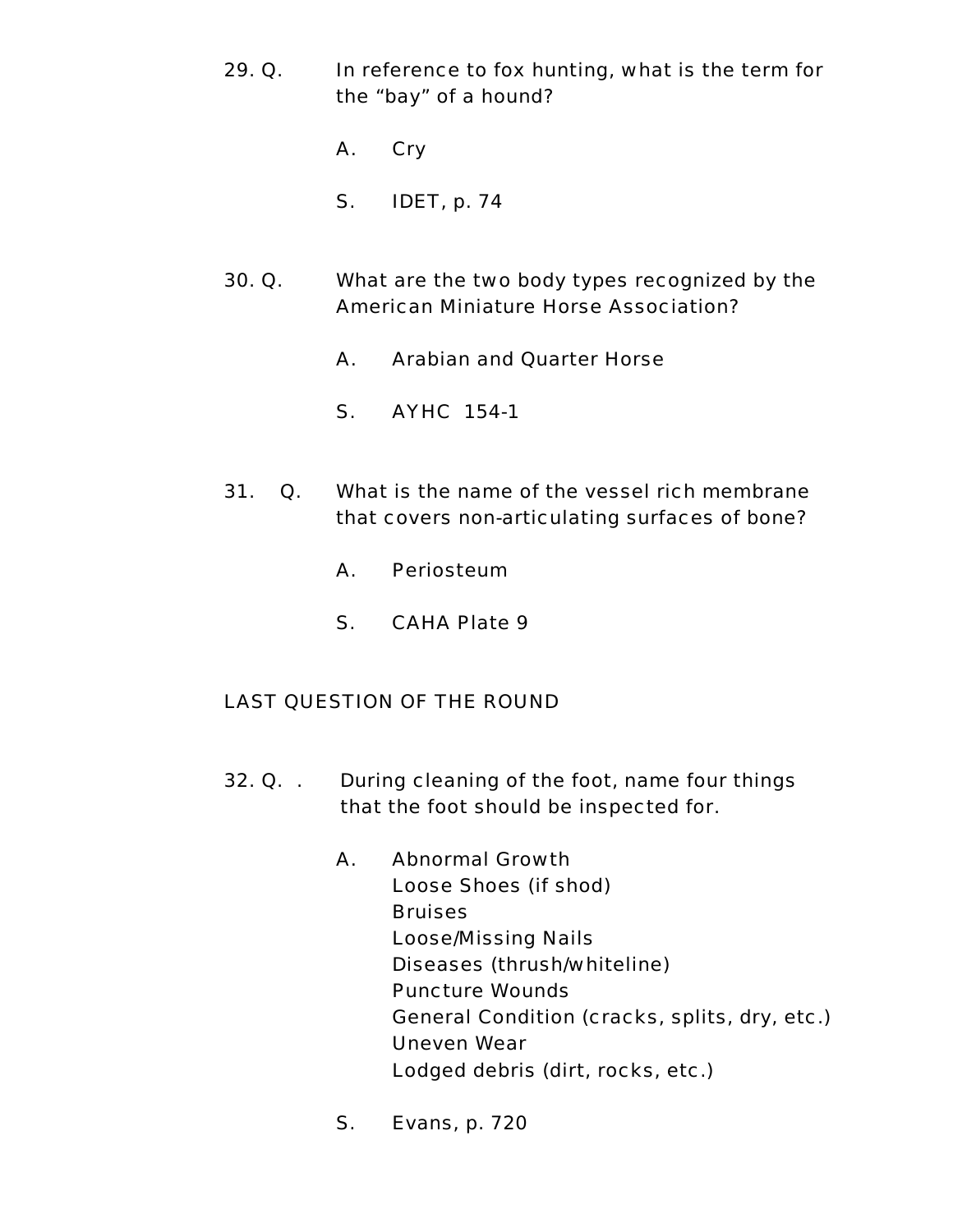29. Q. In reference to fox hunting, what is the term for the "bay" of a hound?

    A. Cry

    S. IDET, p. 74

30. Q. What are the two body types recognized by the American Miniature Horse Association?

    A. Arabian and Quarter Horse

    S. AYHC 154-1

31. Q. What is the name of the vessel rich membrane that covers non-articulating surfaces of bone?

    A. Periosteum

    S. CAHA Plate 9

LAST QUESTION OF THE ROUND

32. Q. . During cleaning of the foot, name four things that the foot should be inspected for.

    A. Abnormal Growth
       Loose Shoes (if shod)
       Bruises
       Loose/Missing Nails
       Diseases (thrush/whiteline)
       Puncture Wounds
       General Condition (cracks, splits, dry, etc.)
       Uneven Wear
       Lodged debris (dirt, rocks, etc.)

    S. Evans, p. 720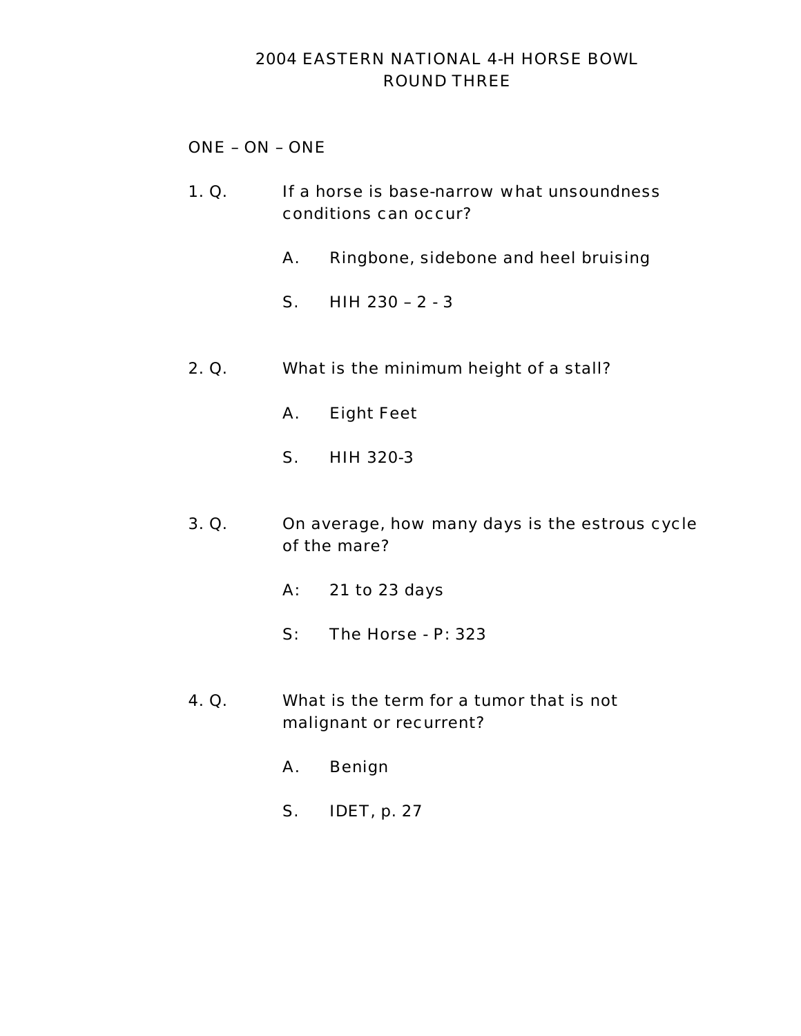# 2004 EASTERN NATIONAL 4-H HORSE BOWL
## ROUND THREE

ONE – ON – ONE

1. Q. If a horse is base-narrow what unsoundness conditions can occur?

   A. Ringbone, sidebone and heel bruising

   S. HIH 230 – 2 - 3

2. Q. What is the minimum height of a stall?

   A. Eight Feet

   S. HIH 320-3

3. Q. On average, how many days is the estrous cycle of the mare?

   A: 21 to 23 days

   S: The Horse - P: 323

4. Q. What is the term for a tumor that is not malignant or recurrent?

   A. Benign

   S. IDET, p. 27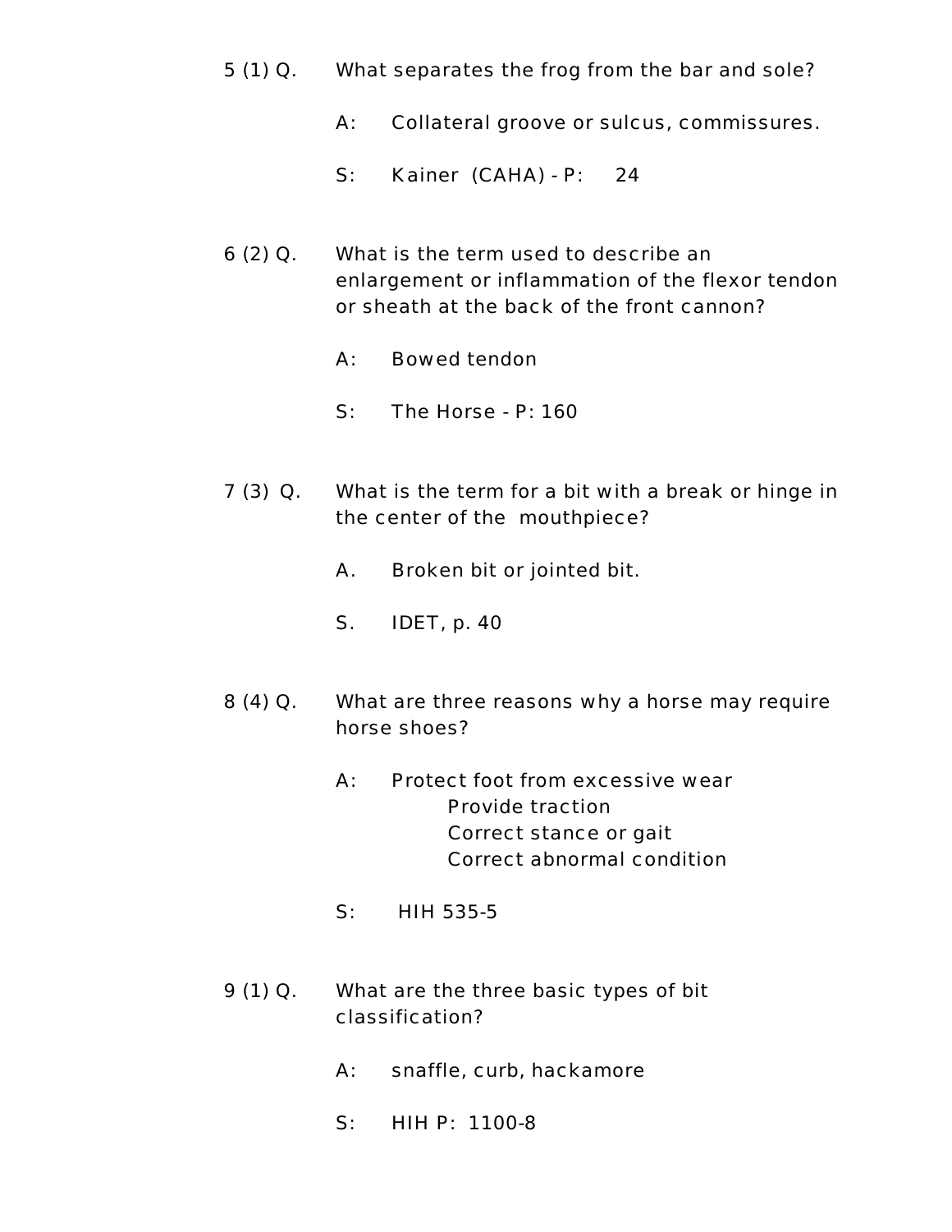5 (1) Q. What separates the frog from the bar and sole?

A: Collateral groove or sulcus, commissures.

S: Kainer (CAHA) - P: 24

6 (2) Q. What is the term used to describe an enlargement or inflammation of the flexor tendon or sheath at the back of the front cannon?

A: Bowed tendon

S: The Horse - P: 160

7 (3) Q. What is the term for a bit with a break or hinge in the center of the mouthpiece?

A. Broken bit or jointed bit.

S. IDET, p. 40

8 (4) Q. What are three reasons why a horse may require horse shoes?

A: Protect foot from excessive wear
Provide traction
Correct stance or gait
Correct abnormal condition

S: HIH 535-5

9 (1) Q. What are the three basic types of bit classification?

A: snaffle, curb, hackamore

S: HIH P: 1100-8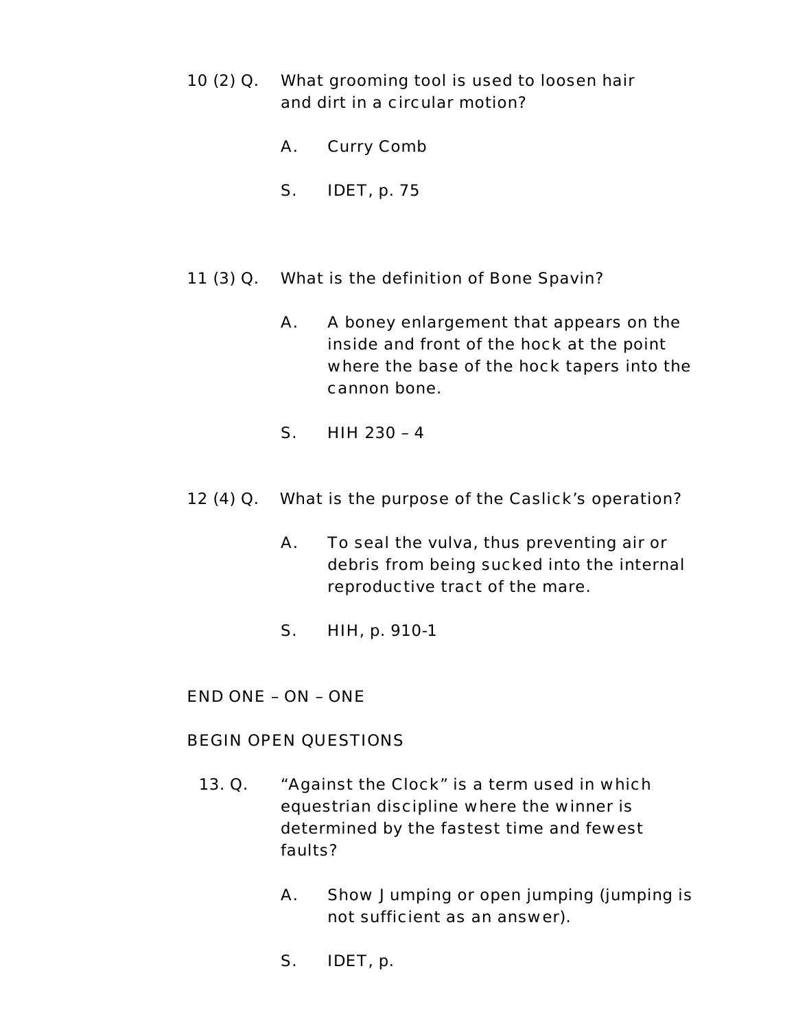10 (2) Q. What grooming tool is used to loosen hair and dirt in a circular motion?

A. Curry Comb

S. IDET, p. 75

11 (3) Q. What is the definition of Bone Spavin?

A. A boney enlargement that appears on the inside and front of the hock at the point where the base of the hock tapers into the cannon bone.

S. HIH 230 – 4

12 (4) Q. What is the purpose of the Caslick's operation?

A. To seal the vulva, thus preventing air or debris from being sucked into the internal reproductive tract of the mare.

S. HIH, p. 910-1

END ONE – ON – ONE

BEGIN OPEN QUESTIONS

13. Q. "Against the Clock" is a term used in which equestrian discipline where the winner is determined by the fastest time and fewest faults?

A. Show Jumping or open jumping (jumping is not sufficient as an answer).

S. IDET, p.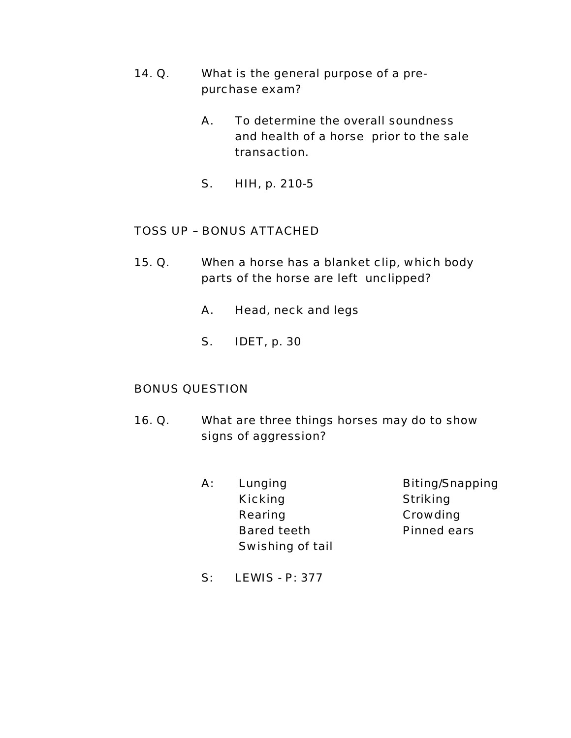14. Q. What is the general purpose of a pre-purchase exam?

A. To determine the overall soundness and health of a horse prior to the sale transaction.

S. HIH, p. 210-5

TOSS UP – BONUS ATTACHED

15. Q. When a horse has a blanket clip, which body parts of the horse are left unclipped?

A. Head, neck and legs

S. IDET, p. 30

BONUS QUESTION

16. Q. What are three things horses may do to show signs of aggression?

A:
- Lunging
- Kicking
- Rearing
- Bared teeth
- Swishing of tail
- Biting/Snapping
- Striking
- Crowding
- Pinned ears

S: LEWIS - P: 377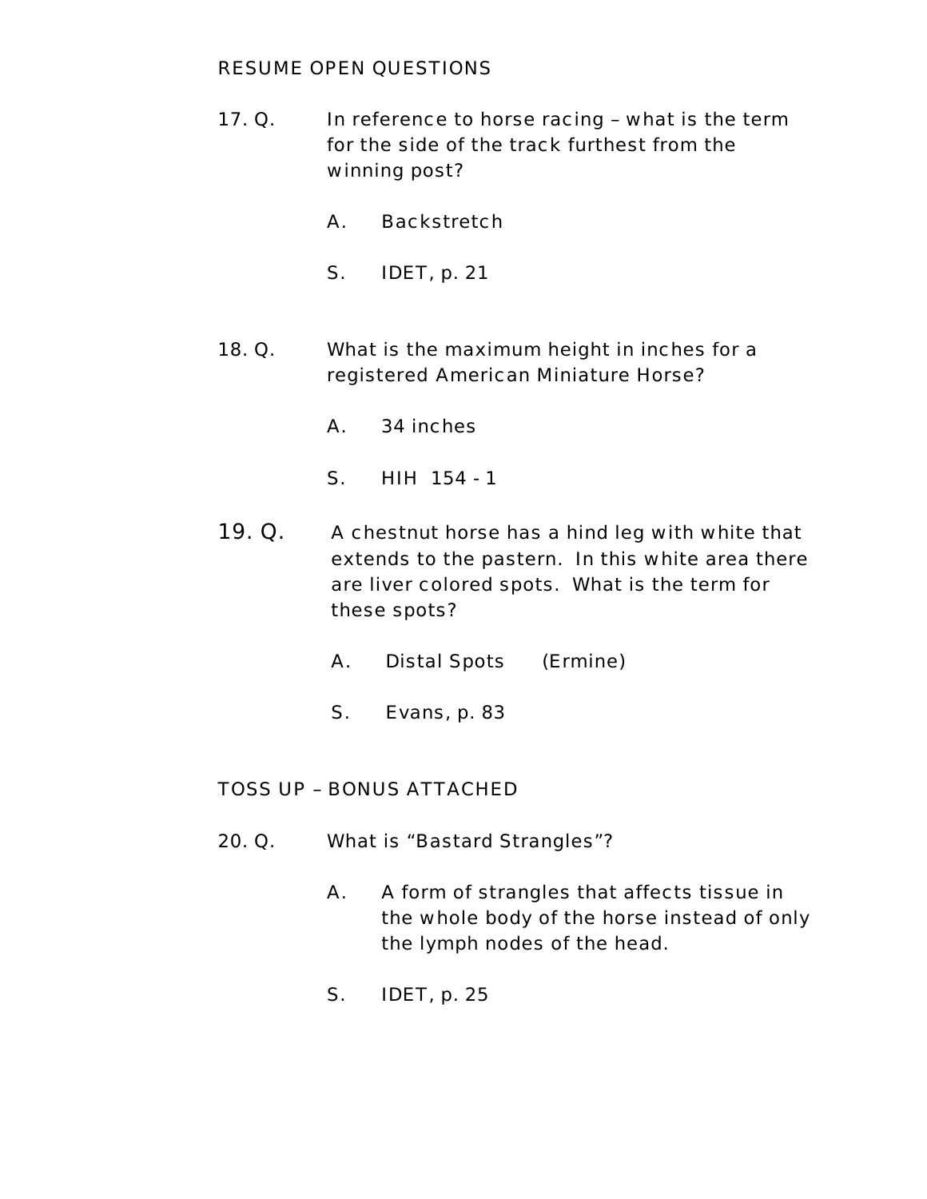RESUME OPEN QUESTIONS

17. Q. In reference to horse racing – what is the term for the side of the track furthest from the winning post?

A. Backstretch

S. IDET, p. 21

18. Q. What is the maximum height in inches for a registered American Miniature Horse?

A. 34 inches

S. HIH 154 - 1

19. Q. A chestnut horse has a hind leg with white that extends to the pastern. In this white area there are liver colored spots. What is the term for these spots?

A. Distal Spots (Ermine)

S. Evans, p. 83

TOSS UP – BONUS ATTACHED

20. Q. What is “Bastard Strangles”?

A. A form of strangles that affects tissue in the whole body of the horse instead of only the lymph nodes of the head.

S. IDET, p. 25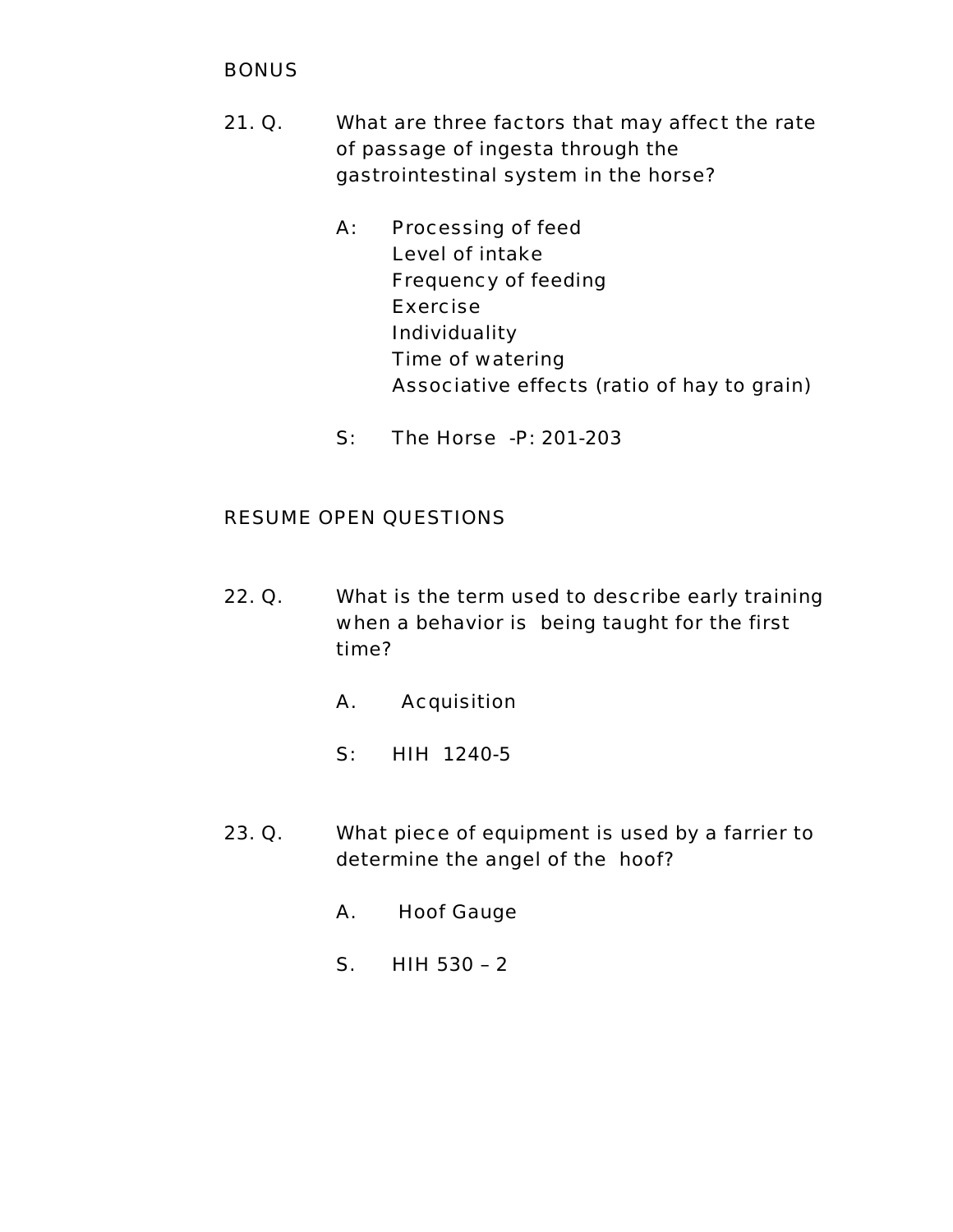BONUS

21\. Q. What are three factors that may affect the rate of passage of ingesta through the gastrointestinal system in the horse?

A: Processing of feed
Level of intake
Frequency of feeding
Exercise
Individuality
Time of watering
Associative effects (ratio of hay to grain)

S: The Horse -P: 201-203

RESUME OPEN QUESTIONS

22\. Q. What is the term used to describe early training when a behavior is being taught for the first time?

A. Acquisition

S: HIH 1240-5

23\. Q. What piece of equipment is used by a farrier to determine the angel of the hoof?

A. Hoof Gauge

S. HIH 530 – 2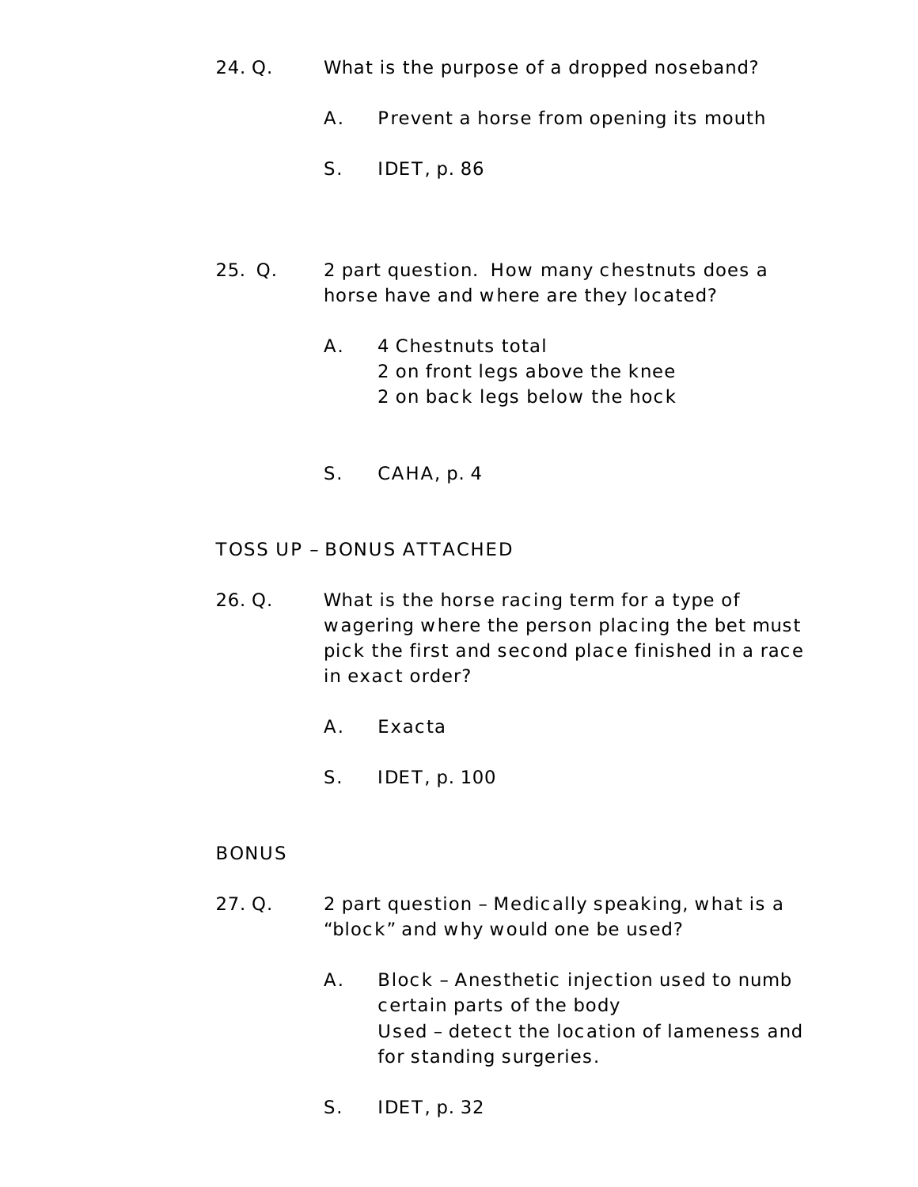24. Q. What is the purpose of a dropped noseband?

    A. Prevent a horse from opening its mouth

    S. IDET, p. 86

25. Q. 2 part question. How many chestnuts does a horse have and where are they located?

    A. 4 Chestnuts total
    2 on front legs above the knee
    2 on back legs below the hock

    S. CAHA, p. 4

TOSS UP – BONUS ATTACHED

26. Q. What is the horse racing term for a type of wagering where the person placing the bet must pick the first and second place finished in a race in exact order?

    A. Exacta

    S. IDET, p. 100

BONUS

27. Q. 2 part question – Medically speaking, what is a "block" and why would one be used?

    A. Block – Anesthetic injection used to numb certain parts of the body
    Used – detect the location of lameness and for standing surgeries.

    S. IDET, p. 32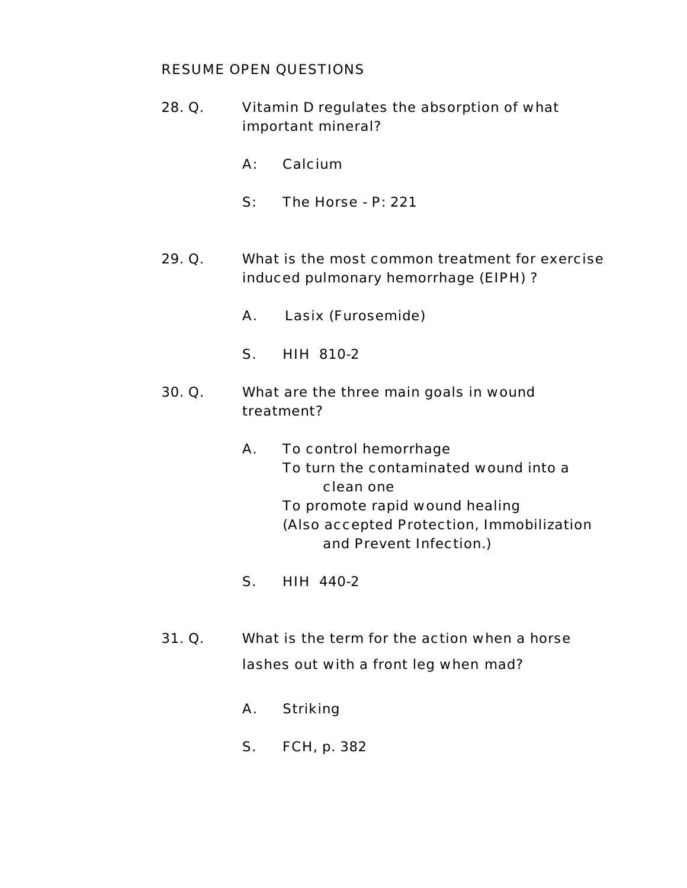RESUME OPEN QUESTIONS

28. Q. Vitamin D regulates the absorption of what important mineral?

    A: Calcium

    S: The Horse - P: 221

29. Q. What is the most common treatment for exercise induced pulmonary hemorrhage (EIPH) ?

    A. Lasix (Furosemide)

    S. HIH 810-2

30. Q. What are the three main goals in wound treatment?

    A. To control hemorrhage
    To turn the contaminated wound into a clean one
    To promote rapid wound healing
    (Also accepted Protection, Immobilization and Prevent Infection.)

    S. HIH 440-2

31. Q. What is the term for the action when a horse lashes out with a front leg when mad?

    A. Striking

    S. FCH, p. 382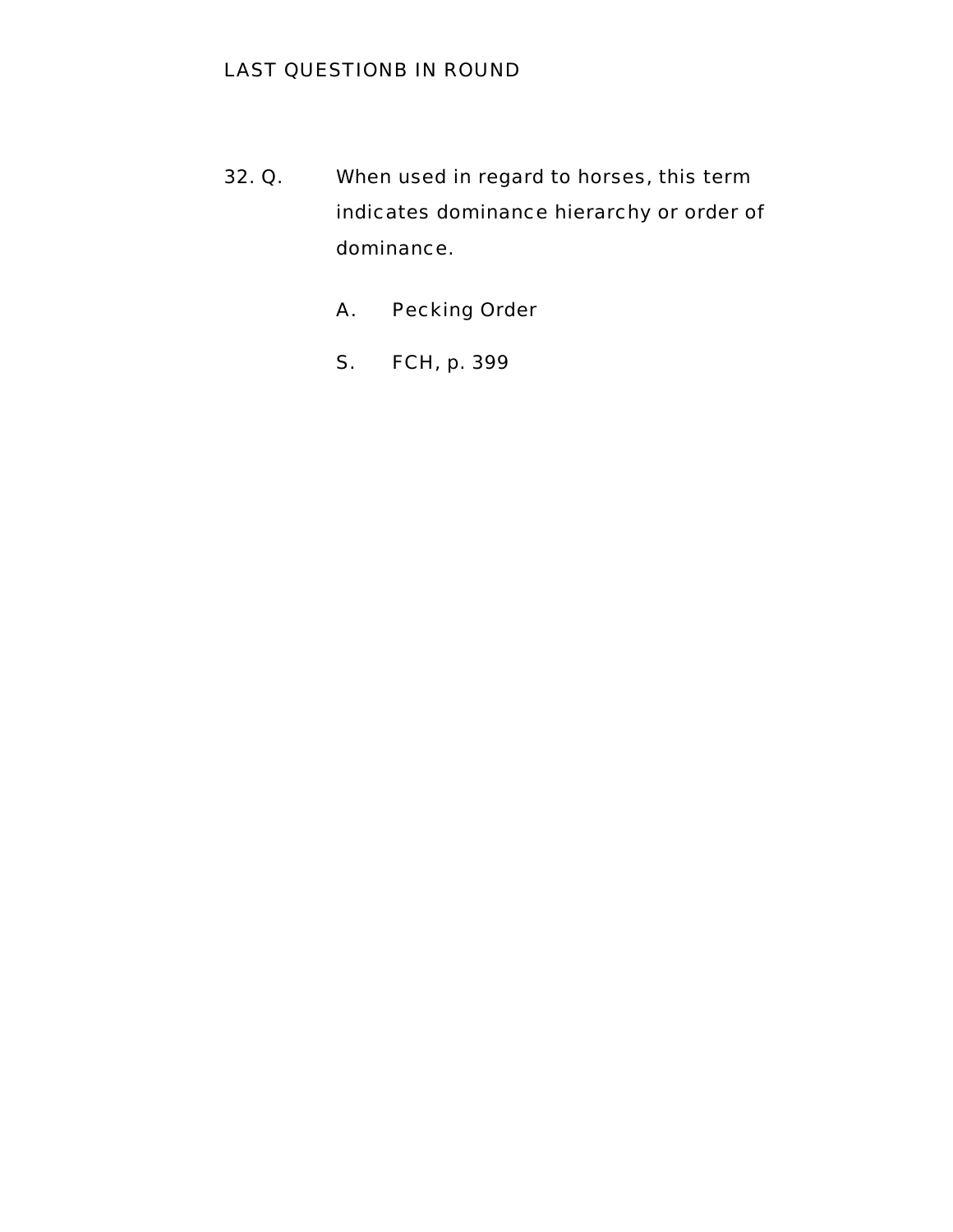LAST QUESTIONB IN ROUND

32. Q. When used in regard to horses, this term indicates dominance hierarchy or order of dominance.

A. Pecking Order

S. FCH, p. 399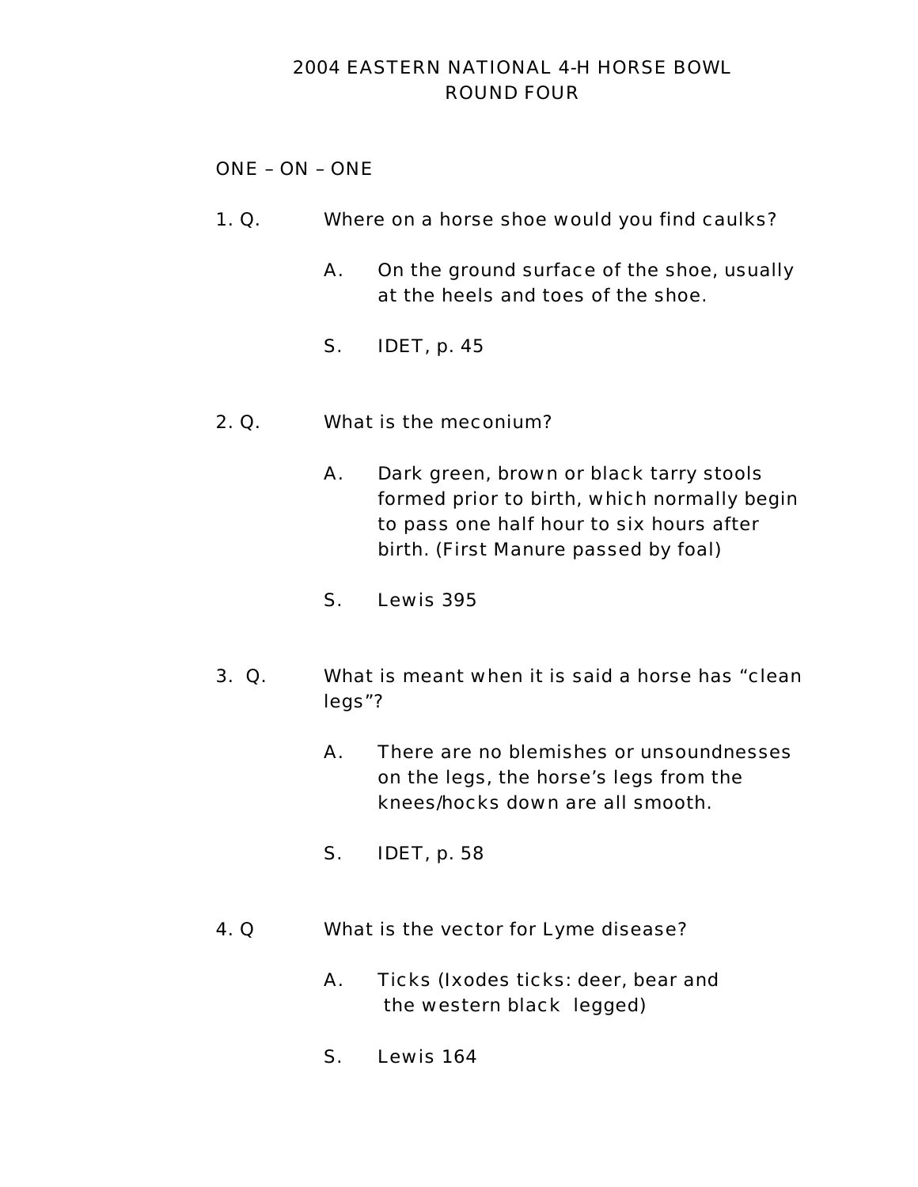# 2004 EASTERN NATIONAL 4-H HORSE BOWL
## ROUND FOUR

ONE – ON – ONE

1. Q. Where on a horse shoe would you find caulks?

   A. On the ground surface of the shoe, usually at the heels and toes of the shoe.

   S. IDET, p. 45

2. Q. What is the meconium?

   A. Dark green, brown or black tarry stools formed prior to birth, which normally begin to pass one half hour to six hours after birth. (First Manure passed by foal)

   S. Lewis 395

3. Q. What is meant when it is said a horse has “clean legs”?

   A. There are no blemishes or unsoundnesses on the legs, the horse’s legs from the knees/hocks down are all smooth.

   S. IDET, p. 58

4. Q What is the vector for Lyme disease?

   A. Ticks (Ixodes ticks: deer, bear and the western black legged)

   S. Lewis 164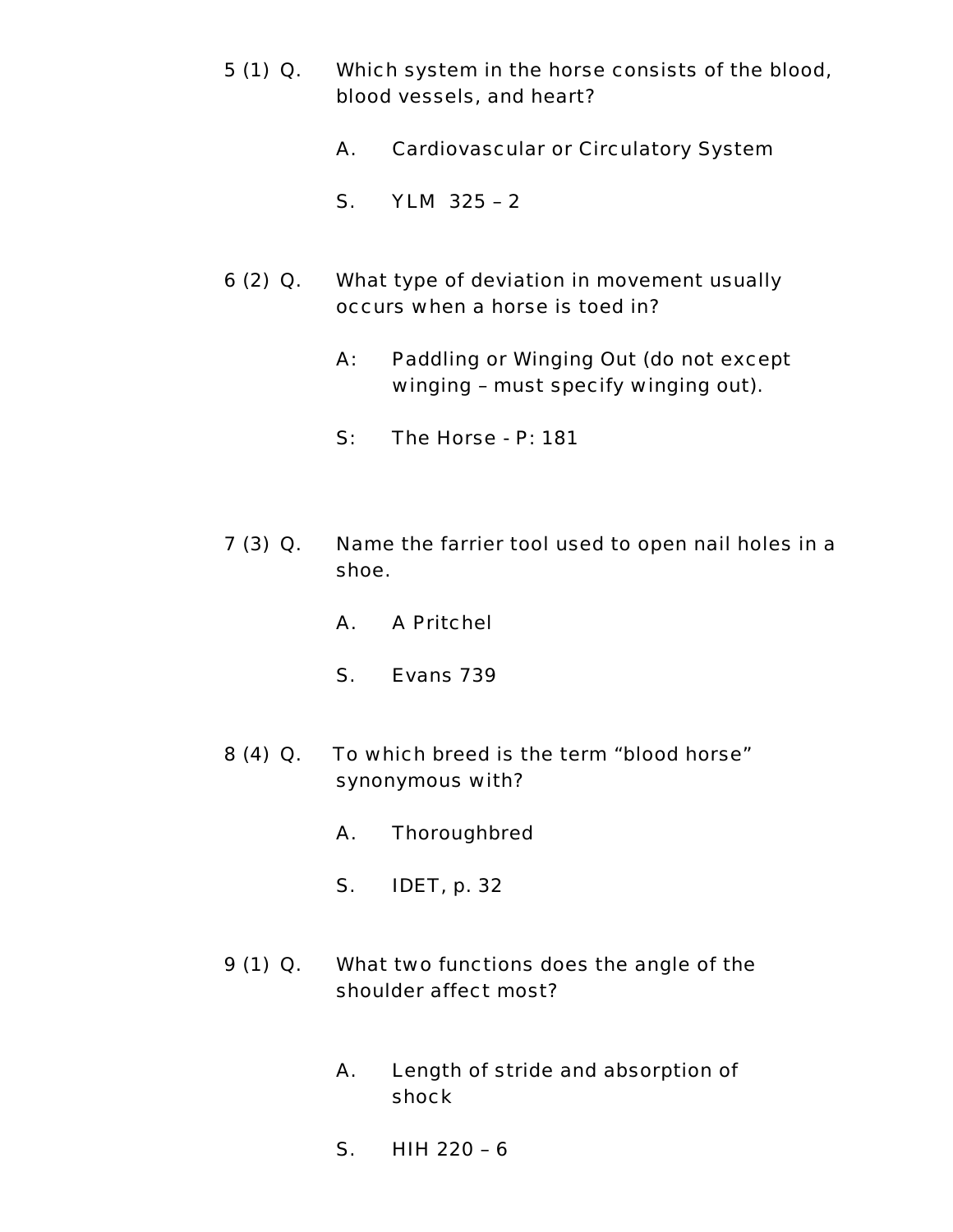5 (1) Q. Which system in the horse consists of the blood, blood vessels, and heart?

A. Cardiovascular or Circulatory System

S. YLM 325 – 2

6 (2) Q. What type of deviation in movement usually occurs when a horse is toed in?

A: Paddling or Winging Out (do not except winging – must specify winging out).

S: The Horse - P: 181

7 (3) Q. Name the farrier tool used to open nail holes in a shoe.

A. A Pritchel

S. Evans 739

8 (4) Q. To which breed is the term "blood horse" synonymous with?

A. Thoroughbred

S. IDET, p. 32

9 (1) Q. What two functions does the angle of the shoulder affect most?

A. Length of stride and absorption of shock

S. HIH 220 – 6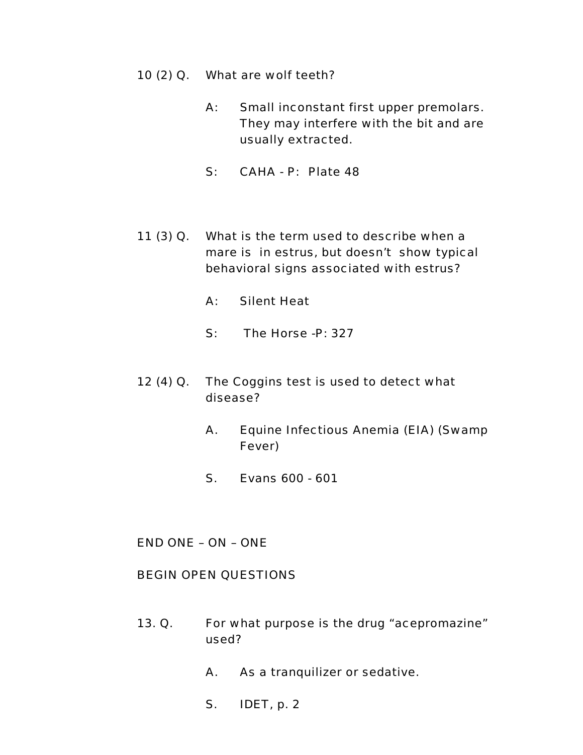10 (2) Q. What are wolf teeth?

A: Small inconstant first upper premolars. They may interfere with the bit and are usually extracted.

S: CAHA - P: Plate 48

11 (3) Q. What is the term used to describe when a mare is in estrus, but doesn't show typical behavioral signs associated with estrus?

A: Silent Heat

S: The Horse -P: 327

12 (4) Q. The Coggins test is used to detect what disease?

A. Equine Infectious Anemia (EIA) (Swamp Fever)

S. Evans 600 - 601

END ONE – ON – ONE

BEGIN OPEN QUESTIONS

13. Q. For what purpose is the drug "acepromazine" used?

A. As a tranquilizer or sedative.

S. IDET, p. 2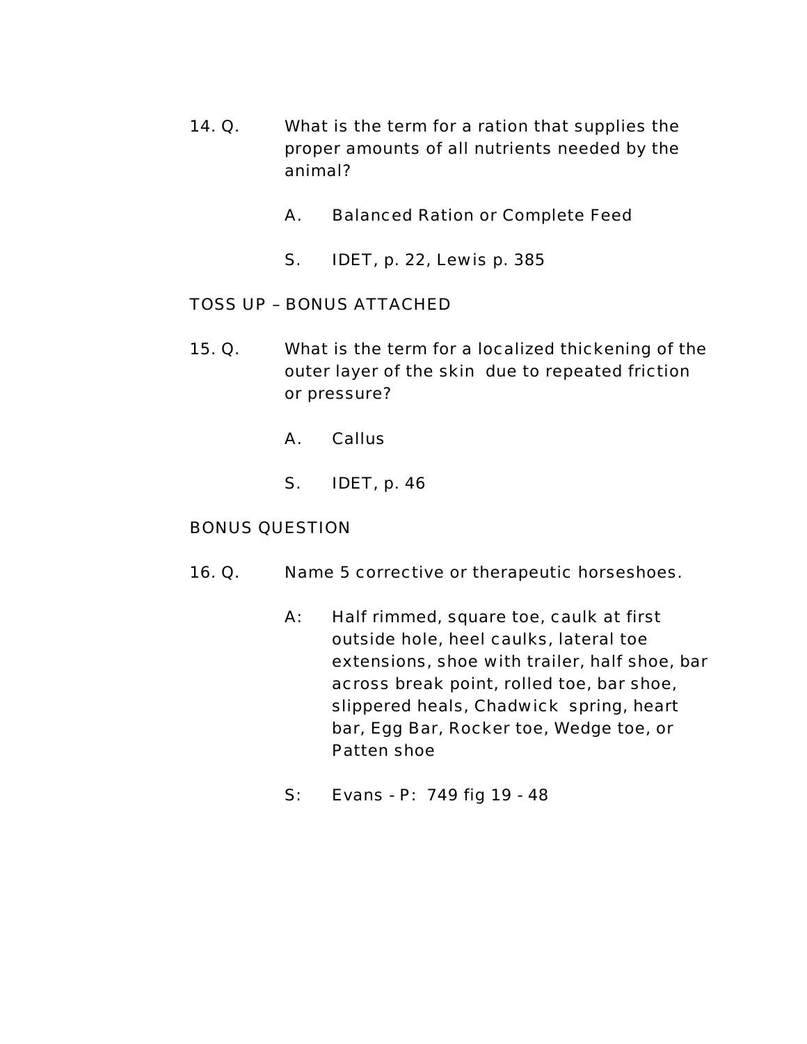14. Q. What is the term for a ration that supplies the proper amounts of all nutrients needed by the animal?

    A. Balanced Ration or Complete Feed

    S. IDET, p. 22, Lewis p. 385

TOSS UP – BONUS ATTACHED

15. Q. What is the term for a localized thickening of the outer layer of the skin due to repeated friction or pressure?

    A. Callus

    S. IDET, p. 46

BONUS QUESTION

16. Q. Name 5 corrective or therapeutic horseshoes.

    A: Half rimmed, square toe, caulk at first outside hole, heel caulks, lateral toe extensions, shoe with trailer, half shoe, bar across break point, rolled toe, bar shoe, slippered heals, Chadwick spring, heart bar, Egg Bar, Rocker toe, Wedge toe, or Patten shoe

    S: Evans - P: 749 fig 19 - 48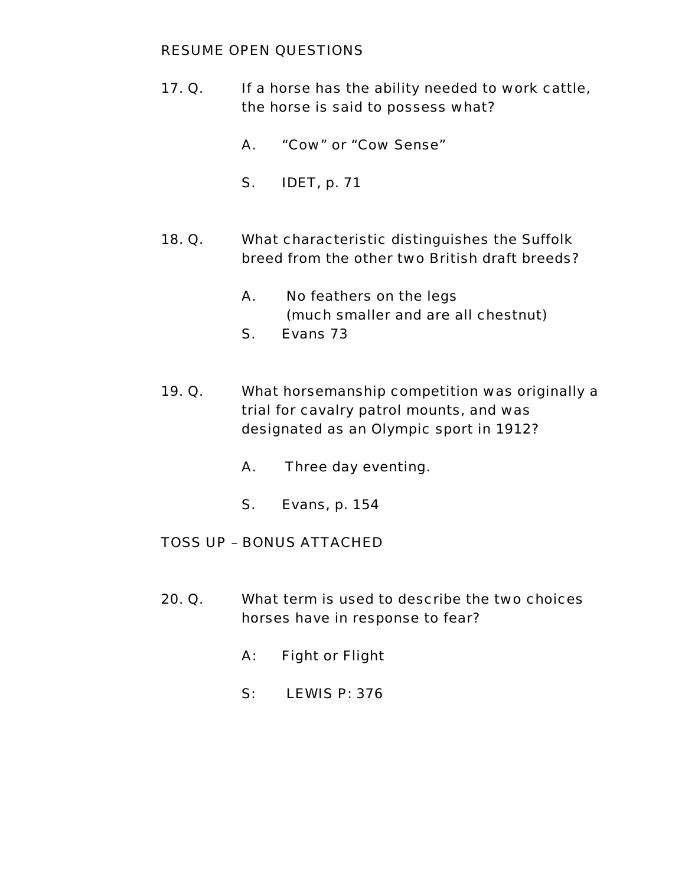RESUME OPEN QUESTIONS

17. Q. If a horse has the ability needed to work cattle, the horse is said to possess what?

A. "Cow" or "Cow Sense"

S. IDET, p. 71

18. Q. What characteristic distinguishes the Suffolk breed from the other two British draft breeds?

A. No feathers on the legs
(much smaller and are all chestnut)

S. Evans 73

19. Q. What horsemanship competition was originally a trial for cavalry patrol mounts, and was designated as an Olympic sport in 1912?

A. Three day eventing.

S. Evans, p. 154

TOSS UP – BONUS ATTACHED

20. Q. What term is used to describe the two choices horses have in response to fear?

A: Fight or Flight

S: LEWIS P: 376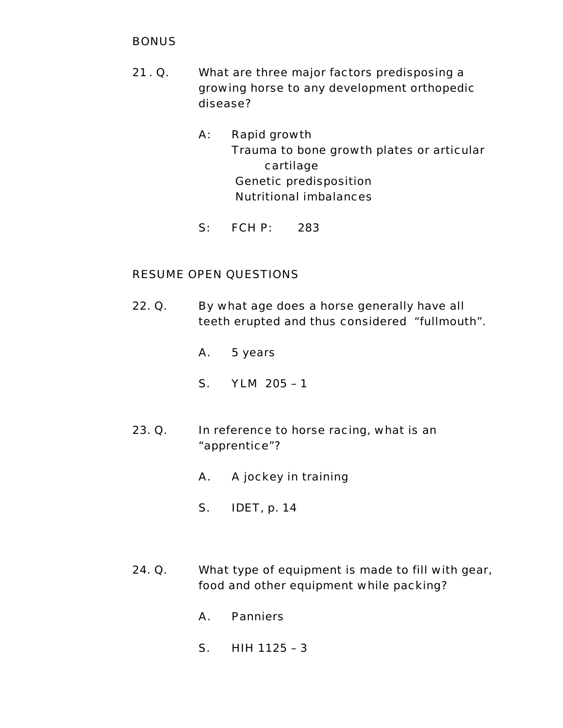BONUS

21 . Q. What are three major factors predisposing a growing horse to any development orthopedic disease?

A: Rapid growth
Trauma to bone growth plates or articular cartilage
Genetic predisposition
Nutritional imbalances

S: FCH P: 283

RESUME OPEN QUESTIONS

22. Q. By what age does a horse generally have all teeth erupted and thus considered "fullmouth".

A. 5 years

S. YLM 205 – 1

23. Q. In reference to horse racing, what is an "apprentice"?

A. A jockey in training

S. IDET, p. 14

24. Q. What type of equipment is made to fill with gear, food and other equipment while packing?

A. Panniers

S. HIH 1125 – 3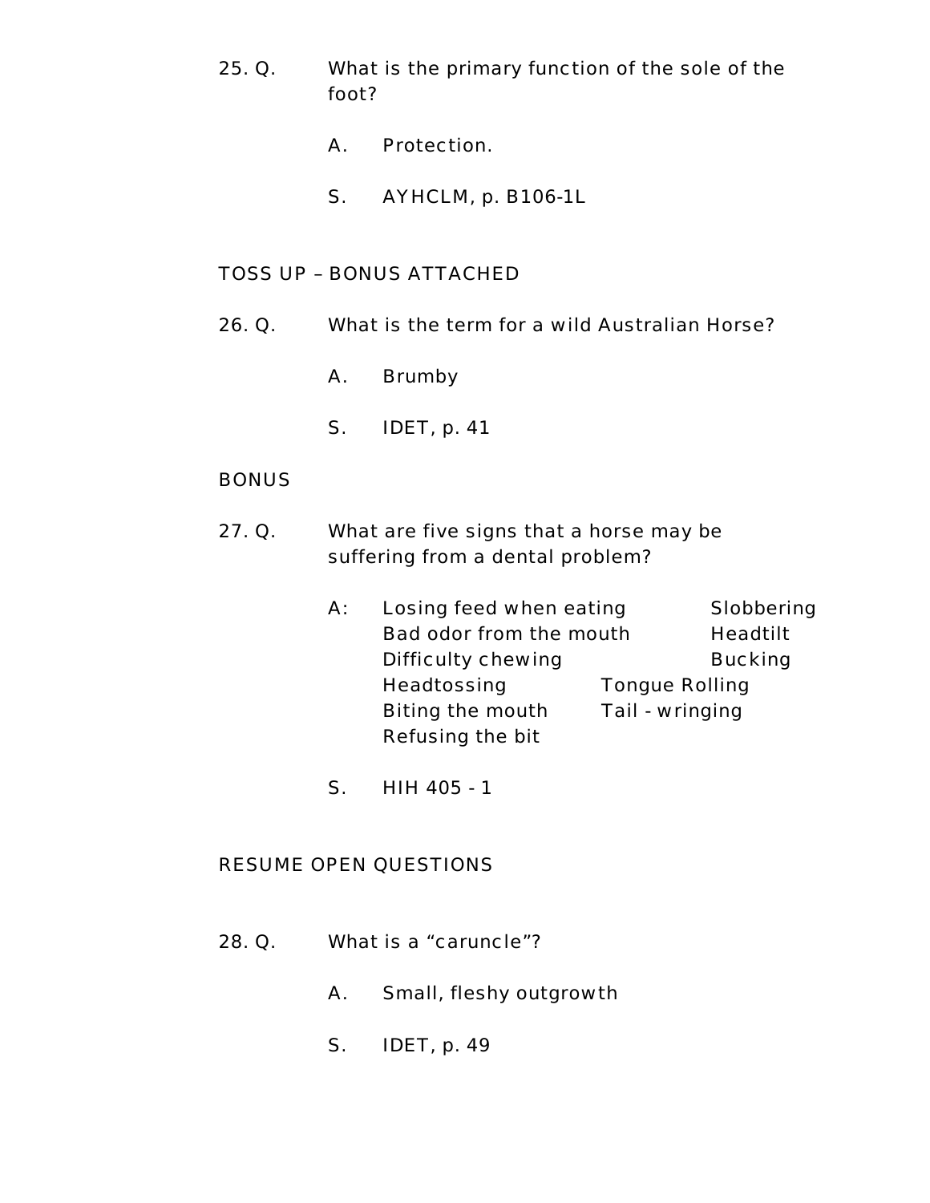25. Q. What is the primary function of the sole of the foot?

    A. Protection.

    S. AYHCLM, p. B106-1L

TOSS UP – BONUS ATTACHED

26. Q. What is the term for a wild Australian Horse?

    A. Brumby

    S. IDET, p. 41

BONUS

27. Q. What are five signs that a horse may be suffering from a dental problem?

    A: Losing feed when eating
       Slobbering
       Bad odor from the mouth
       Headtilt
       Difficulty chewing
       Bucking
       Headtossing
       Tongue Rolling
       Biting the mouth
       Tail - wringing
       Refusing the bit

    S. HIH 405 - 1

RESUME OPEN QUESTIONS

28. Q. What is a "caruncle"?

    A. Small, fleshy outgrowth

    S. IDET, p. 49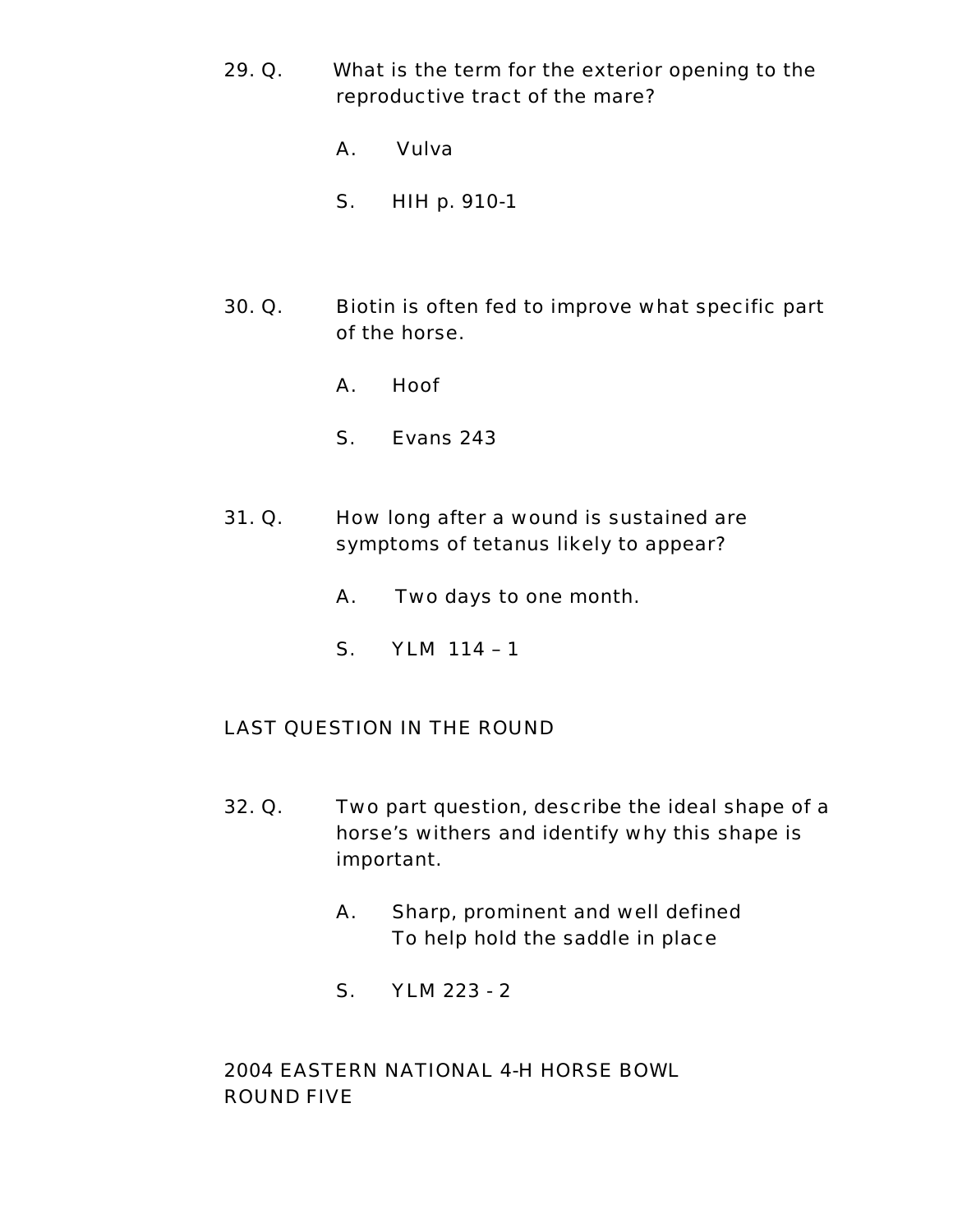29. Q. What is the term for the exterior opening to the reproductive tract of the mare?

    A. Vulva

    S. HIH p. 910-1

30. Q. Biotin is often fed to improve what specific part of the horse.

    A. Hoof

    S. Evans 243

31. Q. How long after a wound is sustained are symptoms of tetanus likely to appear?

    A. Two days to one month.

    S. YLM 114 – 1

LAST QUESTION IN THE ROUND

32. Q. Two part question, describe the ideal shape of a horse's withers and identify why this shape is important.

    A. Sharp, prominent and well defined
    To help hold the saddle in place

    S. YLM 223 - 2

2004 EASTERN NATIONAL 4-H HORSE BOWL
ROUND FIVE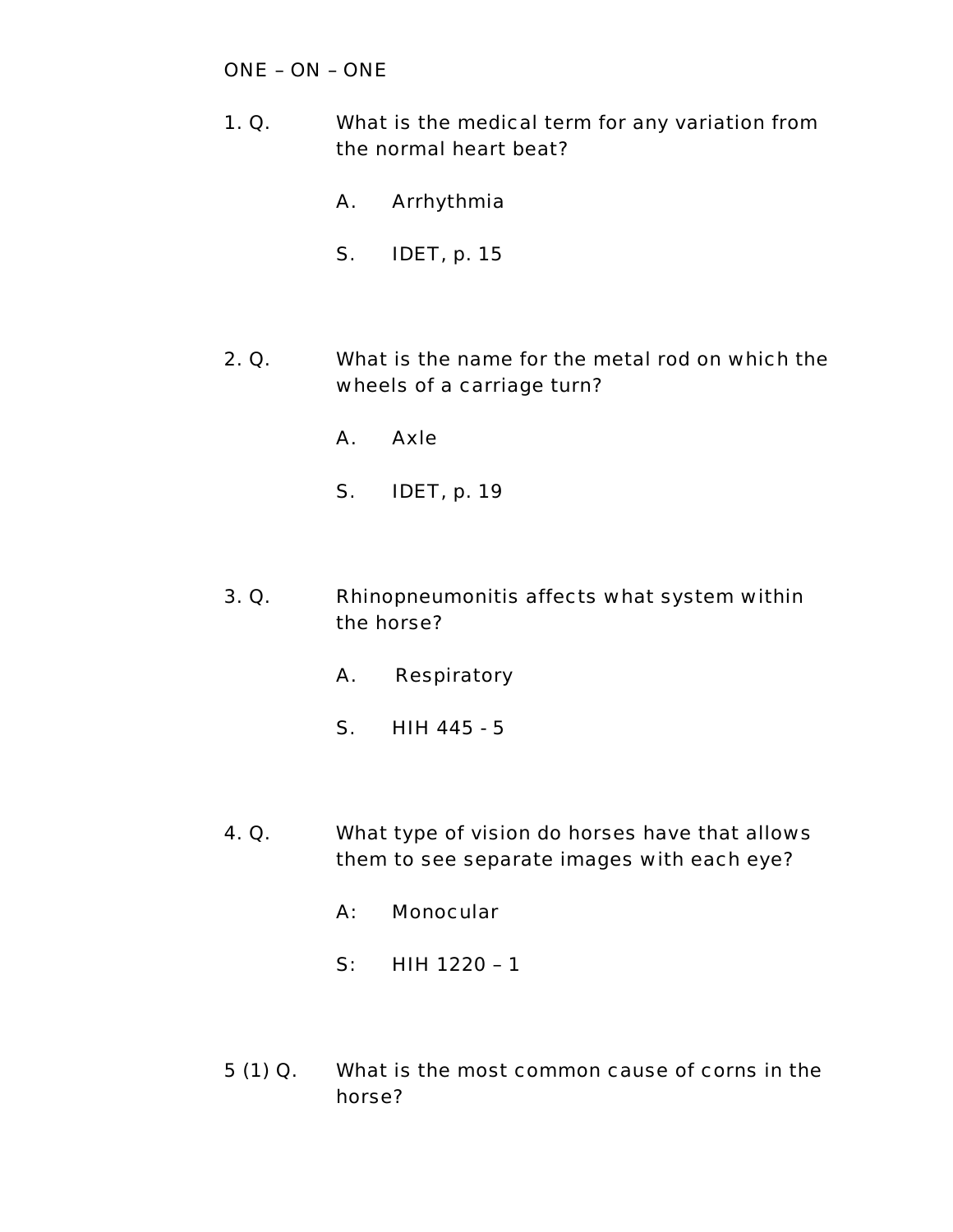ONE – ON – ONE

1\. Q. What is the medical term for any variation from the normal heart beat?

A. Arrhythmia

S. IDET, p. 15

2\. Q. What is the name for the metal rod on which the wheels of a carriage turn?

A. Axle

S. IDET, p. 19

3\. Q. Rhinopneumonitis affects what system within the horse?

A. Respiratory

S. HIH 445 - 5

4\. Q. What type of vision do horses have that allows them to see separate images with each eye?

A: Monocular

S: HIH 1220 – 1

5 (1) Q. What is the most common cause of corns in the horse?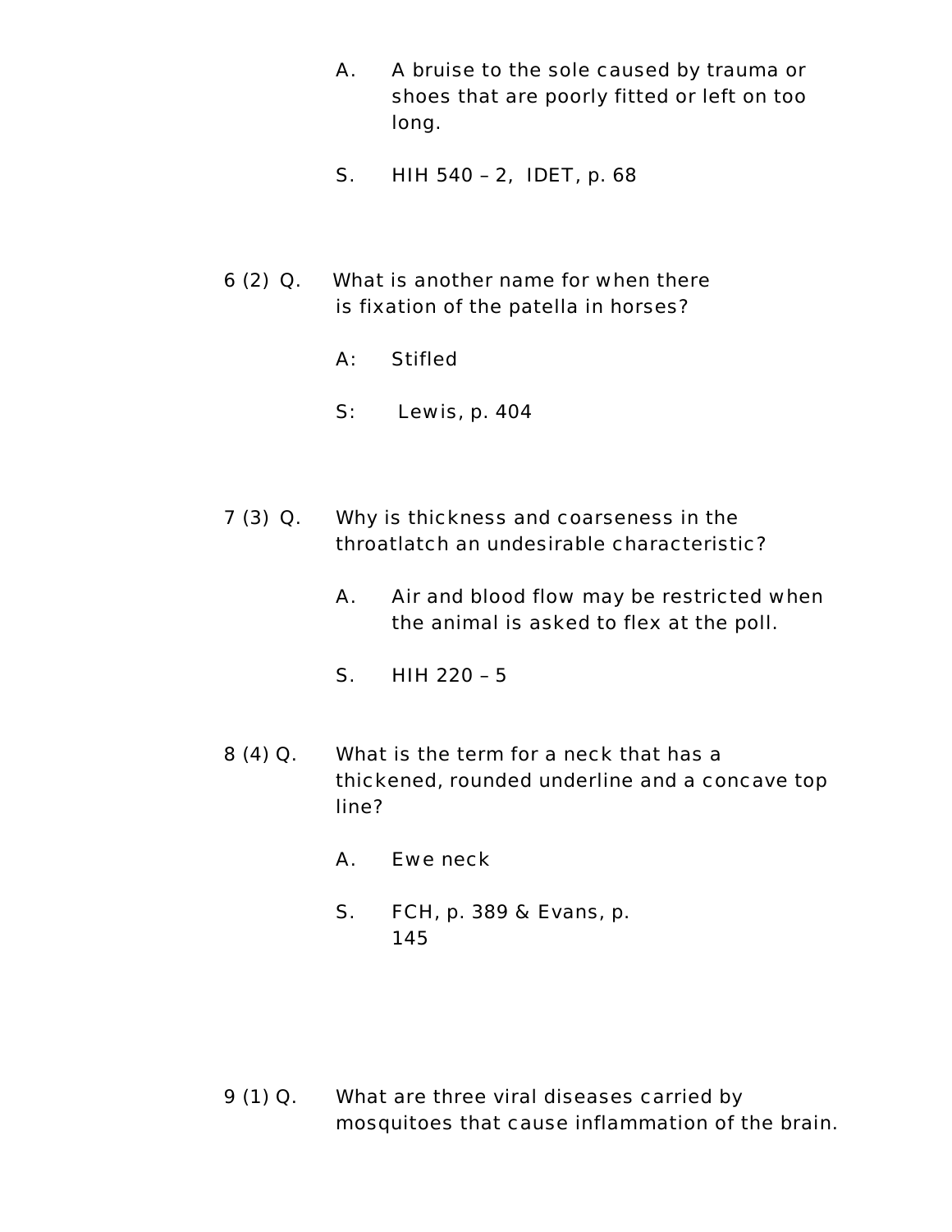A. A bruise to the sole caused by trauma or shoes that are poorly fitted or left on too long.

S. HIH 540 – 2, IDET, p. 68

6 (2) Q. What is another name for when there is fixation of the patella in horses?

A: Stifled

S: Lewis, p. 404

7 (3) Q. Why is thickness and coarseness in the throatlatch an undesirable characteristic?

A. Air and blood flow may be restricted when the animal is asked to flex at the poll.

S. HIH 220 – 5

8 (4) Q. What is the term for a neck that has a thickened, rounded underline and a concave top line?

A. Ewe neck

S. FCH, p. 389 & Evans, p. 145

9 (1) Q. What are three viral diseases carried by mosquitoes that cause inflammation of the brain.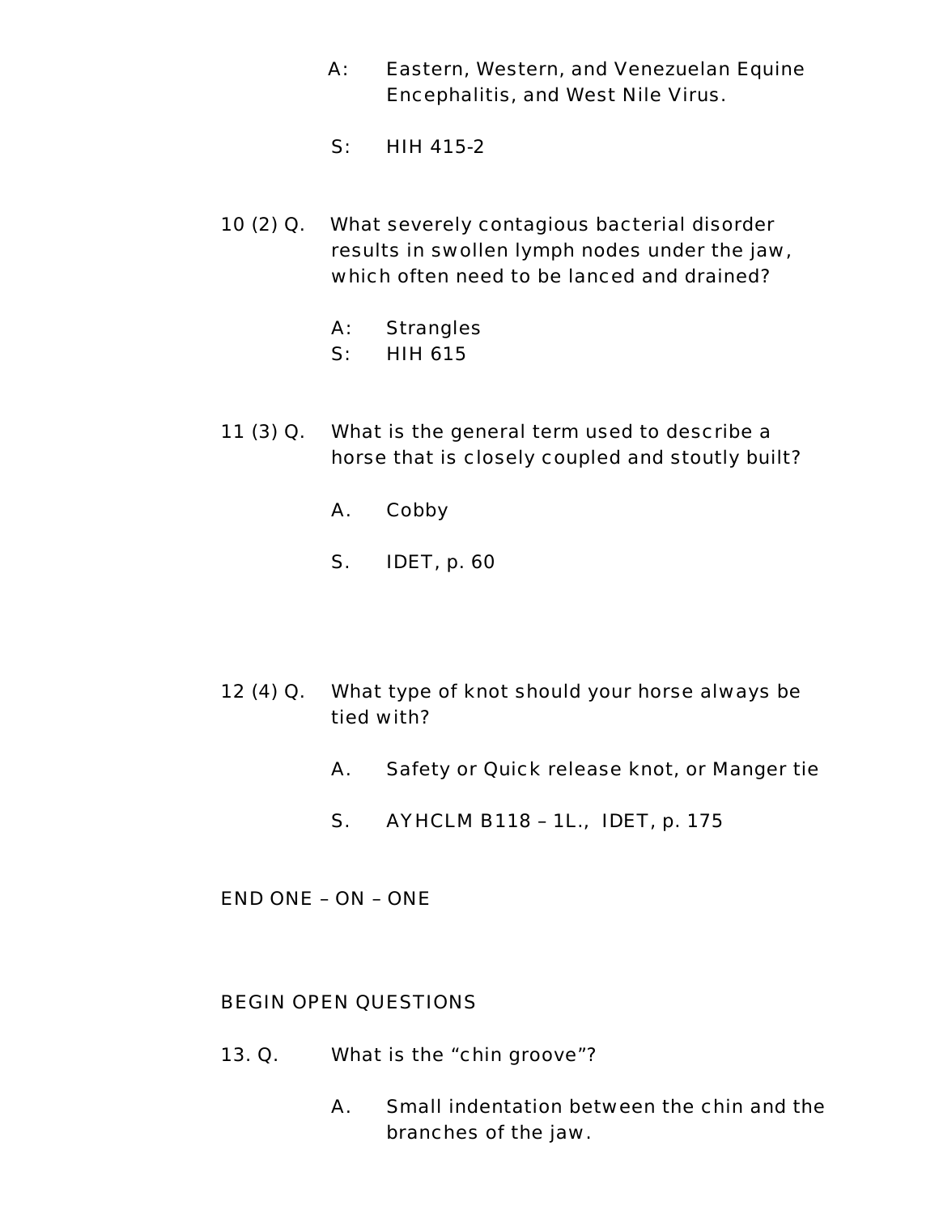A: Eastern, Western, and Venezuelan Equine Encephalitis, and West Nile Virus.

S: HIH 415-2

10 (2) Q. What severely contagious bacterial disorder results in swollen lymph nodes under the jaw, which often need to be lanced and drained?

A: Strangles
S: HIH 615

11 (3) Q. What is the general term used to describe a horse that is closely coupled and stoutly built?

A. Cobby

S. IDET, p. 60

12 (4) Q. What type of knot should your horse always be tied with?

A. Safety or Quick release knot, or Manger tie

S. AYHCLM B118 – 1L., IDET, p. 175

END ONE – ON – ONE

BEGIN OPEN QUESTIONS

13. Q. What is the “chin groove”?

A. Small indentation between the chin and the branches of the jaw.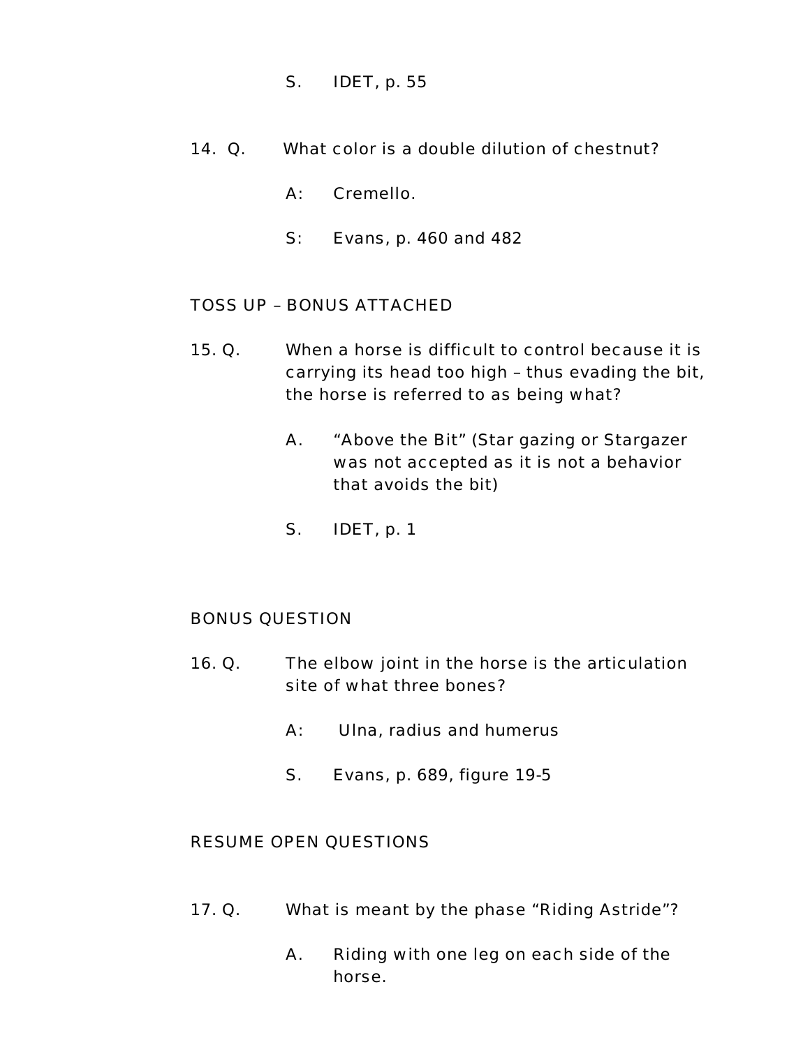S. IDET, p. 55

14. Q. What color is a double dilution of chestnut?

A: Cremello.

S: Evans, p. 460 and 482

TOSS UP – BONUS ATTACHED

15. Q. When a horse is difficult to control because it is carrying its head too high – thus evading the bit, the horse is referred to as being what?

A. "Above the Bit" (Star gazing or Stargazer was not accepted as it is not a behavior that avoids the bit)

S. IDET, p. 1

BONUS QUESTION

16. Q. The elbow joint in the horse is the articulation site of what three bones?

A: Ulna, radius and humerus

S. Evans, p. 689, figure 19-5

RESUME OPEN QUESTIONS

17. Q. What is meant by the phase "Riding Astride"?

A. Riding with one leg on each side of the horse.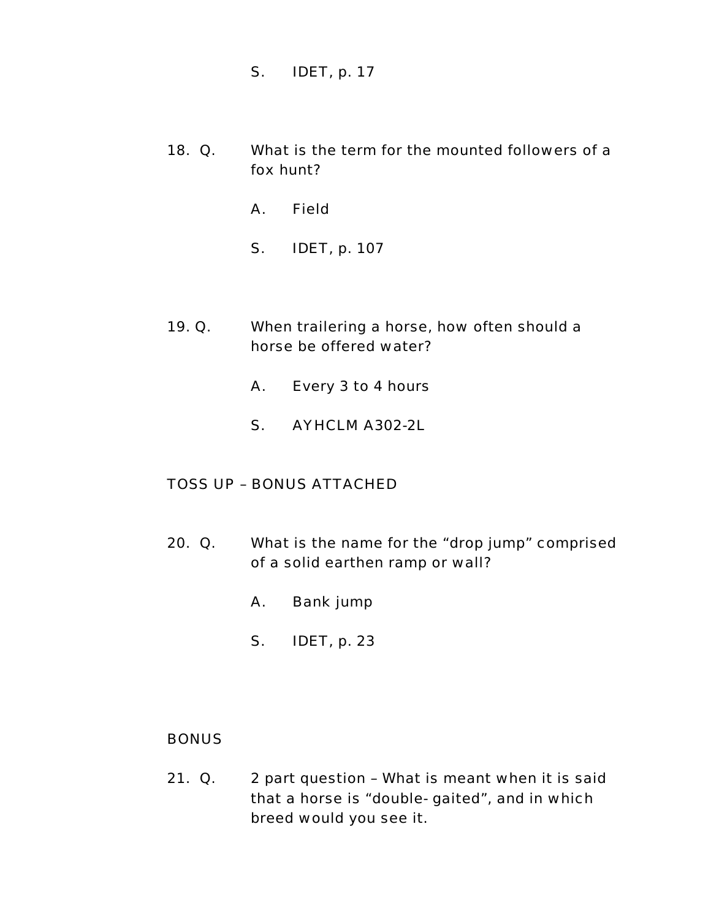S. IDET, p. 17

18. Q. What is the term for the mounted followers of a fox hunt?

    A. Field

    S. IDET, p. 107

19. Q. When trailering a horse, how often should a horse be offered water?

    A. Every 3 to 4 hours

    S. AYHCLM A302-2L

TOSS UP – BONUS ATTACHED

20. Q. What is the name for the "drop jump" comprised of a solid earthen ramp or wall?

    A. Bank jump

    S. IDET, p. 23

BONUS

21. Q. 2 part question – What is meant when it is said that a horse is "double- gaited", and in which breed would you see it.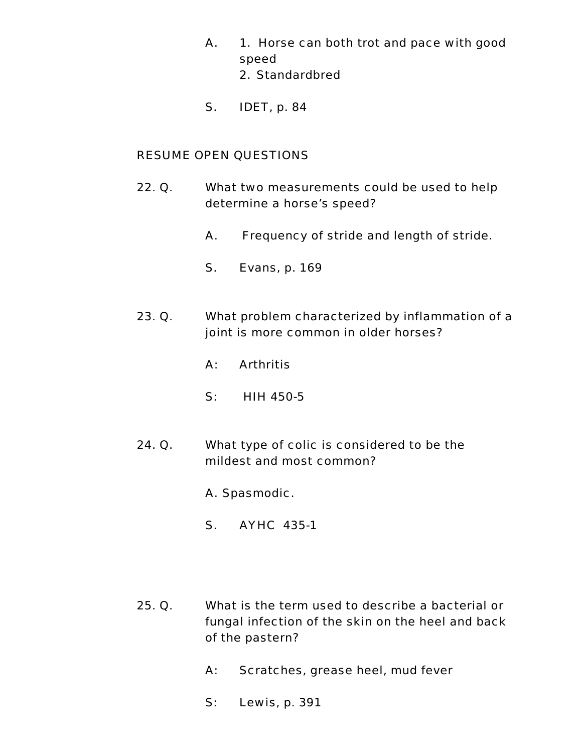A. 1. Horse can both trot and pace with good speed
   2. Standardbred

S. IDET, p. 84

RESUME OPEN QUESTIONS

22. Q. What two measurements could be used to help determine a horse's speed?

A. Frequency of stride and length of stride.

S. Evans, p. 169

23. Q. What problem characterized by inflammation of a joint is more common in older horses?

A: Arthritis

S: HIH 450-5

24. Q. What type of colic is considered to be the mildest and most common?

A. Spasmodic.

S. AYHC 435-1

25. Q. What is the term used to describe a bacterial or fungal infection of the skin on the heel and back of the pastern?

A: Scratches, grease heel, mud fever

S: Lewis, p. 391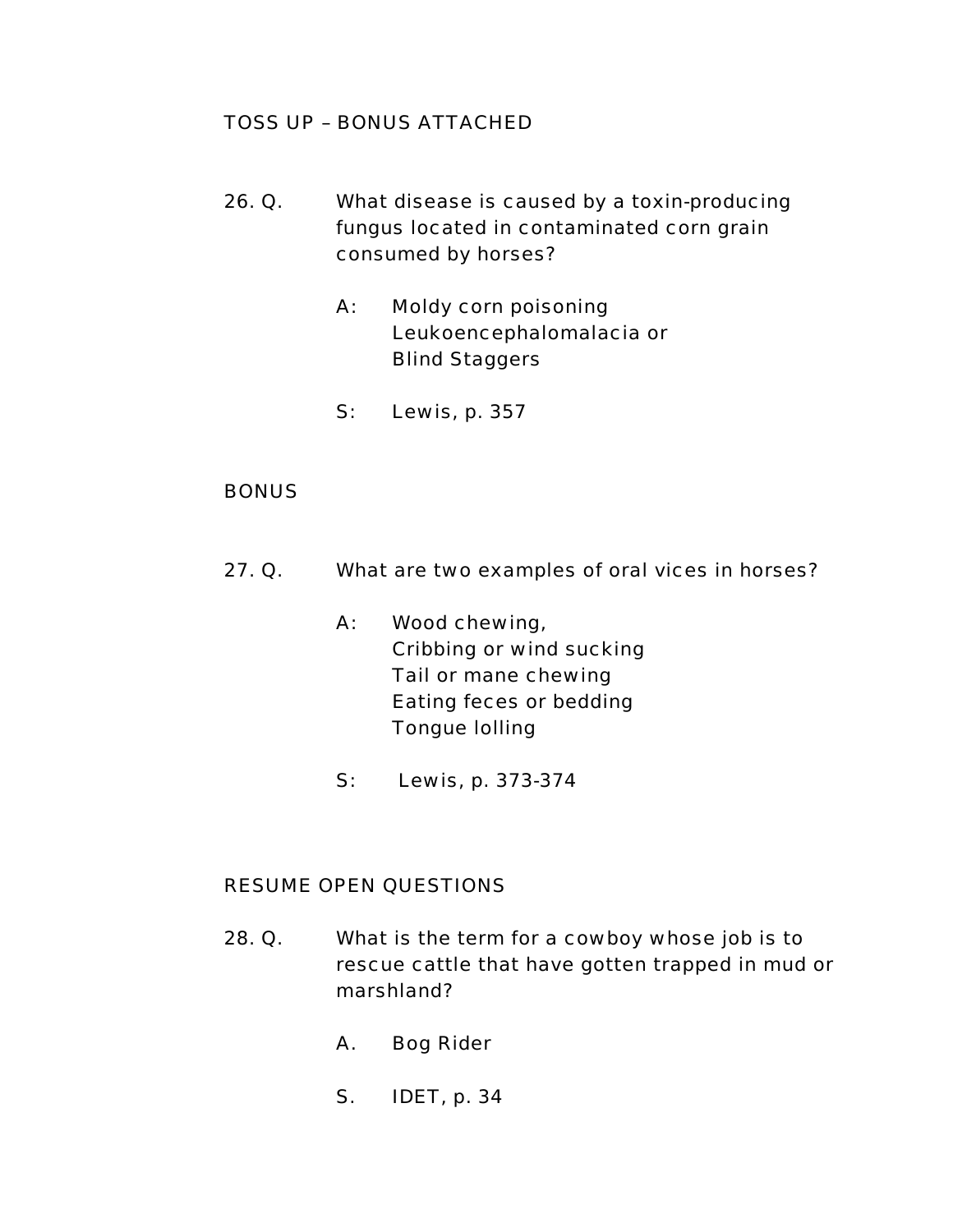TOSS UP – BONUS ATTACHED

26. Q. What disease is caused by a toxin-producing fungus located in contaminated corn grain consumed by horses?

    A: Moldy corn poisoning
    Leukoencephalomalacia or
    Blind Staggers

    S: Lewis, p. 357

BONUS

27. Q. What are two examples of oral vices in horses?

    A: Wood chewing,
    Cribbing or wind sucking
    Tail or mane chewing
    Eating feces or bedding
    Tongue lolling

    S: Lewis, p. 373-374

RESUME OPEN QUESTIONS

28. Q. What is the term for a cowboy whose job is to rescue cattle that have gotten trapped in mud or marshland?

    A. Bog Rider

    S. IDET, p. 34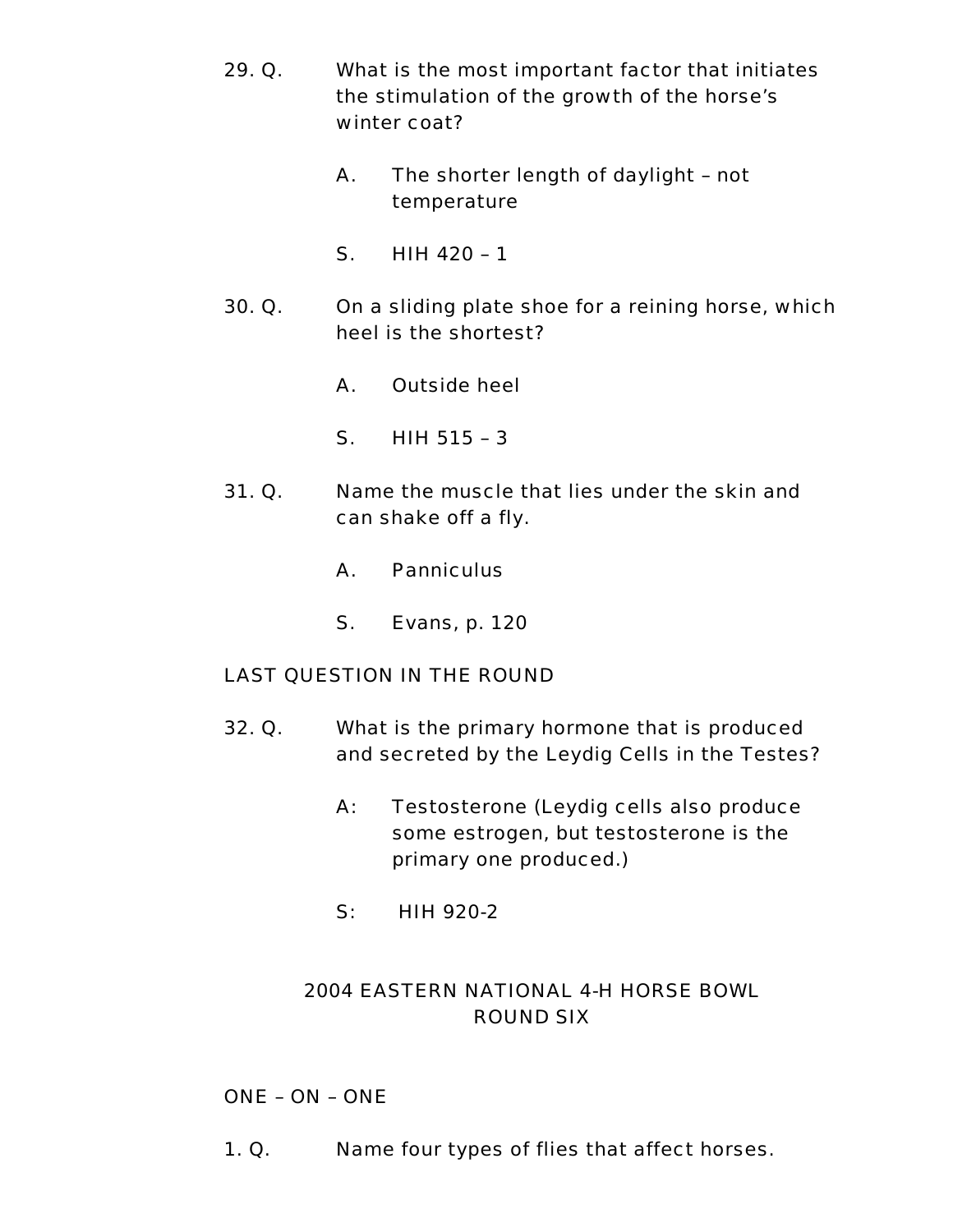29. Q. What is the most important factor that initiates the stimulation of the growth of the horse's winter coat?

    A. The shorter length of daylight – not temperature

    S. HIH 420 – 1

30. Q. On a sliding plate shoe for a reining horse, which heel is the shortest?

    A. Outside heel

    S. HIH 515 – 3

31. Q. Name the muscle that lies under the skin and can shake off a fly.

    A. Panniculus

    S. Evans, p. 120

LAST QUESTION IN THE ROUND

32. Q. What is the primary hormone that is produced and secreted by the Leydig Cells in the Testes?

    A: Testosterone (Leydig cells also produce some estrogen, but testosterone is the primary one produced.)

    S: HIH 920-2

## 2004 EASTERN NATIONAL 4-H HORSE BOWL
## ROUND SIX

ONE – ON – ONE

1. Q. Name four types of flies that affect horses.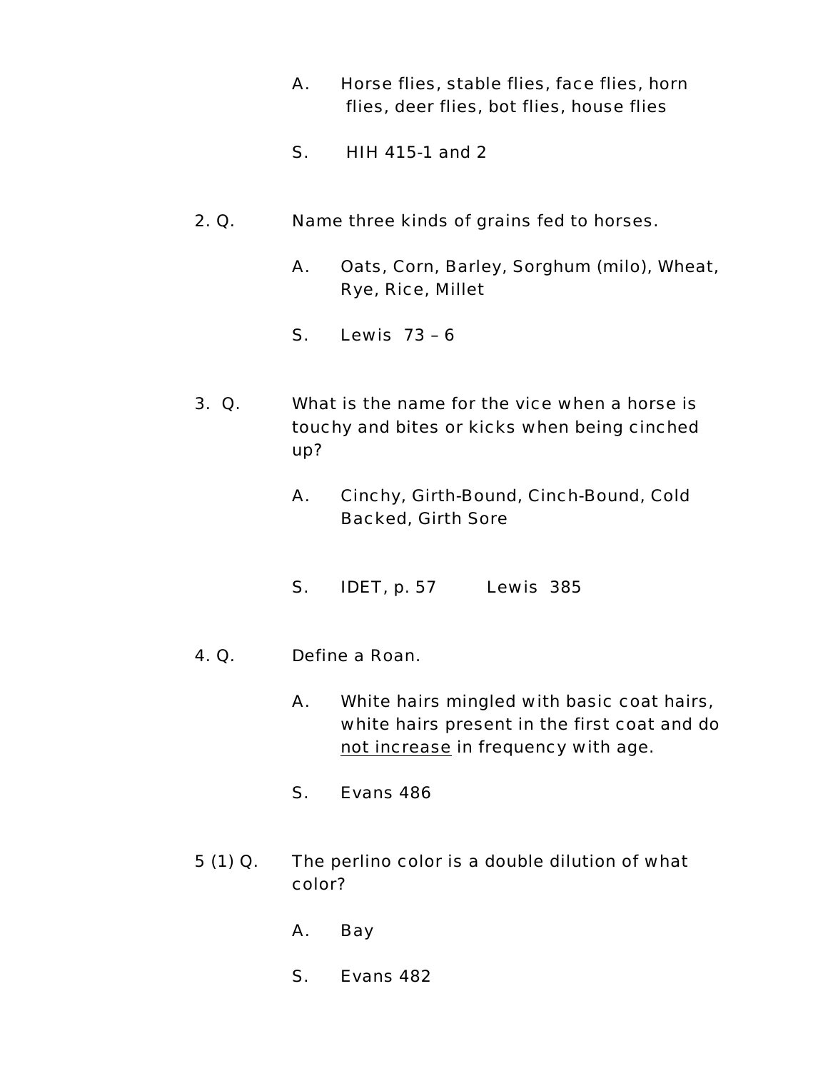A. Horse flies, stable flies, face flies, horn flies, deer flies, bot flies, house flies

S. HIH 415-1 and 2

2. Q. Name three kinds of grains fed to horses.

A. Oats, Corn, Barley, Sorghum (milo), Wheat, Rye, Rice, Millet

S. Lewis 73 – 6

3. Q. What is the name for the vice when a horse is touchy and bites or kicks when being cinched up?

A. Cinchy, Girth-Bound, Cinch-Bound, Cold Backed, Girth Sore

S. IDET, p. 57 Lewis 385

4. Q. Define a Roan.

A. White hairs mingled with basic coat hairs, white hairs present in the first coat and do <u>not increase</u> in frequency with age.

S. Evans 486

5 (1) Q. The perlino color is a double dilution of what color?

A. Bay

S. Evans 482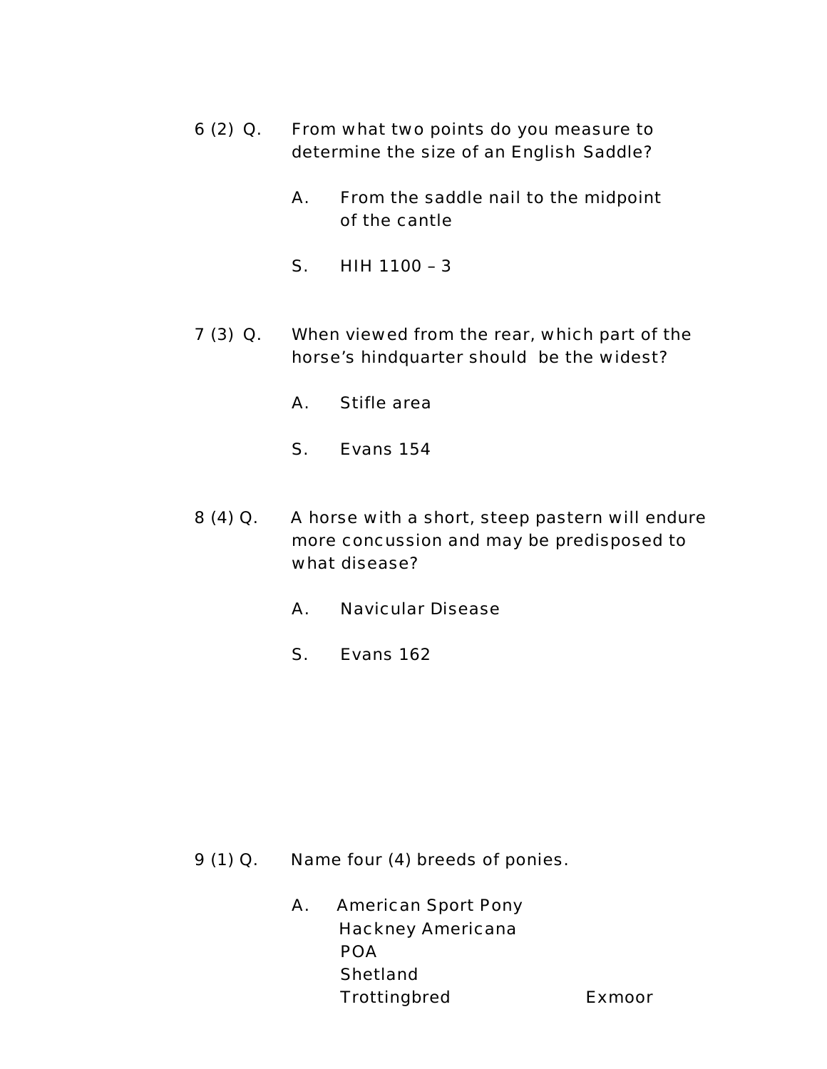6 (2) Q. From what two points do you measure to determine the size of an English Saddle?

A. From the saddle nail to the midpoint of the cantle

S. HIH 1100 – 3

7 (3) Q. When viewed from the rear, which part of the horse's hindquarter should be the widest?

A. Stifle area

S. Evans 154

8 (4) Q. A horse with a short, steep pastern will endure more concussion and may be predisposed to what disease?

A. Navicular Disease

S. Evans 162

9 (1) Q. Name four (4) breeds of ponies.

A. American Sport Pony
Hackney Americana
POA
Shetland
Trottingbred
Exmoor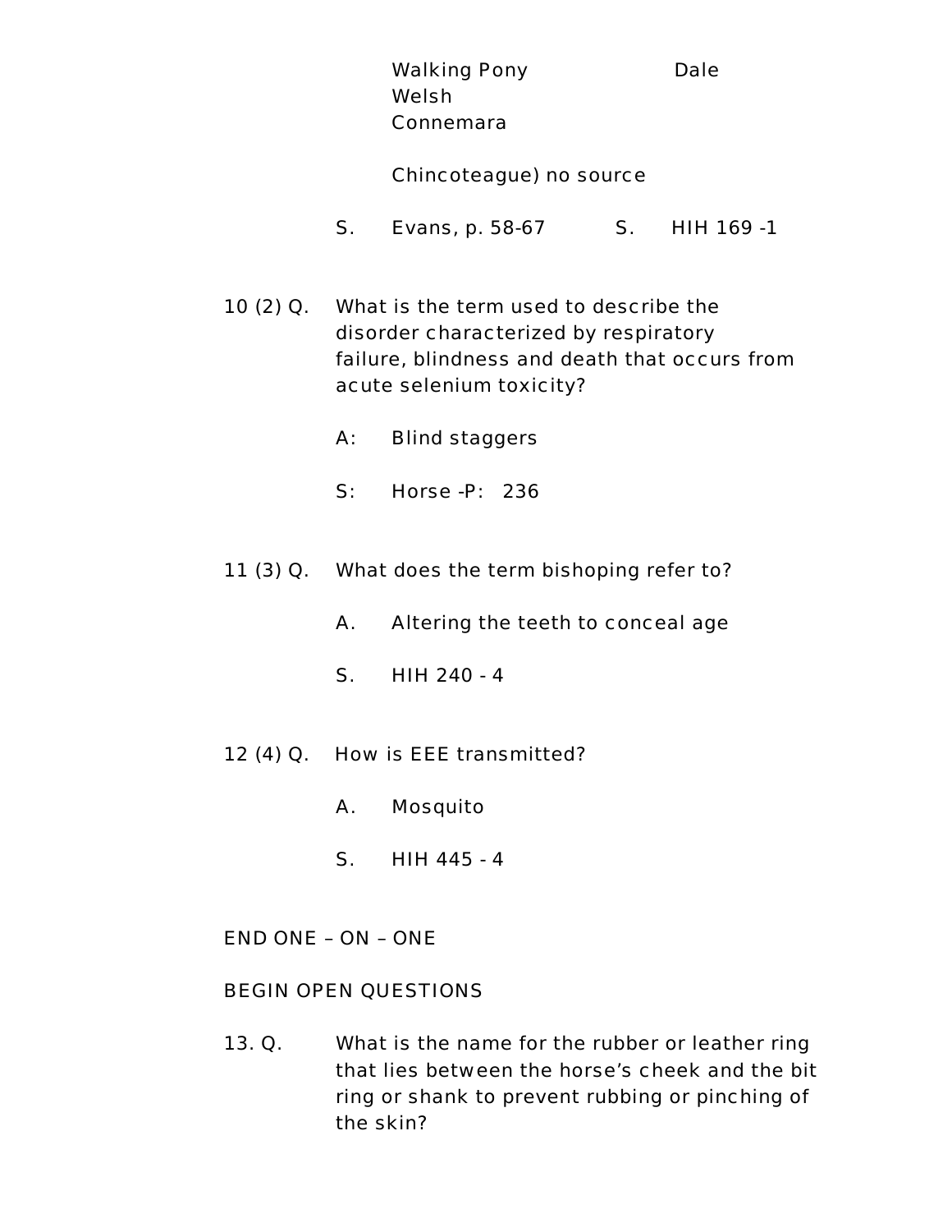Walking Pony                    Dale
Welsh
Connemara

Chincoteague) no source

S. Evans, p. 58-67        S. HIH 169 -1

10 (2) Q. What is the term used to describe the disorder characterized by respiratory failure, blindness and death that occurs from acute selenium toxicity?

A: Blind staggers

S: Horse -P: 236

11 (3) Q. What does the term bishoping refer to?

A. Altering the teeth to conceal age

S. HIH 240 - 4

12 (4) Q. How is EEE transmitted?

A. Mosquito

S. HIH 445 - 4

END ONE – ON – ONE

BEGIN OPEN QUESTIONS

13. Q. What is the name for the rubber or leather ring that lies between the horse's cheek and the bit ring or shank to prevent rubbing or pinching of the skin?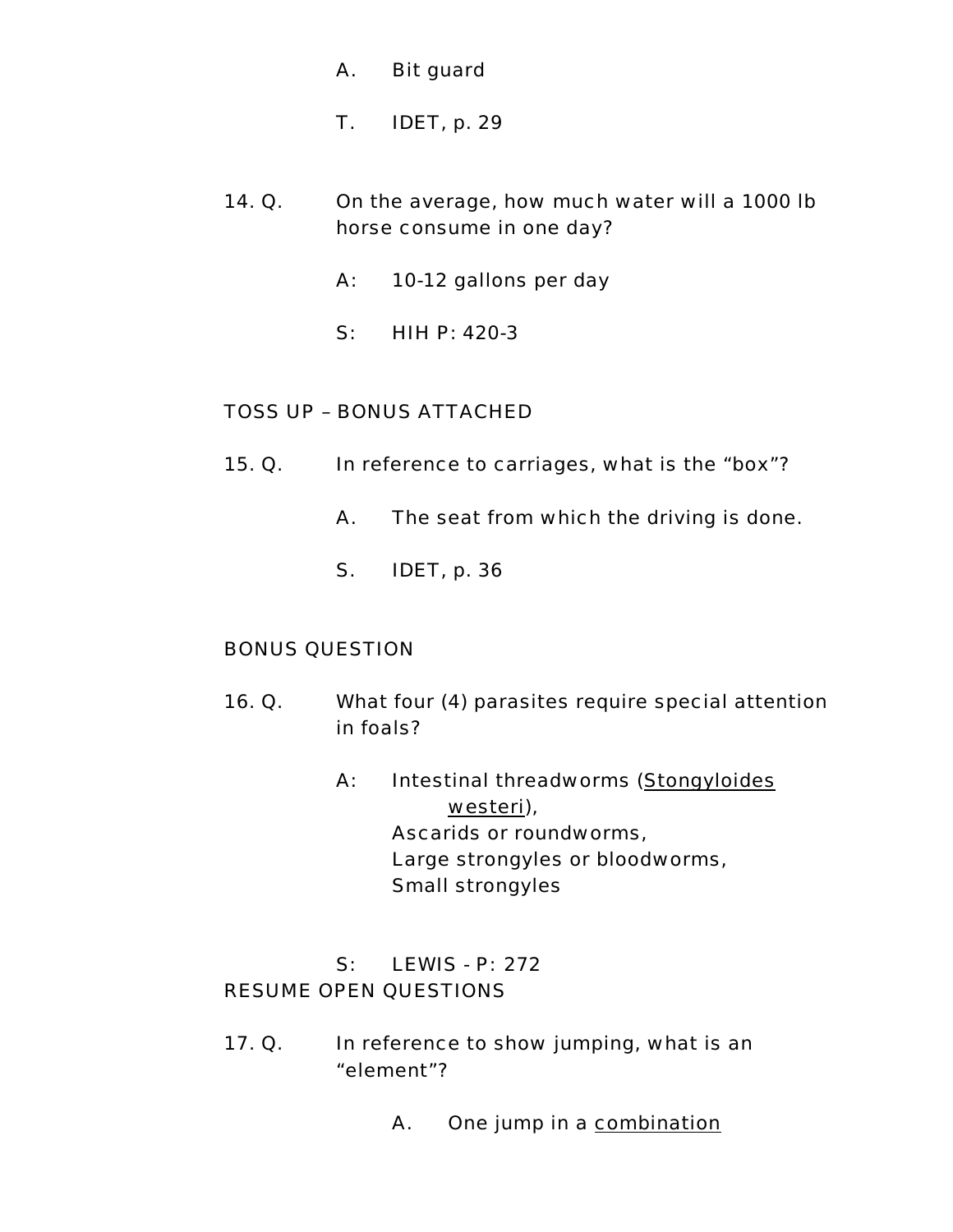A. Bit guard

T. IDET, p. 29

14. Q. On the average, how much water will a 1000 lb horse consume in one day?

A: 10-12 gallons per day

S: HIH P: 420-3

TOSS UP – BONUS ATTACHED

15. Q. In reference to carriages, what is the “box”?

A. The seat from which the driving is done.

S. IDET, p. 36

BONUS QUESTION

16. Q. What four (4) parasites require special attention in foals?

A: Intestinal threadworms (Stongyloides westeri),
Ascarids or roundworms,
Large strongyles or bloodworms,
Small strongyles

S: LEWIS - P: 272

RESUME OPEN QUESTIONS

17. Q. In reference to show jumping, what is an “element”?

A. One jump in a combination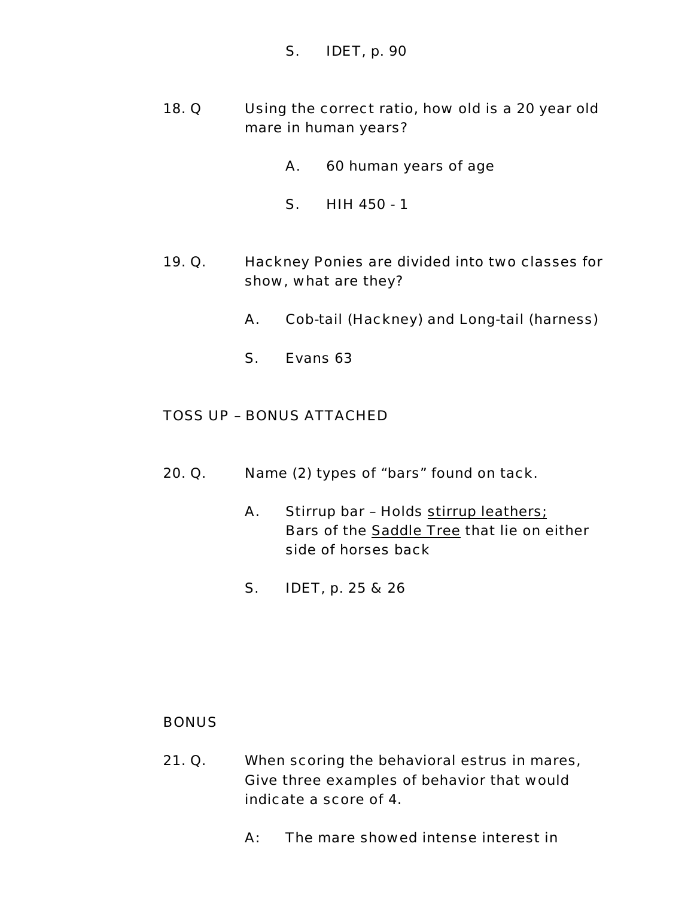S. IDET, p. 90

18. Q Using the correct ratio, how old is a 20 year old mare in human years?

A. 60 human years of age

S. HIH 450 - 1

19. Q. Hackney Ponies are divided into two classes for show, what are they?

A. Cob-tail (Hackney) and Long-tail (harness)

S. Evans 63

TOSS UP – BONUS ATTACHED

20. Q. Name (2) types of "bars" found on tack.

A. Stirrup bar – Holds <u>stirrup leathers;</u> Bars of the <u>Saddle Tree</u> that lie on either side of horses back

S. IDET, p. 25 & 26

BONUS

21. Q. When scoring the behavioral estrus in mares, Give three examples of behavior that would indicate a score of 4.

A: The mare showed intense interest in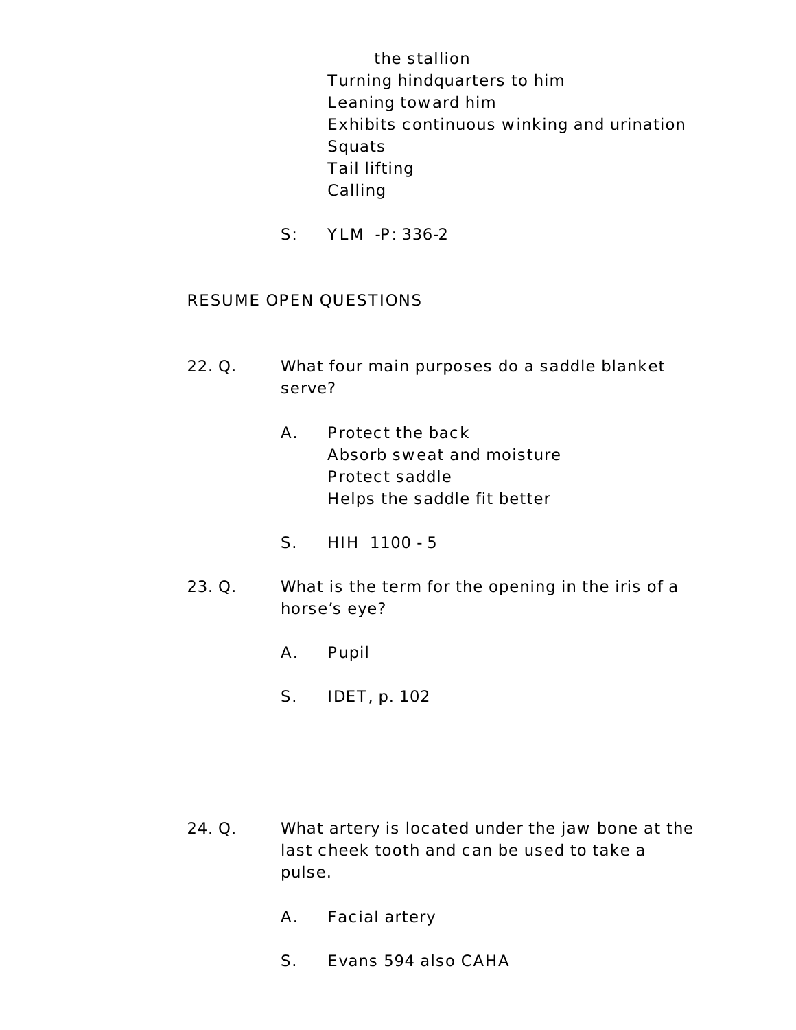the stallion
Turning hindquarters to him
Leaning toward him
Exhibits continuous winking and urination
Squats
Tail lifting
Calling

S: YLM -P: 336-2

RESUME OPEN QUESTIONS

22. Q. What four main purposes do a saddle blanket serve?

    A. Protect the back
    Absorb sweat and moisture
    Protect saddle
    Helps the saddle fit better

    S. HIH 1100 - 5

23. Q. What is the term for the opening in the iris of a horse’s eye?

    A. Pupil

    S. IDET, p. 102

24. Q. What artery is located under the jaw bone at the last cheek tooth and can be used to take a pulse.

    A. Facial artery

    S. Evans 594 also CAHA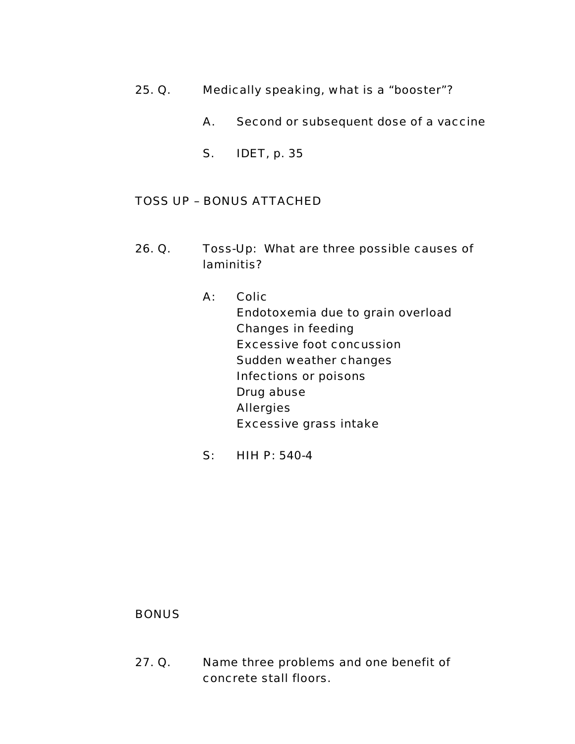25. Q. Medically speaking, what is a “booster”?

A. Second or subsequent dose of a vaccine

S. IDET, p. 35

TOSS UP – BONUS ATTACHED

26. Q. Toss-Up: What are three possible causes of laminitis?

A: Colic
Endotoxemia due to grain overload
Changes in feeding
Excessive foot concussion
Sudden weather changes
Infections or poisons
Drug abuse
Allergies
Excessive grass intake

S: HIH P: 540-4

BONUS

27. Q. Name three problems and one benefit of concrete stall floors.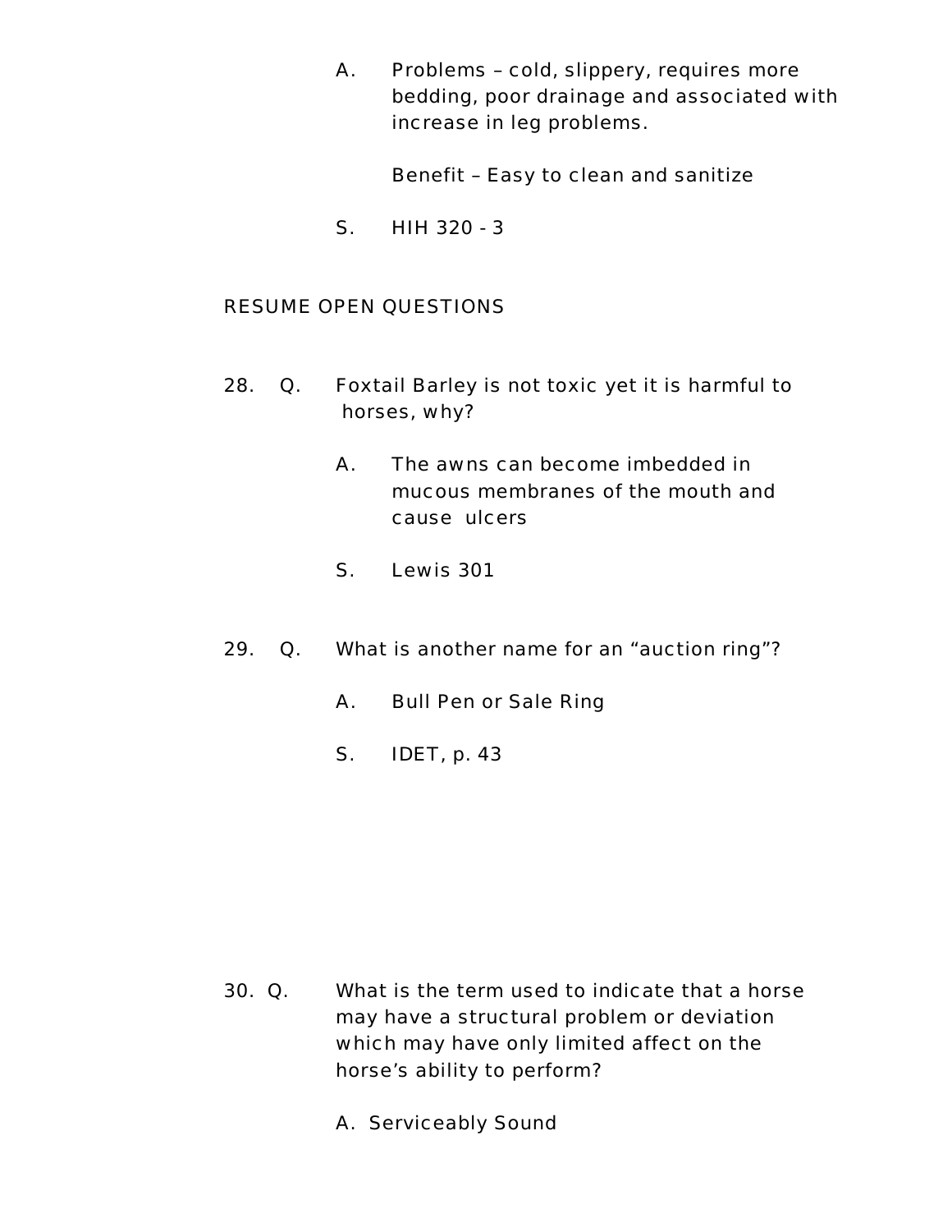A. Problems – cold, slippery, requires more bedding, poor drainage and associated with increase in leg problems.

Benefit – Easy to clean and sanitize

S. HIH 320 - 3

RESUME OPEN QUESTIONS

28. Q. Foxtail Barley is not toxic yet it is harmful to horses, why?

A. The awns can become imbedded in mucous membranes of the mouth and cause ulcers

S. Lewis 301

29. Q. What is another name for an “auction ring”?

A. Bull Pen or Sale Ring

S. IDET, p. 43

30. Q. What is the term used to indicate that a horse may have a structural problem or deviation which may have only limited affect on the horse’s ability to perform?

A. Serviceably Sound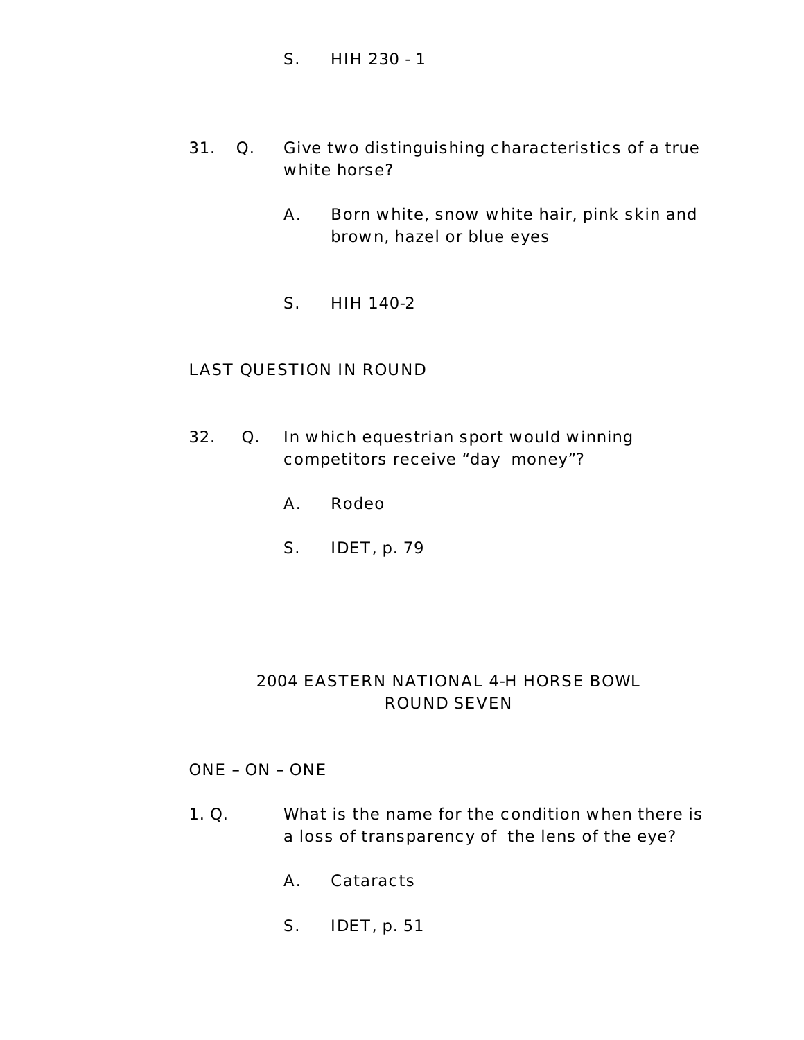S. HIH 230 - 1

31. Q. Give two distinguishing characteristics of a true white horse?

    A. Born white, snow white hair, pink skin and brown, hazel or blue eyes

    S. HIH 140-2

LAST QUESTION IN ROUND

32. Q. In which equestrian sport would winning competitors receive “day money”?

    A. Rodeo

    S. IDET, p. 79

## 2004 EASTERN NATIONAL 4-H HORSE BOWL
## ROUND SEVEN

ONE – ON – ONE

1. Q. What is the name for the condition when there is a loss of transparency of the lens of the eye?

    A. Cataracts

    S. IDET, p. 51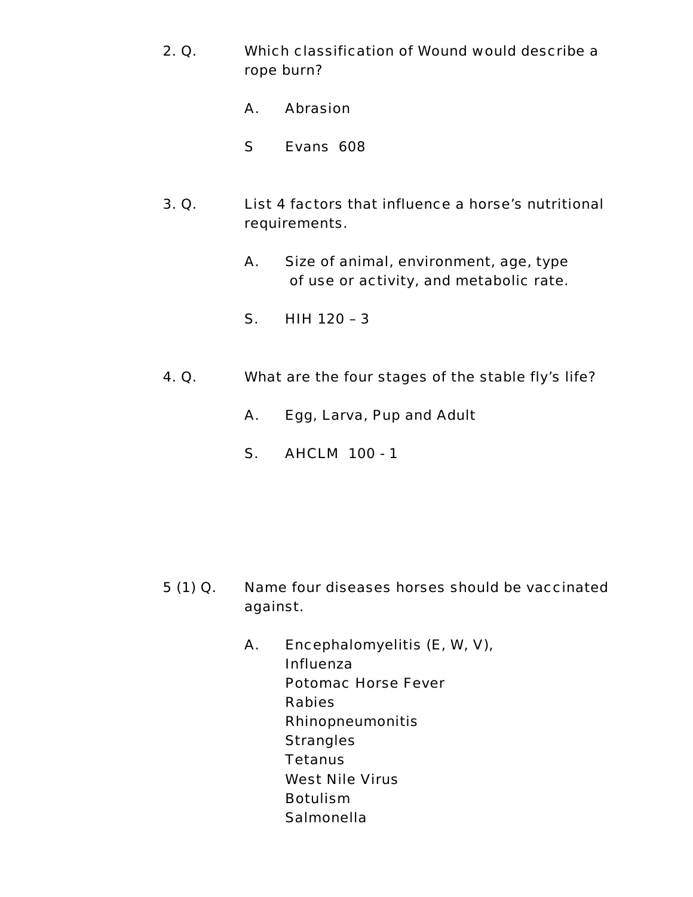2. Q. Which classification of Wound would describe a rope burn?

A. Abrasion

S Evans 608

3. Q. List 4 factors that influence a horse's nutritional requirements.

A. Size of animal, environment, age, type of use or activity, and metabolic rate.

S. HIH 120 – 3

4. Q. What are the four stages of the stable fly's life?

A. Egg, Larva, Pup and Adult

S. AHCLM 100 - 1

5 (1) Q. Name four diseases horses should be vaccinated against.

A. Encephalomyelitis (E, W, V),
Influenza
Potomac Horse Fever
Rabies
Rhinopneumonitis
Strangles
Tetanus
West Nile Virus
Botulism
Salmonella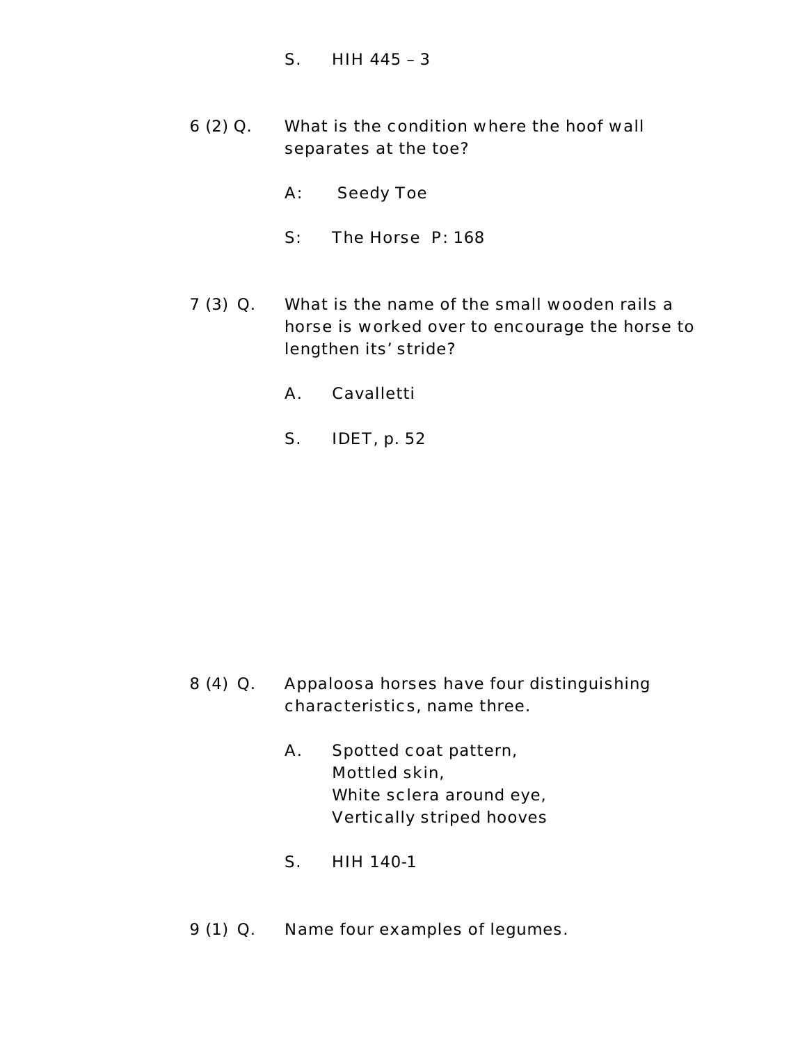S. HIH 445 – 3

6 (2) Q. What is the condition where the hoof wall separates at the toe?

A: Seedy Toe

S: The Horse P: 168

7 (3) Q. What is the name of the small wooden rails a horse is worked over to encourage the horse to lengthen its' stride?

A. Cavalletti

S. IDET, p. 52

8 (4) Q. Appaloosa horses have four distinguishing characteristics, name three.

A. Spotted coat pattern,
Mottled skin,
White sclera around eye,
Vertically striped hooves

S. HIH 140-1

9 (1) Q. Name four examples of legumes.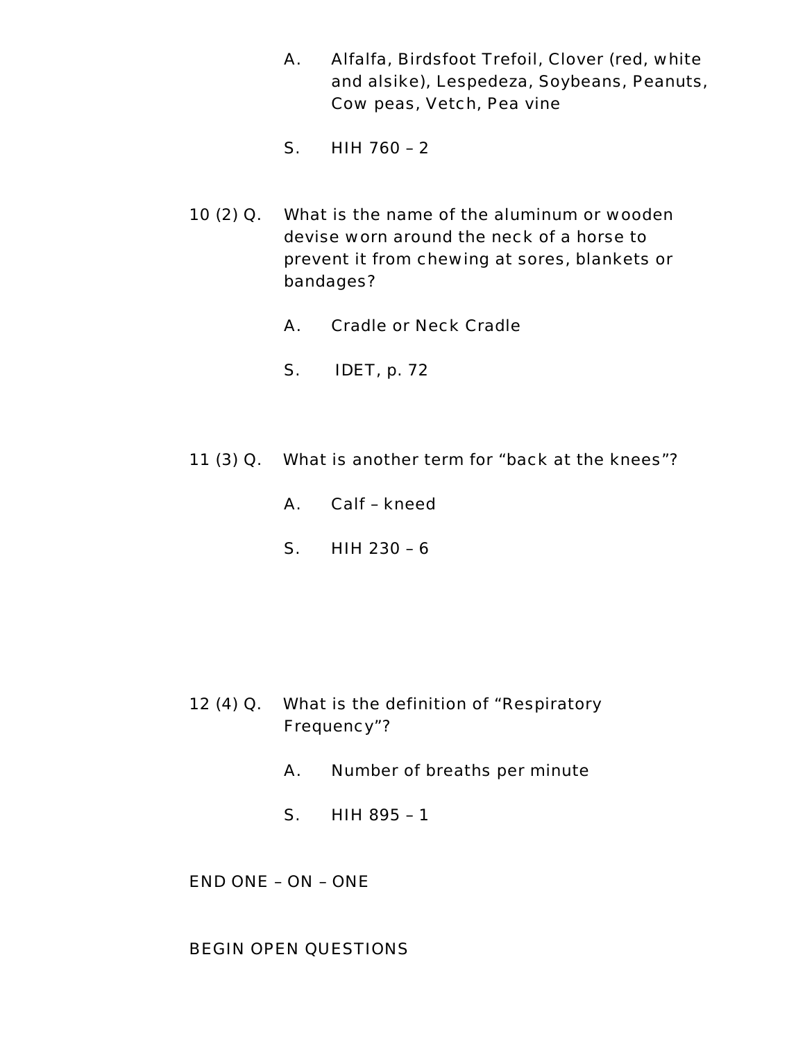A. Alfalfa, Birdsfoot Trefoil, Clover (red, white and alsike), Lespedeza, Soybeans, Peanuts, Cow peas, Vetch, Pea vine

S. HIH 760 – 2

10 (2) Q. What is the name of the aluminum or wooden devise worn around the neck of a horse to prevent it from chewing at sores, blankets or bandages?

A. Cradle or Neck Cradle

S. IDET, p. 72

11 (3) Q. What is another term for “back at the knees”?

A. Calf – kneed

S. HIH 230 – 6

12 (4) Q. What is the definition of “Respiratory Frequency”?

A. Number of breaths per minute

S. HIH 895 – 1

END ONE – ON – ONE

BEGIN OPEN QUESTIONS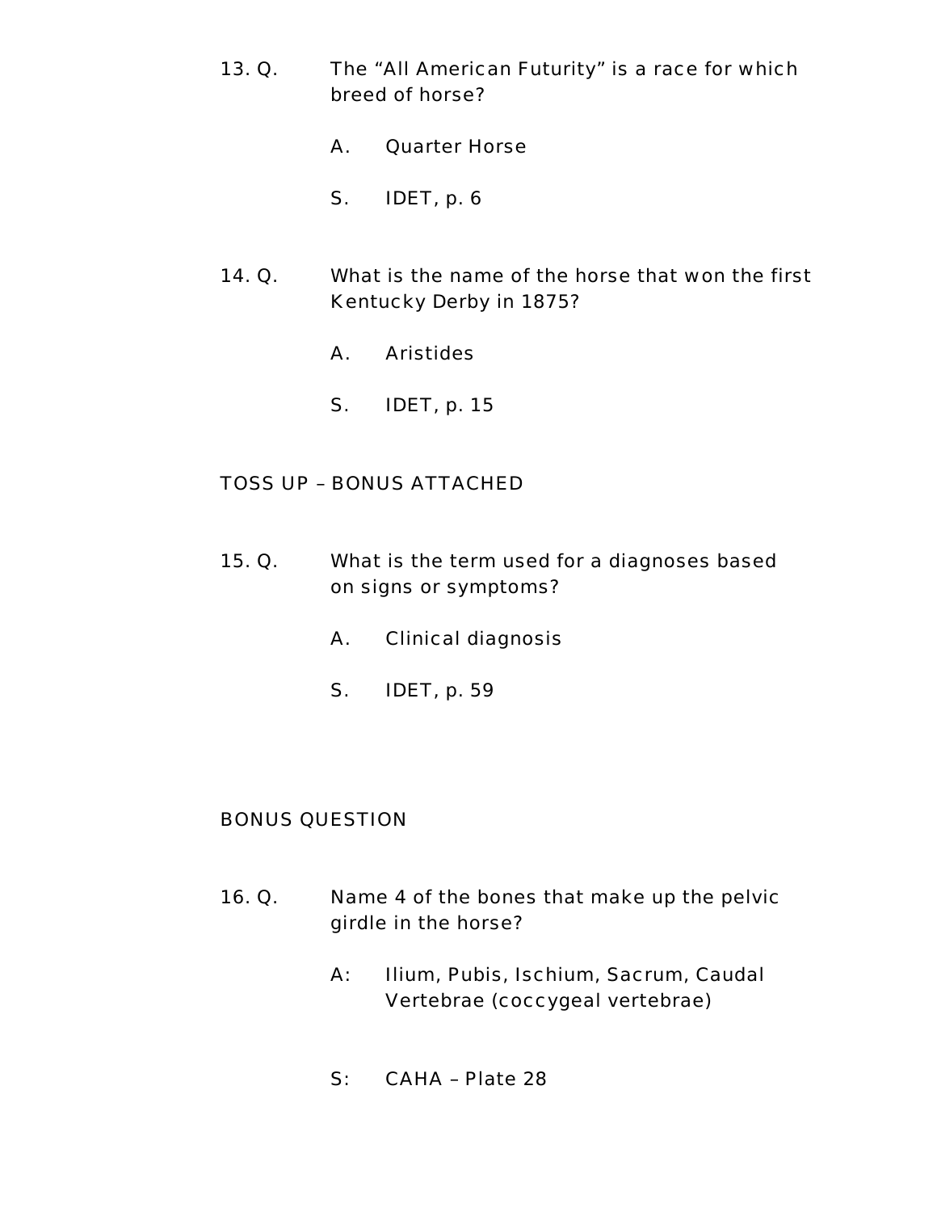13. Q. The "All American Futurity" is a race for which breed of horse?

    A. Quarter Horse

    S. IDET, p. 6

14. Q. What is the name of the horse that won the first Kentucky Derby in 1875?

    A. Aristides

    S. IDET, p. 15

TOSS UP – BONUS ATTACHED

15. Q. What is the term used for a diagnoses based on signs or symptoms?

    A. Clinical diagnosis

    S. IDET, p. 59

BONUS QUESTION

16. Q. Name 4 of the bones that make up the pelvic girdle in the horse?

    A: Ilium, Pubis, Ischium, Sacrum, Caudal Vertebrae (coccygeal vertebrae)

    S: CAHA – Plate 28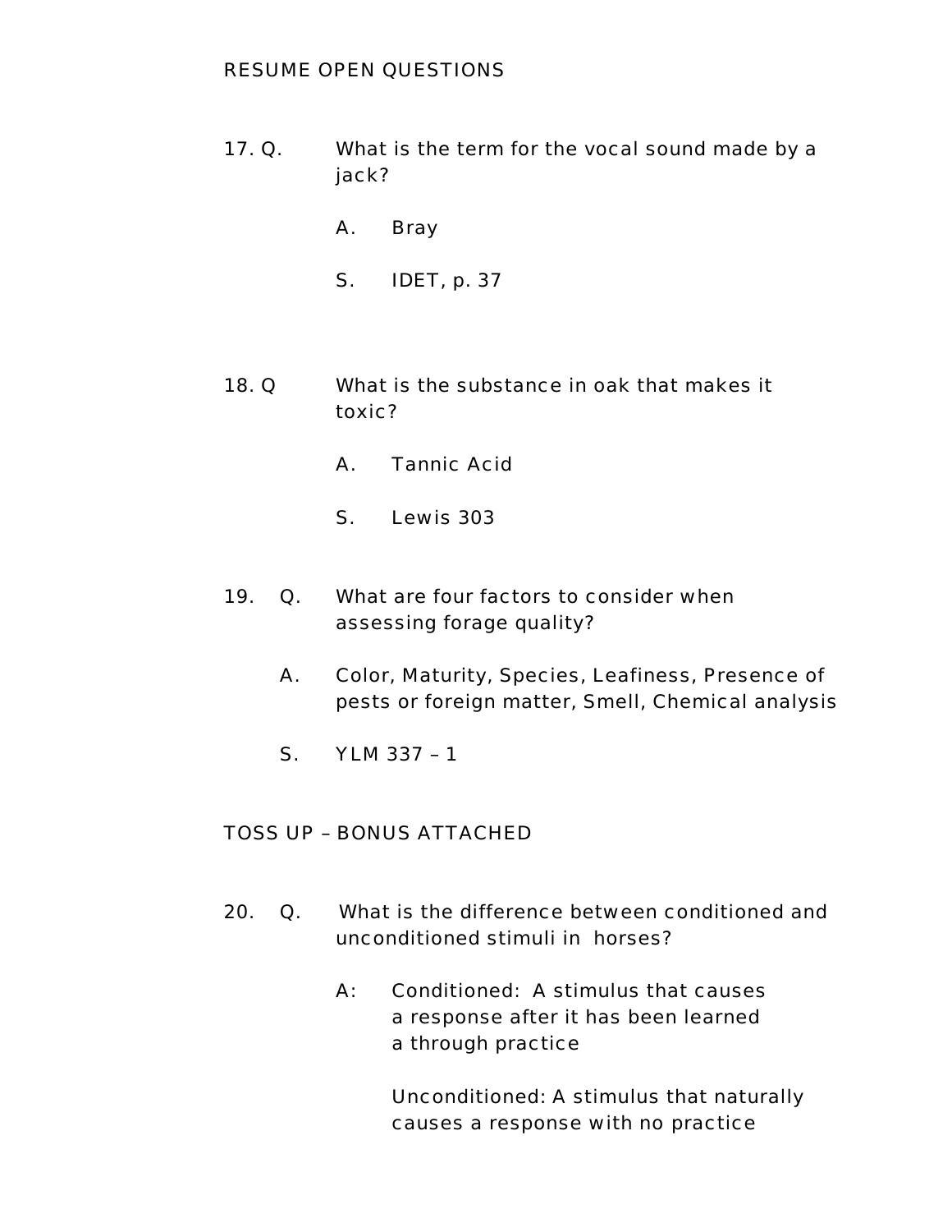RESUME OPEN QUESTIONS

17. Q. What is the term for the vocal sound made by a jack?

A. Bray

S. IDET, p. 37

18. Q What is the substance in oak that makes it toxic?

A. Tannic Acid

S. Lewis 303

19. Q. What are four factors to consider when assessing forage quality?

A. Color, Maturity, Species, Leafiness, Presence of pests or foreign matter, Smell, Chemical analysis

S. YLM 337 – 1

TOSS UP – BONUS ATTACHED

20. Q. What is the difference between conditioned and unconditioned stimuli in horses?

A: Conditioned: A stimulus that causes a response after it has been learned a through practice

Unconditioned: A stimulus that naturally causes a response with no practice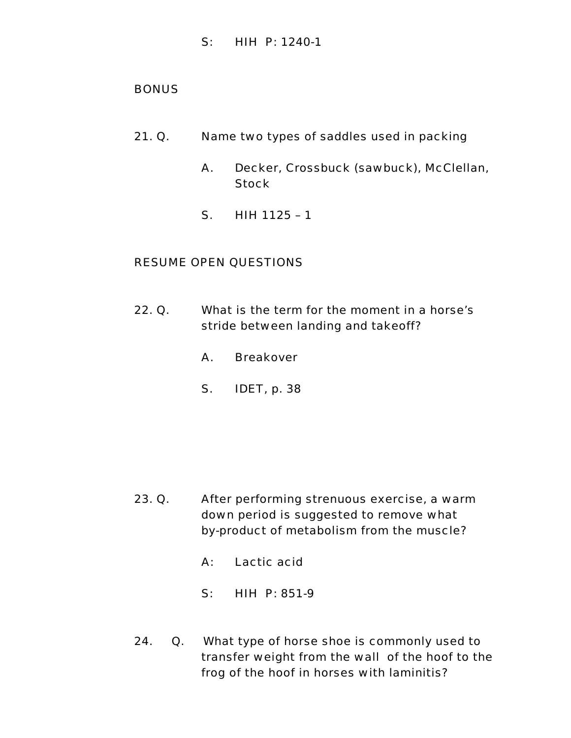S: HIH P: 1240-1

BONUS

21. Q. Name two types of saddles used in packing

    A. Decker, Crossbuck (sawbuck), McClellan, Stock

    S. HIH 1125 – 1

RESUME OPEN QUESTIONS

22. Q. What is the term for the moment in a horse's stride between landing and takeoff?

    A. Breakover

    S. IDET, p. 38

23. Q. After performing strenuous exercise, a warm down period is suggested to remove what by-product of metabolism from the muscle?

    A: Lactic acid

    S: HIH P: 851-9

24. Q. What type of horse shoe is commonly used to transfer weight from the wall of the hoof to the frog of the hoof in horses with laminitis?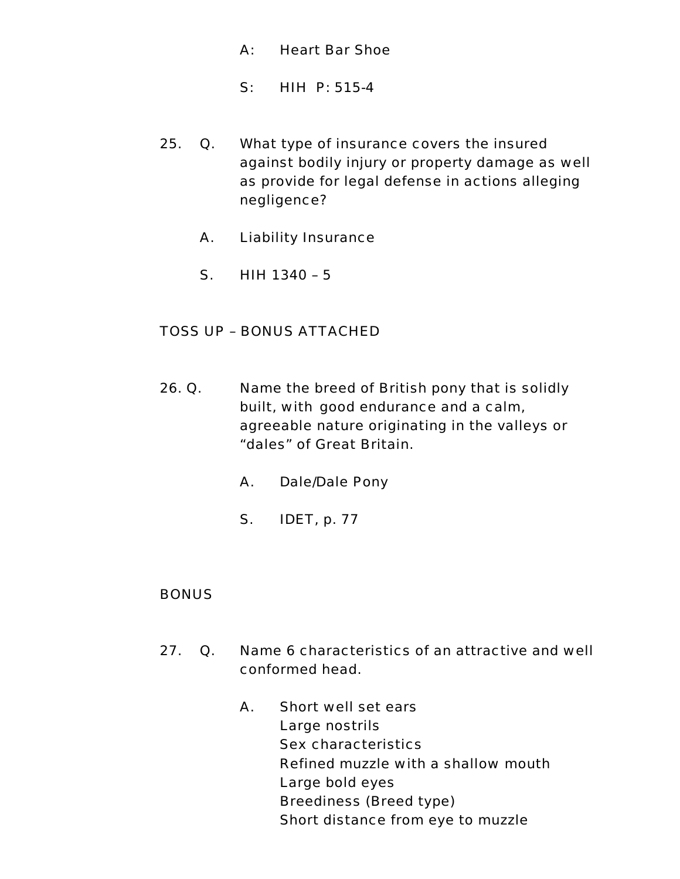A: Heart Bar Shoe

S: HIH P: 515-4

25. Q. What type of insurance covers the insured against bodily injury or property damage as well as provide for legal defense in actions alleging negligence?

A. Liability Insurance

S. HIH 1340 – 5

TOSS UP – BONUS ATTACHED

26. Q. Name the breed of British pony that is solidly built, with good endurance and a calm, agreeable nature originating in the valleys or "dales" of Great Britain.

A. Dale/Dale Pony

S. IDET, p. 77

BONUS

27. Q. Name 6 characteristics of an attractive and well conformed head.

A. Short well set ears
Large nostrils
Sex characteristics
Refined muzzle with a shallow mouth
Large bold eyes
Breediness (Breed type)
Short distance from eye to muzzle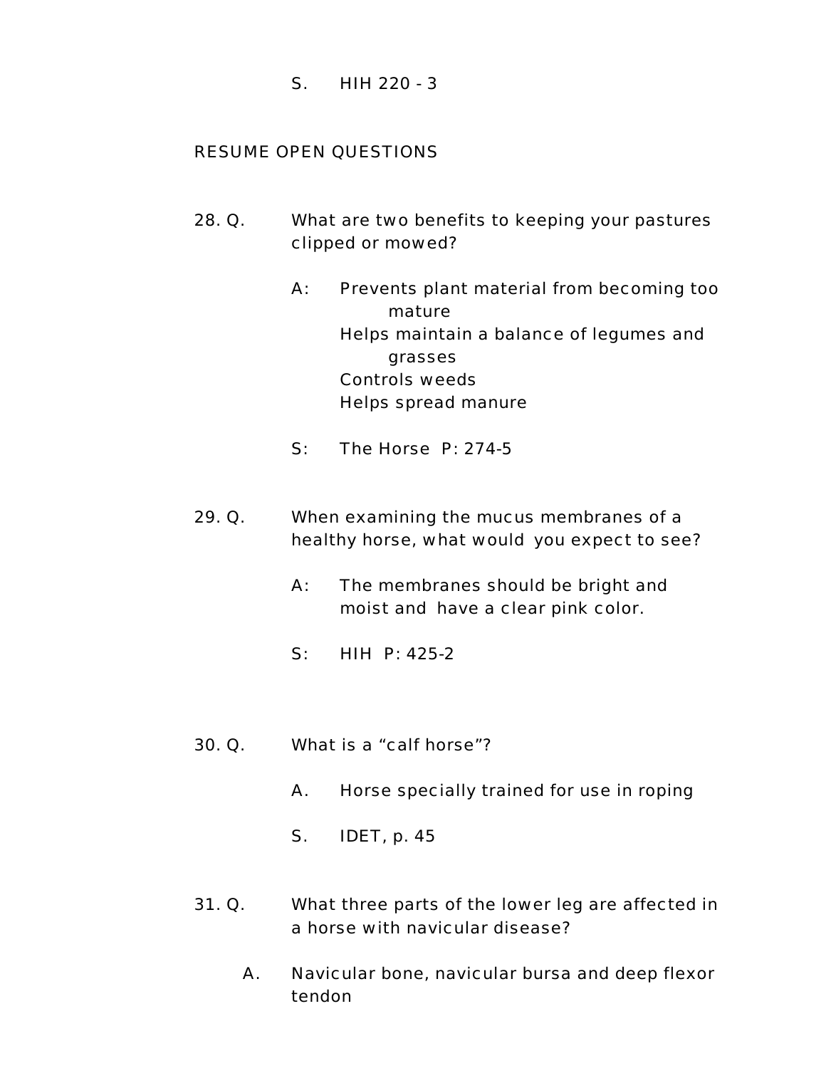S. HIH 220 - 3

RESUME OPEN QUESTIONS

28. Q. What are two benefits to keeping your pastures clipped or mowed?

A: Prevents plant material from becoming too mature
Helps maintain a balance of legumes and grasses
Controls weeds
Helps spread manure

S: The Horse P: 274-5

29. Q. When examining the mucus membranes of a healthy horse, what would you expect to see?

A: The membranes should be bright and moist and have a clear pink color.

S: HIH P: 425-2

30. Q. What is a “calf horse”?

A. Horse specially trained for use in roping

S. IDET, p. 45

31. Q. What three parts of the lower leg are affected in a horse with navicular disease?

A. Navicular bone, navicular bursa and deep flexor tendon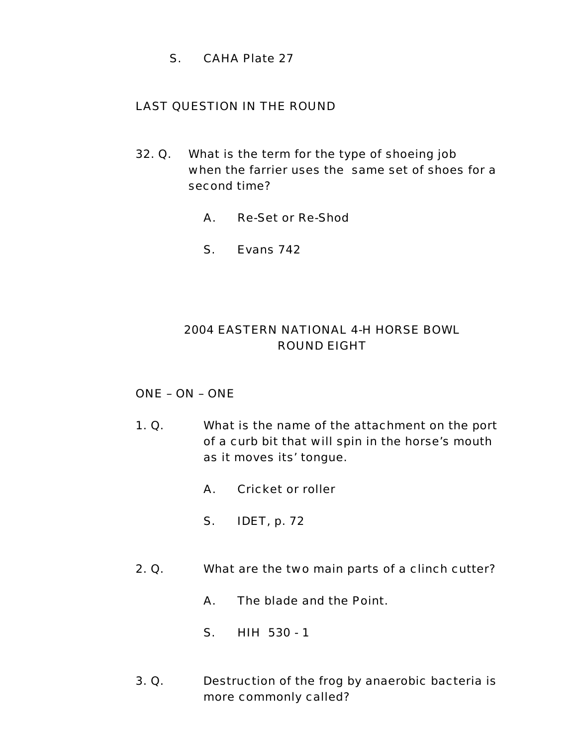S. CAHA Plate 27

LAST QUESTION IN THE ROUND

32. Q. What is the term for the type of shoeing job when the farrier uses the same set of shoes for a second time?

    A. Re-Set or Re-Shod

    S. Evans 742

## 2004 EASTERN NATIONAL 4-H HORSE BOWL
## ROUND EIGHT

ONE – ON – ONE

1. Q. What is the name of the attachment on the port of a curb bit that will spin in the horse's mouth as it moves its' tongue.

    A. Cricket or roller

    S. IDET, p. 72

2. Q. What are the two main parts of a clinch cutter?

    A. The blade and the Point.

    S. HIH 530 - 1

3. Q. Destruction of the frog by anaerobic bacteria is more commonly called?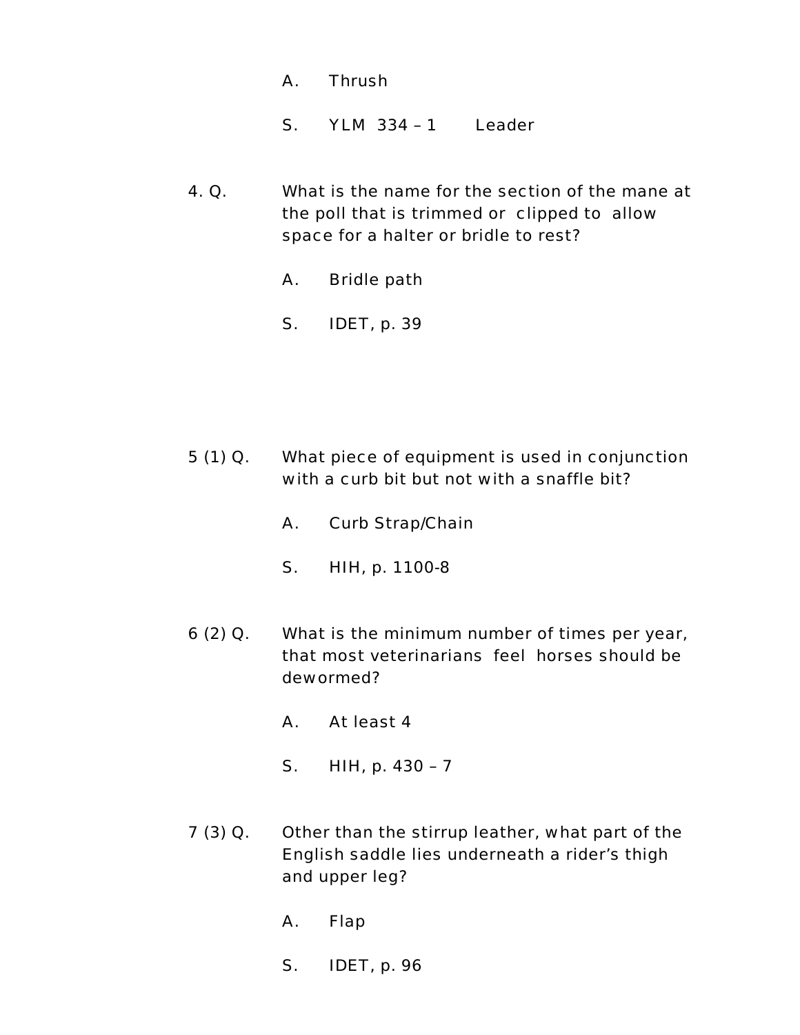A. Thrush

S. YLM 334 – 1 Leader

4. Q. What is the name for the section of the mane at the poll that is trimmed or clipped to allow space for a halter or bridle to rest?

A. Bridle path

S. IDET, p. 39

5 (1) Q. What piece of equipment is used in conjunction with a curb bit but not with a snaffle bit?

A. Curb Strap/Chain

S. HIH, p. 1100-8

6 (2) Q. What is the minimum number of times per year, that most veterinarians feel horses should be dewormed?

A. At least 4

S. HIH, p. 430 – 7

7 (3) Q. Other than the stirrup leather, what part of the English saddle lies underneath a rider's thigh and upper leg?

A. Flap

S. IDET, p. 96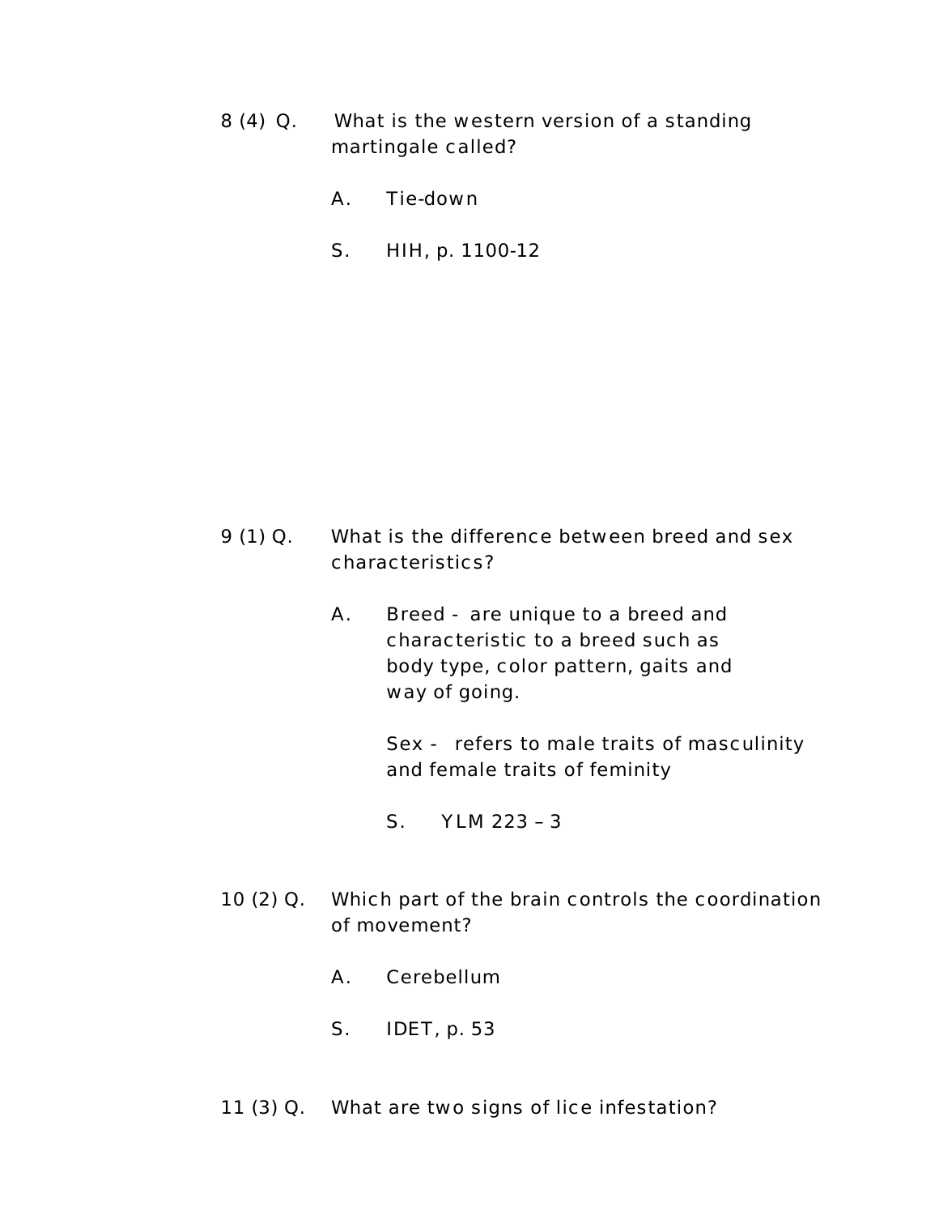8 (4) Q. What is the western version of a standing martingale called?

A. Tie-down

S. HIH, p. 1100-12

9 (1) Q. What is the difference between breed and sex characteristics?

A. Breed - are unique to a breed and characteristic to a breed such as body type, color pattern, gaits and way of going.

Sex - refers to male traits of masculinity and female traits of feminity

S. YLM 223 – 3

10 (2) Q. Which part of the brain controls the coordination of movement?

A. Cerebellum

S. IDET, p. 53

11 (3) Q. What are two signs of lice infestation?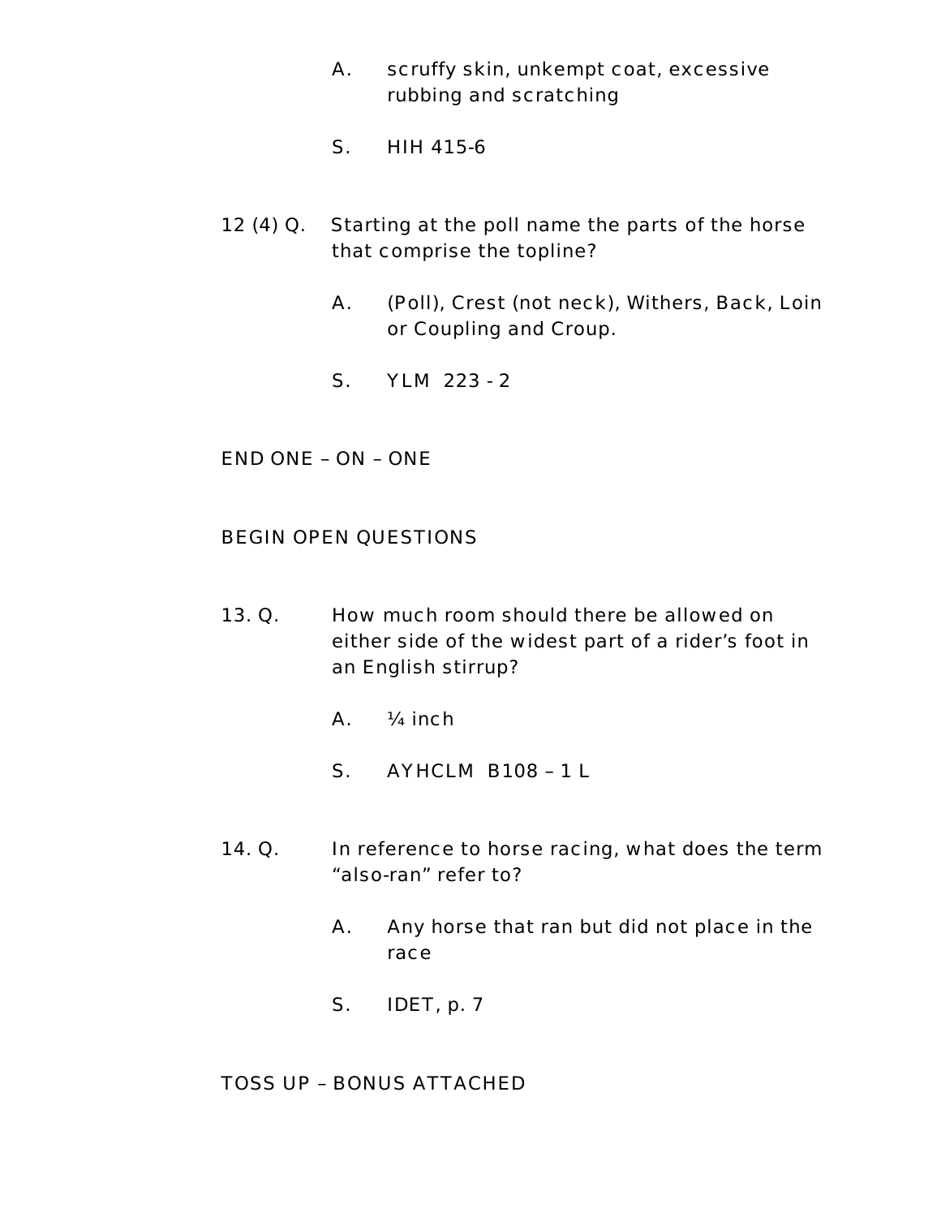A. scruffy skin, unkempt coat, excessive rubbing and scratching

S. HIH 415-6

12 (4) Q. Starting at the poll name the parts of the horse that comprise the topline?

A. (Poll), Crest (not neck), Withers, Back, Loin or Coupling and Croup.

S. YLM 223 - 2

END ONE – ON – ONE

BEGIN OPEN QUESTIONS

13. Q. How much room should there be allowed on either side of the widest part of a rider's foot in an English stirrup?

A. ¼ inch

S. AYHCLM B108 – 1 L

14. Q. In reference to horse racing, what does the term "also-ran" refer to?

A. Any horse that ran but did not place in the race

S. IDET, p. 7

TOSS UP – BONUS ATTACHED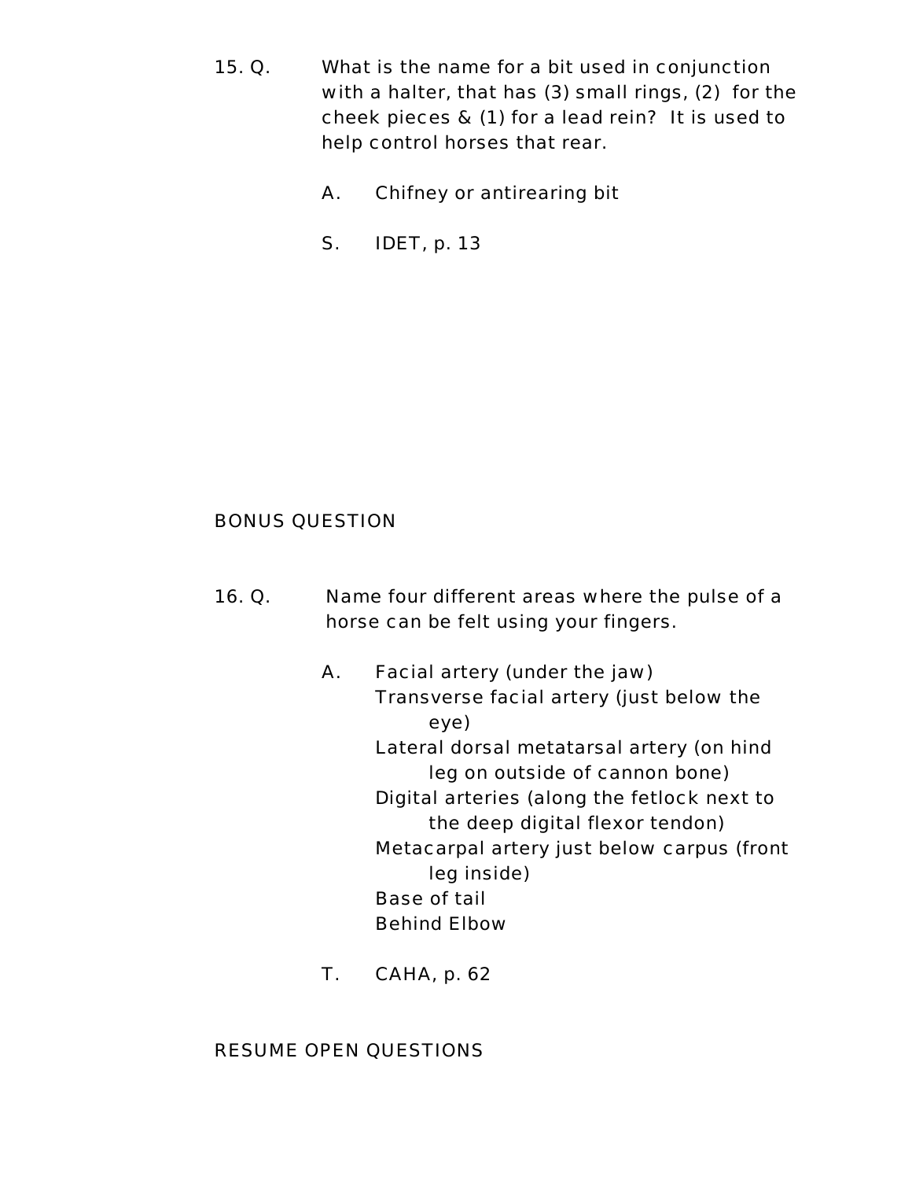15. Q. What is the name for a bit used in conjunction with a halter, that has (3) small rings, (2) for the cheek pieces & (1) for a lead rein? It is used to help control horses that rear.

    A. Chifney or antirearing bit

    S. IDET, p. 13

BONUS QUESTION

16. Q. Name four different areas where the pulse of a horse can be felt using your fingers.

    A. Facial artery (under the jaw)
       Transverse facial artery (just below the eye)
       Lateral dorsal metatarsal artery (on hind leg on outside of cannon bone)
       Digital arteries (along the fetlock next to the deep digital flexor tendon)
       Metacarpal artery just below carpus (front leg inside)
       Base of tail
       Behind Elbow

    T. CAHA, p. 62

RESUME OPEN QUESTIONS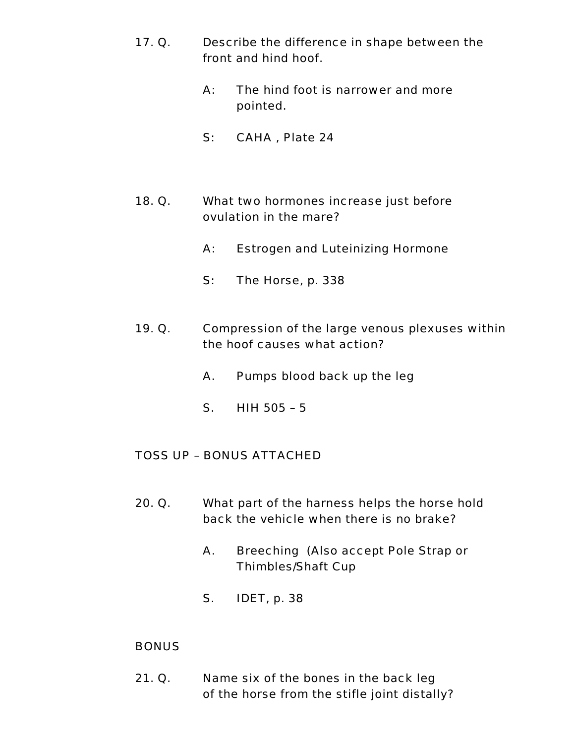17. Q. Describe the difference in shape between the front and hind hoof.

    A: The hind foot is narrower and more pointed.

    S: CAHA , Plate 24

18. Q. What two hormones increase just before ovulation in the mare?

    A: Estrogen and Luteinizing Hormone

    S: The Horse, p. 338

19. Q. Compression of the large venous plexuses within the hoof causes what action?

    A. Pumps blood back up the leg

    S. HIH 505 – 5

TOSS UP – BONUS ATTACHED

20. Q. What part of the harness helps the horse hold back the vehicle when there is no brake?

    A. Breeching (Also accept Pole Strap or Thimbles/Shaft Cup

    S. IDET, p. 38

BONUS

21. Q. Name six of the bones in the back leg of the horse from the stifle joint distally?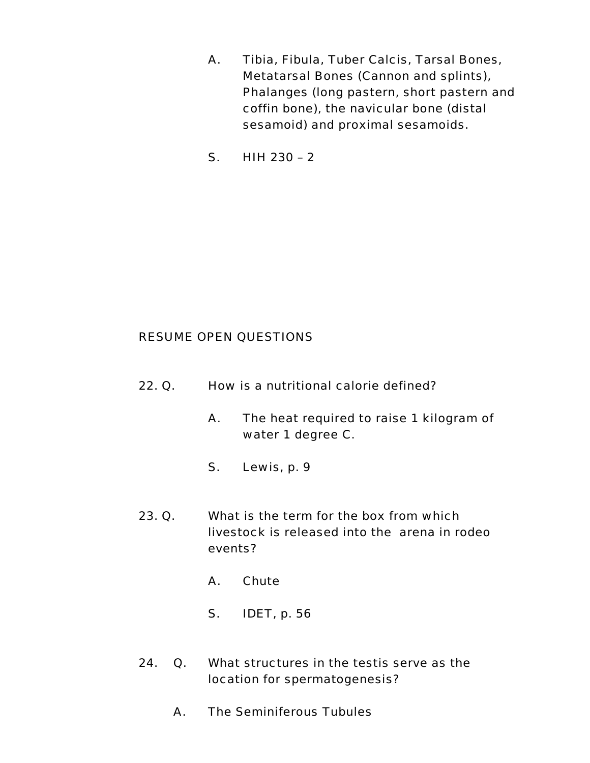A. Tibia, Fibula, Tuber Calcis, Tarsal Bones, Metatarsal Bones (Cannon and splints), Phalanges (long pastern, short pastern and coffin bone), the navicular bone (distal sesamoid) and proximal sesamoids.

S. HIH 230 – 2

RESUME OPEN QUESTIONS

22\. Q. How is a nutritional calorie defined?

A. The heat required to raise 1 kilogram of water 1 degree C.

S. Lewis, p. 9

23\. Q. What is the term for the box from which livestock is released into the arena in rodeo events?

A. Chute

S. IDET, p. 56

24\. Q. What structures in the testis serve as the location for spermatogenesis?

A. The Seminiferous Tubules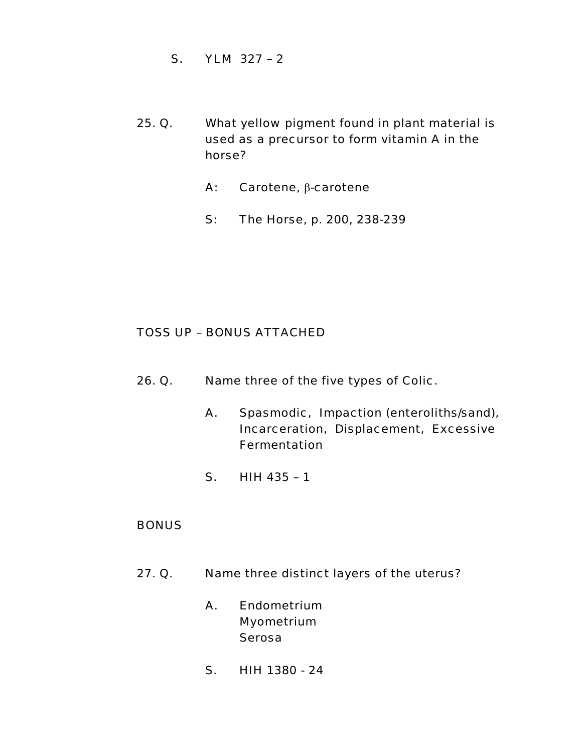S. YLM 327 – 2

25. Q. What yellow pigment found in plant material is used as a precursor to form vitamin A in the horse?

A: Carotene, $\beta$-carotene

S: The Horse, p. 200, 238-239

TOSS UP – BONUS ATTACHED

26. Q. Name three of the five types of Colic.

A. Spasmodic, Impaction (enteroliths/sand), Incarceration, Displacement, Excessive Fermentation

S. HIH 435 – 1

BONUS

27. Q. Name three distinct layers of the uterus?

A. Endometrium
Myometrium
Serosa

S. HIH 1380 - 24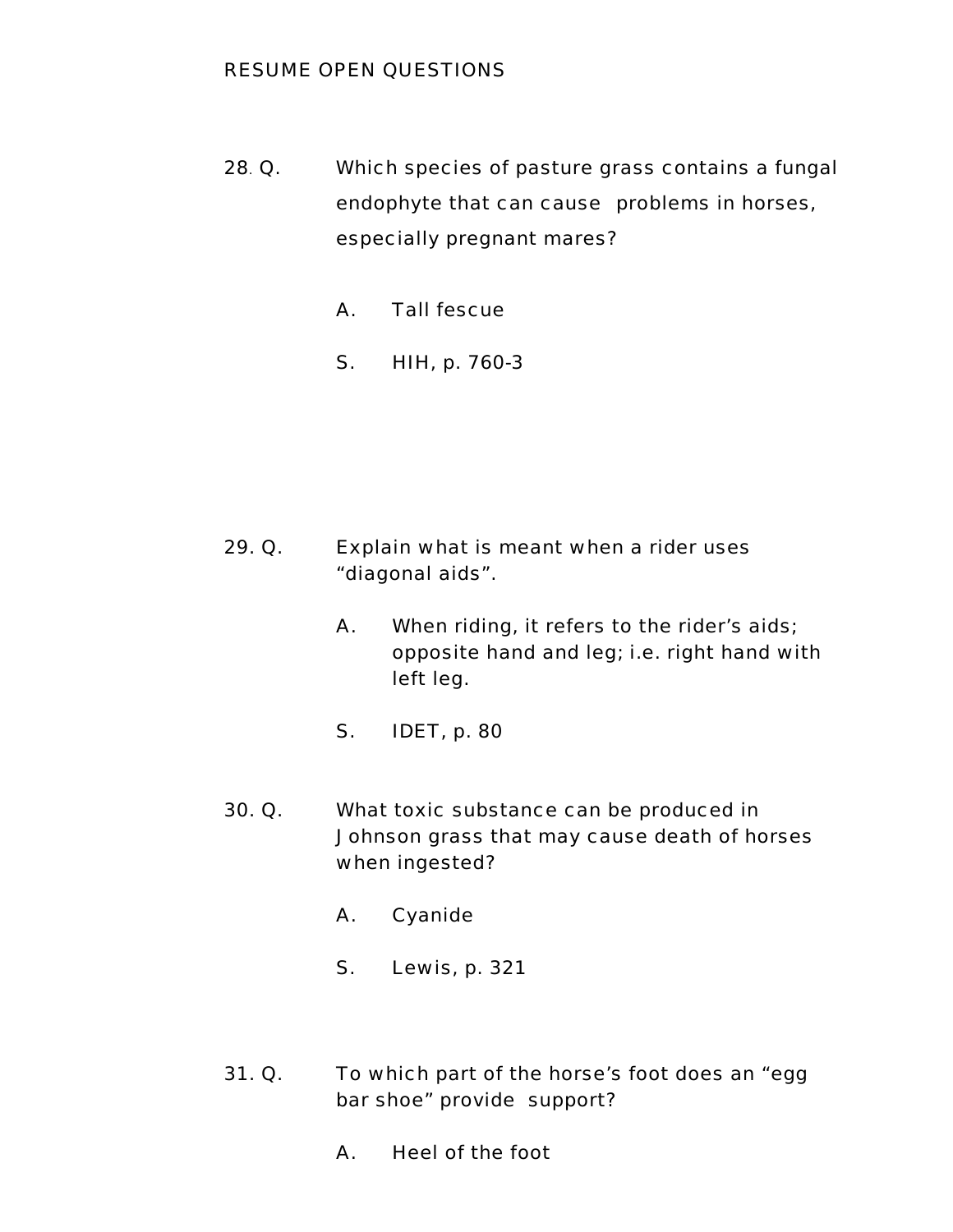RESUME OPEN QUESTIONS

28. Q. Which species of pasture grass contains a fungal endophyte that can cause problems in horses, especially pregnant mares?

A. Tall fescue

S. HIH, p. 760-3

29. Q. Explain what is meant when a rider uses "diagonal aids".

A. When riding, it refers to the rider's aids; opposite hand and leg; i.e. right hand with left leg.

S. IDET, p. 80

30. Q. What toxic substance can be produced in Johnson grass that may cause death of horses when ingested?

A. Cyanide

S. Lewis, p. 321

31. Q. To which part of the horse's foot does an "egg bar shoe" provide support?

A. Heel of the foot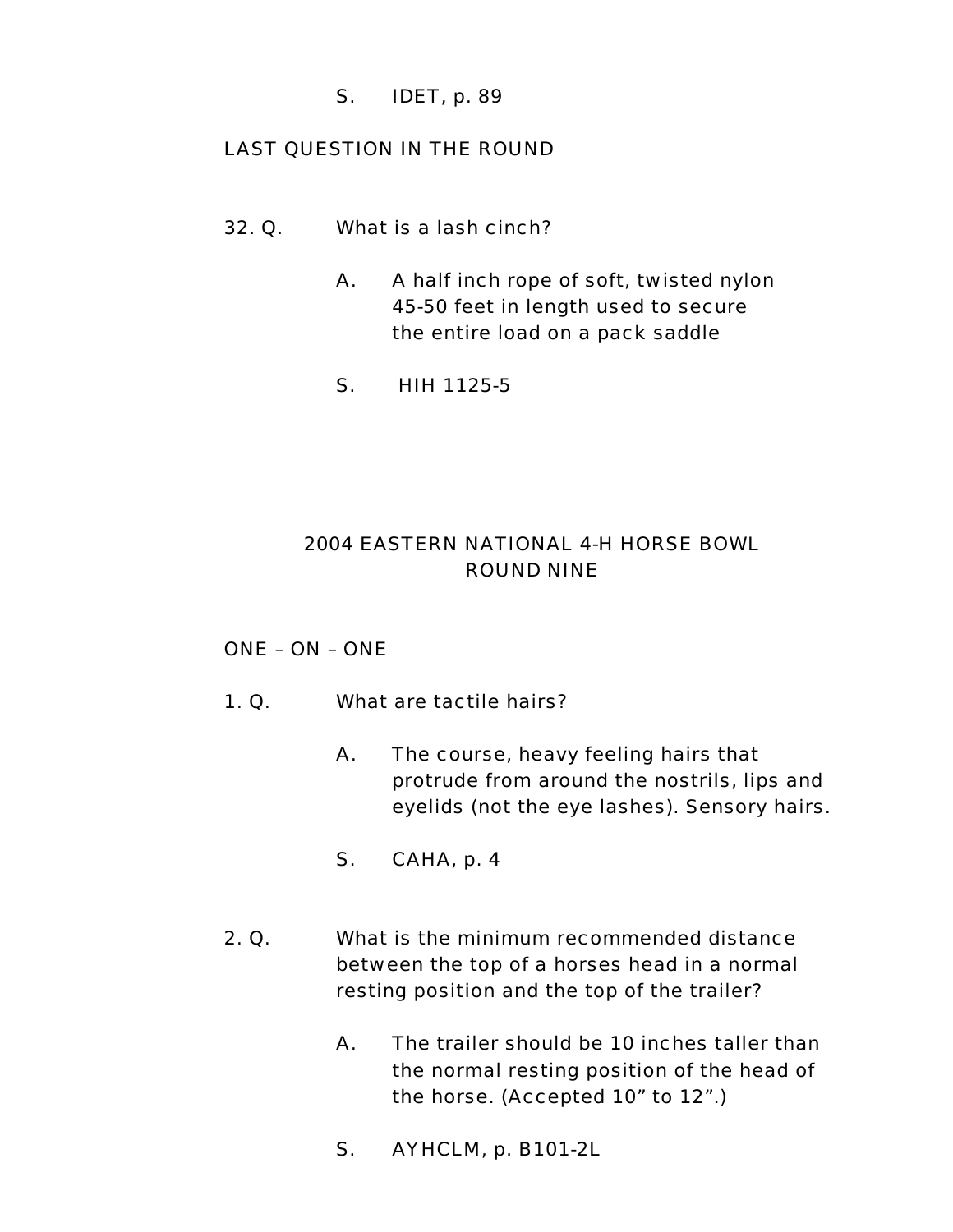S. IDET, p. 89

LAST QUESTION IN THE ROUND

32. Q. What is a lash cinch?

A. A half inch rope of soft, twisted nylon 45-50 feet in length used to secure the entire load on a pack saddle

S. HIH 1125-5

## 2004 EASTERN NATIONAL 4-H HORSE BOWL
## ROUND NINE

ONE – ON – ONE

1. Q. What are tactile hairs?

A. The course, heavy feeling hairs that protrude from around the nostrils, lips and eyelids (not the eye lashes). Sensory hairs.

S. CAHA, p. 4

2. Q. What is the minimum recommended distance between the top of a horses head in a normal resting position and the top of the trailer?

A. The trailer should be 10 inches taller than the normal resting position of the head of the horse. (Accepted 10” to 12”.)

S. AYHCLM, p. B101-2L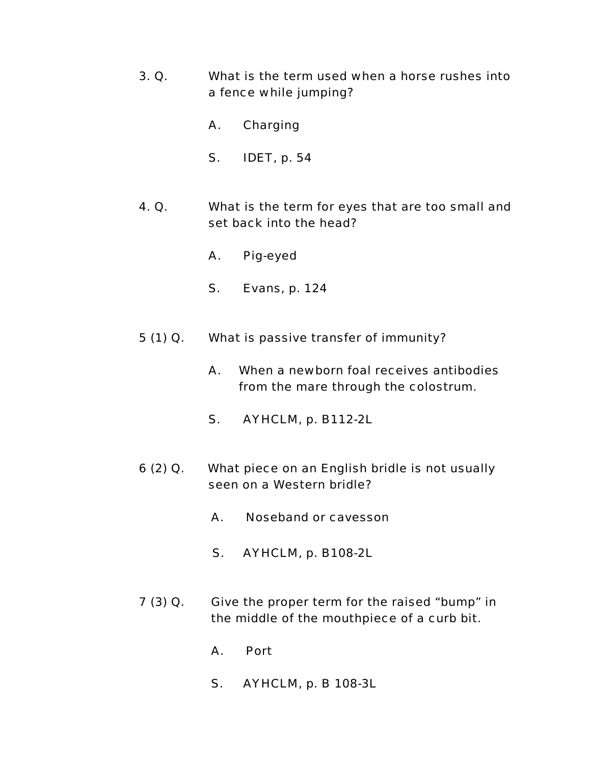3. Q. What is the term used when a horse rushes into a fence while jumping?

A. Charging

S. IDET, p. 54

4. Q. What is the term for eyes that are too small and set back into the head?

A. Pig-eyed

S. Evans, p. 124

5 (1) Q. What is passive transfer of immunity?

A. When a newborn foal receives antibodies from the mare through the colostrum.

S. AYHCLM, p. B112-2L

6 (2) Q. What piece on an English bridle is not usually seen on a Western bridle?

A. Noseband or cavesson

S. AYHCLM, p. B108-2L

7 (3) Q. Give the proper term for the raised "bump" in the middle of the mouthpiece of a curb bit.

A. Port

S. AYHCLM, p. B 108-3L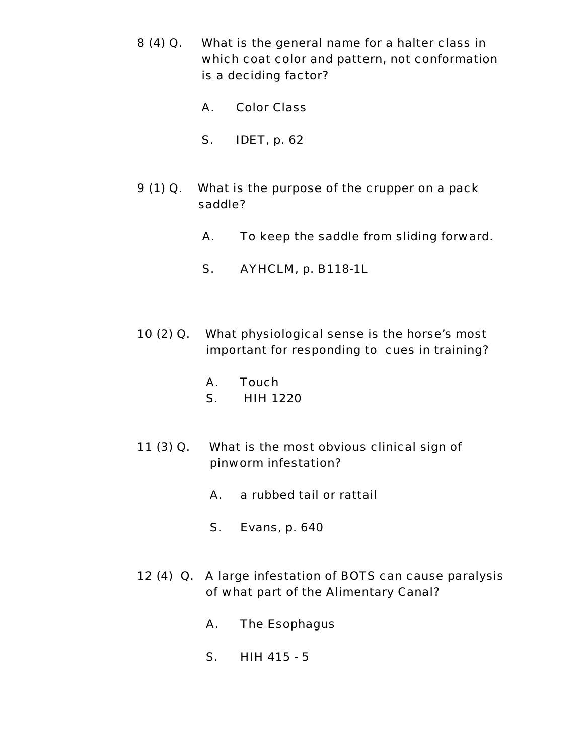8 (4) Q. What is the general name for a halter class in which coat color and pattern, not conformation is a deciding factor?

A. Color Class

S. IDET, p. 62

9 (1) Q. What is the purpose of the crupper on a pack saddle?

A. To keep the saddle from sliding forward.

S. AYHCLM, p. B118-1L

10 (2) Q. What physiological sense is the horse's most important for responding to cues in training?

A. Touch

S. HIH 1220

11 (3) Q. What is the most obvious clinical sign of pinworm infestation?

A. a rubbed tail or rattail

S. Evans, p. 640

12 (4) Q. A large infestation of BOTS can cause paralysis of what part of the Alimentary Canal?

A. The Esophagus

S. HIH 415 - 5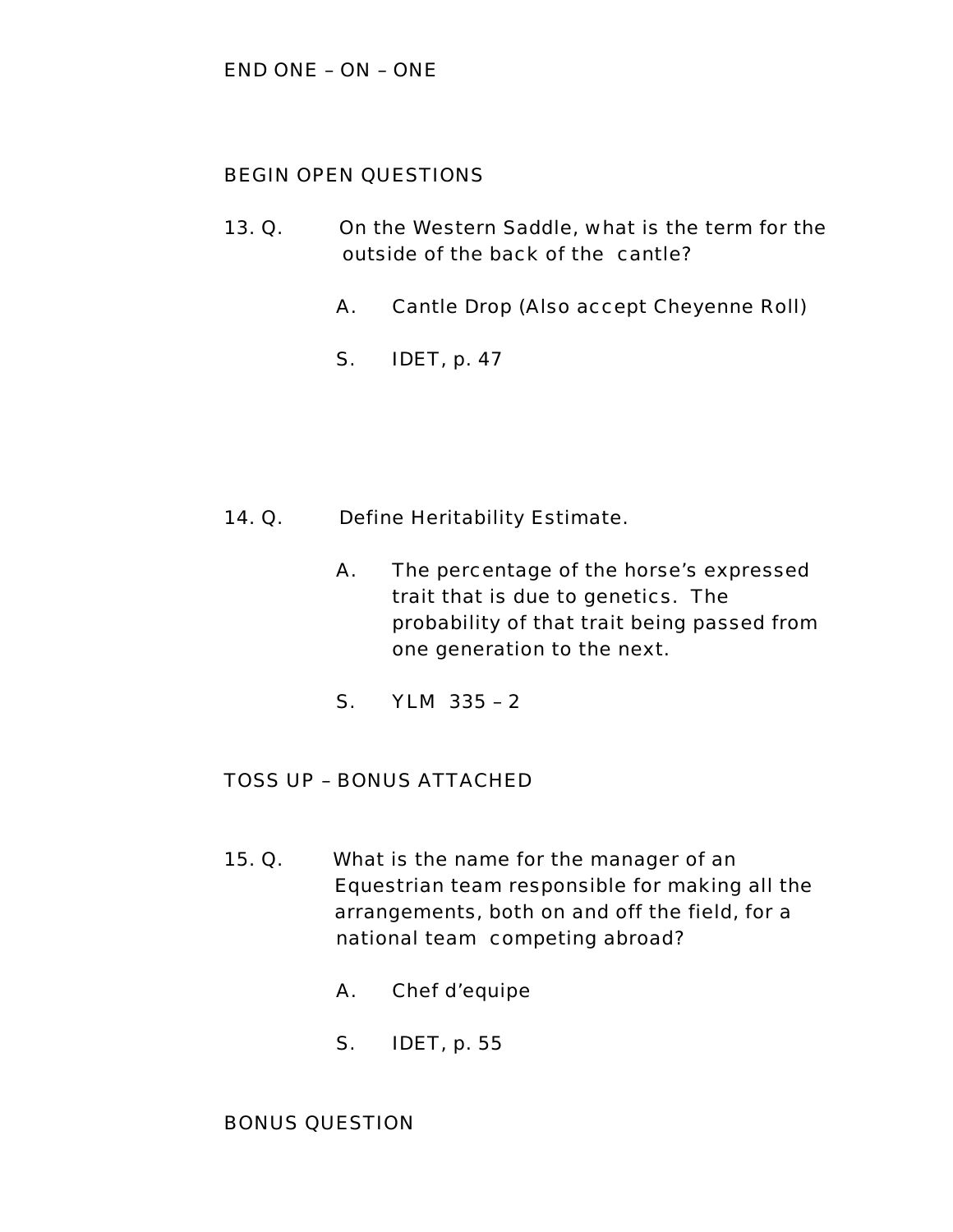END ONE – ON – ONE

BEGIN OPEN QUESTIONS

13. Q. On the Western Saddle, what is the term for the outside of the back of the cantle?

    A. Cantle Drop (Also accept Cheyenne Roll)

    S. IDET, p. 47

14. Q. Define Heritability Estimate.

    A. The percentage of the horse's expressed trait that is due to genetics. The probability of that trait being passed from one generation to the next.

    S. YLM 335 – 2

TOSS UP – BONUS ATTACHED

15. Q. What is the name for the manager of an Equestrian team responsible for making all the arrangements, both on and off the field, for a national team competing abroad?

    A. Chef d'equipe

    S. IDET, p. 55

BONUS QUESTION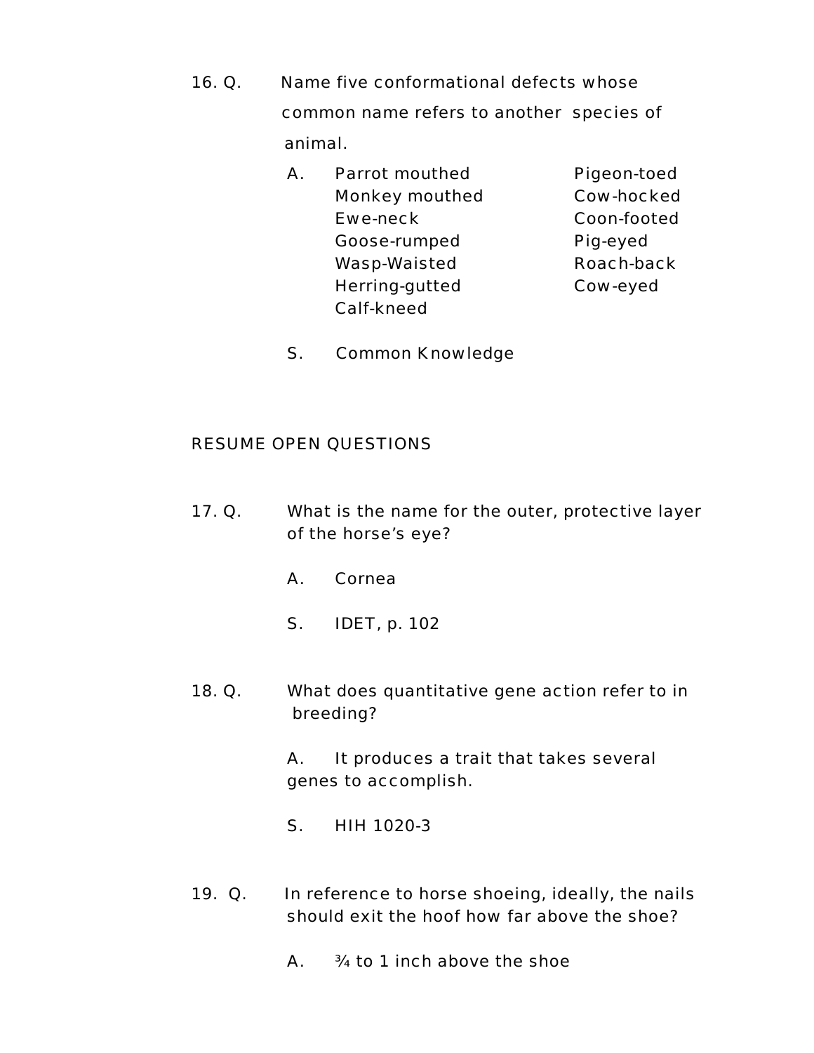16. Q. Name five conformational defects whose common name refers to another species of animal.

A.

| | |
|---|---|
| Parrot mouthed | Pigeon-toed |
| Monkey mouthed | Cow-hocked |
| Ewe-neck | Coon-footed |
| Goose-rumped | Pig-eyed |
| Wasp-Waisted | Roach-back |
| Herring-gutted | Cow-eyed |
| Calf-kneed | |

S. Common Knowledge

RESUME OPEN QUESTIONS

17. Q. What is the name for the outer, protective layer of the horse's eye?

A. Cornea

S. IDET, p. 102

18. Q. What does quantitative gene action refer to in breeding?

A. It produces a trait that takes several genes to accomplish.

S. HIH 1020-3

19. Q. In reference to horse shoeing, ideally, the nails should exit the hoof how far above the shoe?

A. ¾ to 1 inch above the shoe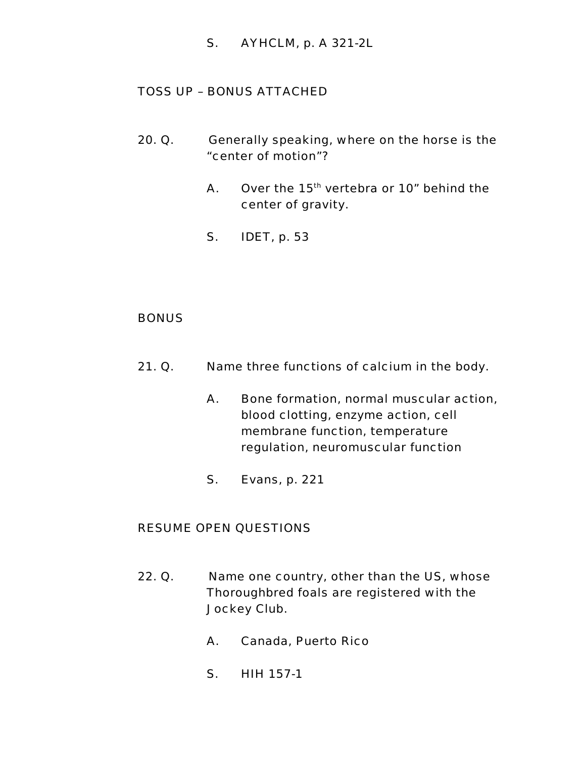S. AYHCLM, p. A 321-2L

TOSS UP – BONUS ATTACHED

20. Q. Generally speaking, where on the horse is the "center of motion"?

 A. Over the 15$^{th}$ vertebra or 10" behind the center of gravity.

 S. IDET, p. 53

BONUS

21. Q. Name three functions of calcium in the body.

 A. Bone formation, normal muscular action, blood clotting, enzyme action, cell membrane function, temperature regulation, neuromuscular function

 S. Evans, p. 221

RESUME OPEN QUESTIONS

22. Q. Name one country, other than the US, whose Thoroughbred foals are registered with the Jockey Club.

 A. Canada, Puerto Rico

 S. HIH 157-1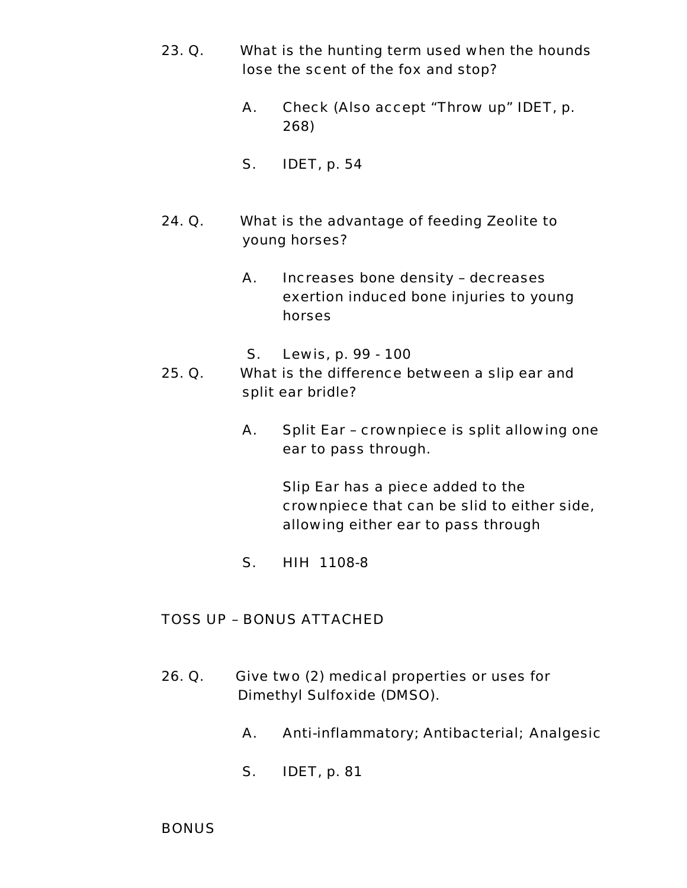23. Q. What is the hunting term used when the hounds lose the scent of the fox and stop?

    A. Check (Also accept "Throw up" IDET, p. 268)

    S. IDET, p. 54

24. Q. What is the advantage of feeding Zeolite to young horses?

    A. Increases bone density – decreases exertion induced bone injuries to young horses

    S. Lewis, p. 99 - 100

25. Q. What is the difference between a slip ear and split ear bridle?

    A. Split Ear – crownpiece is split allowing one ear to pass through.

       Slip Ear has a piece added to the crownpiece that can be slid to either side, allowing either ear to pass through

    S. HIH 1108-8

TOSS UP – BONUS ATTACHED

26. Q. Give two (2) medical properties or uses for Dimethyl Sulfoxide (DMSO).

    A. Anti-inflammatory; Antibacterial; Analgesic

    S. IDET, p. 81

BONUS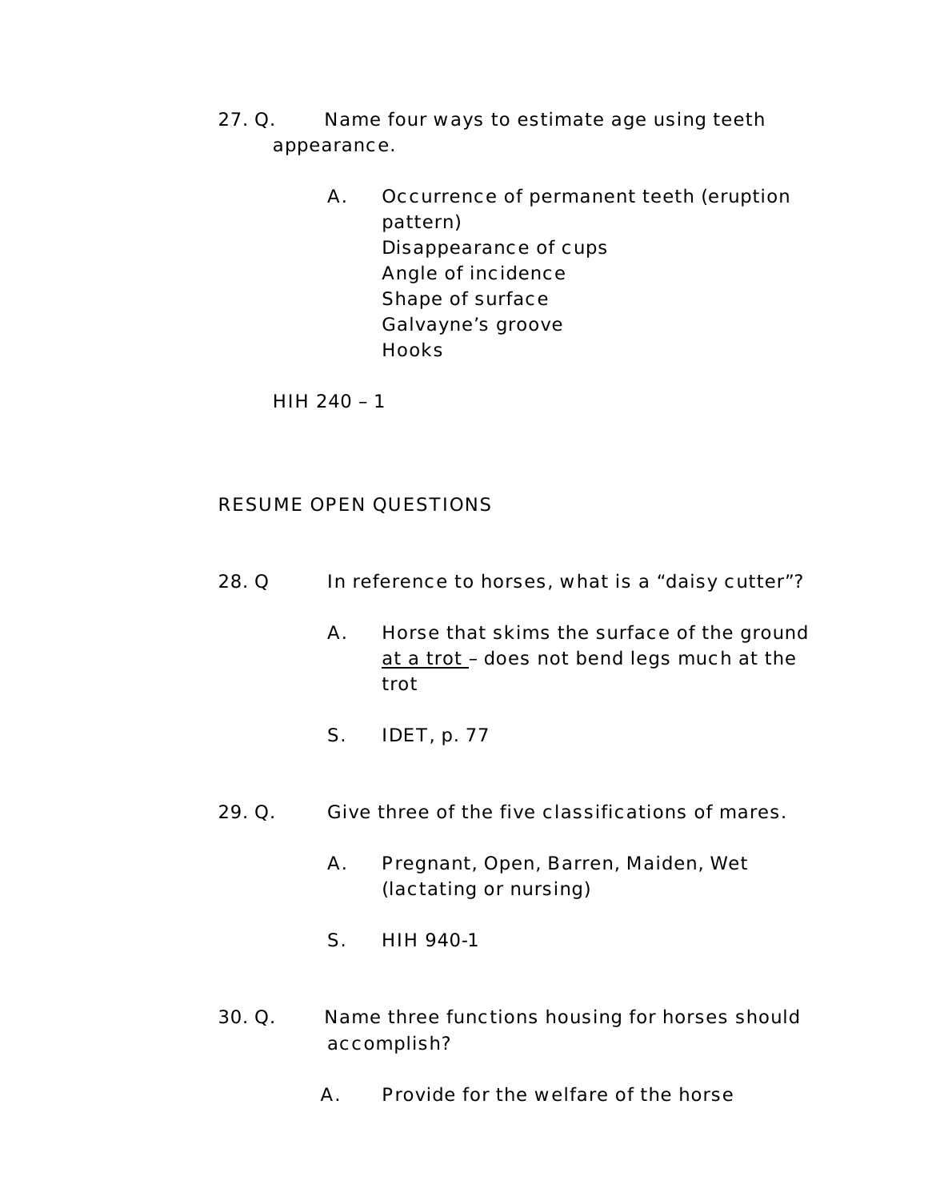27. Q. Name four ways to estimate age using teeth appearance.

A. Occurrence of permanent teeth (eruption pattern)
Disappearance of cups
Angle of incidence
Shape of surface
Galvayne's groove
Hooks

HIH 240 – 1

RESUME OPEN QUESTIONS

28. Q In reference to horses, what is a "daisy cutter"?

A. Horse that skims the surface of the ground <u>at a trot</u> – does not bend legs much at the trot

S. IDET, p. 77

29. Q. Give three of the five classifications of mares.

A. Pregnant, Open, Barren, Maiden, Wet (lactating or nursing)

S. HIH 940-1

30. Q. Name three functions housing for horses should accomplish?

A. Provide for the welfare of the horse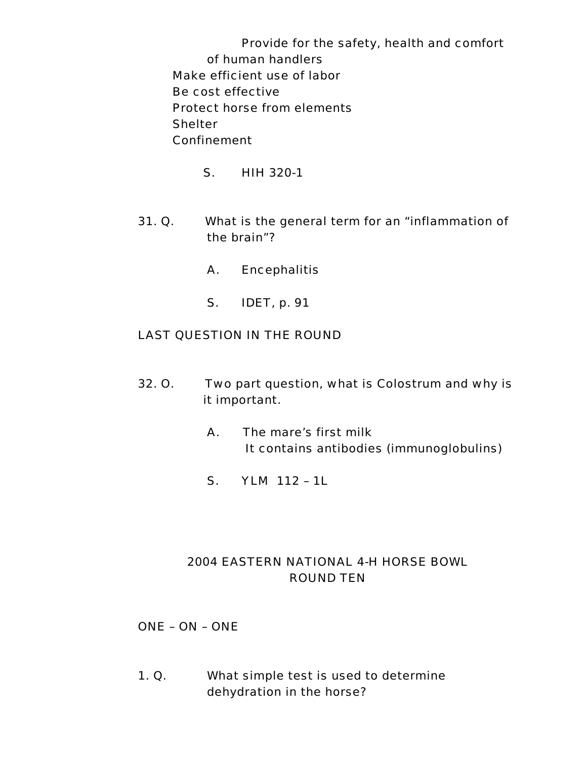Provide for the safety, health and comfort of human handlers

Make efficient use of labor

Be cost effective

Protect horse from elements

Shelter

Confinement

S. HIH 320-1

31. Q. What is the general term for an "inflammation of the brain"?

A. Encephalitis

S. IDET, p. 91

LAST QUESTION IN THE ROUND

32. O. Two part question, what is Colostrum and why is it important.

A. The mare's first milk
It contains antibodies (immunoglobulins)

S. YLM 112 – 1L

## 2004 EASTERN NATIONAL 4-H HORSE BOWL
## ROUND TEN

ONE – ON – ONE

1. Q. What simple test is used to determine dehydration in the horse?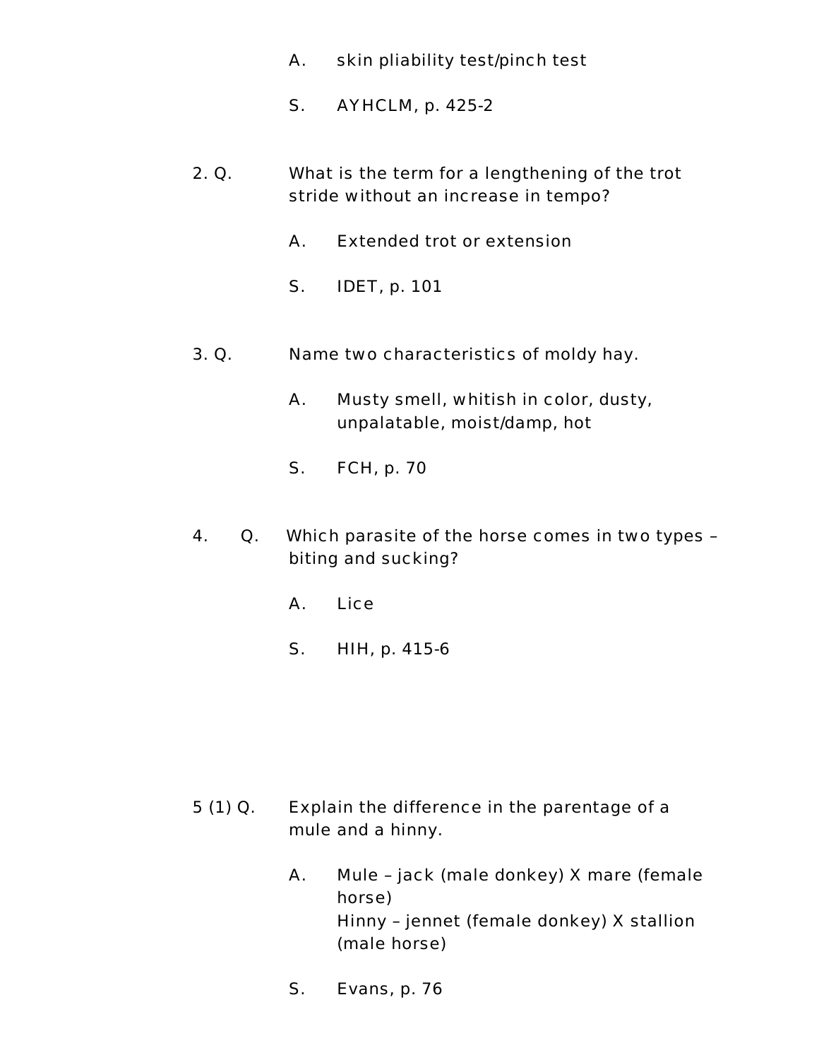A. skin pliability test/pinch test

S. AYHCLM, p. 425-2

2. Q. What is the term for a lengthening of the trot stride without an increase in tempo?

A. Extended trot or extension

S. IDET, p. 101

3. Q. Name two characteristics of moldy hay.

A. Musty smell, whitish in color, dusty, unpalatable, moist/damp, hot

S. FCH, p. 70

4. Q. Which parasite of the horse comes in two types – biting and sucking?

A. Lice

S. HIH, p. 415-6

5 (1) Q. Explain the difference in the parentage of a mule and a hinny.

A. Mule – jack (male donkey) X mare (female horse)
Hinny – jennet (female donkey) X stallion (male horse)

S. Evans, p. 76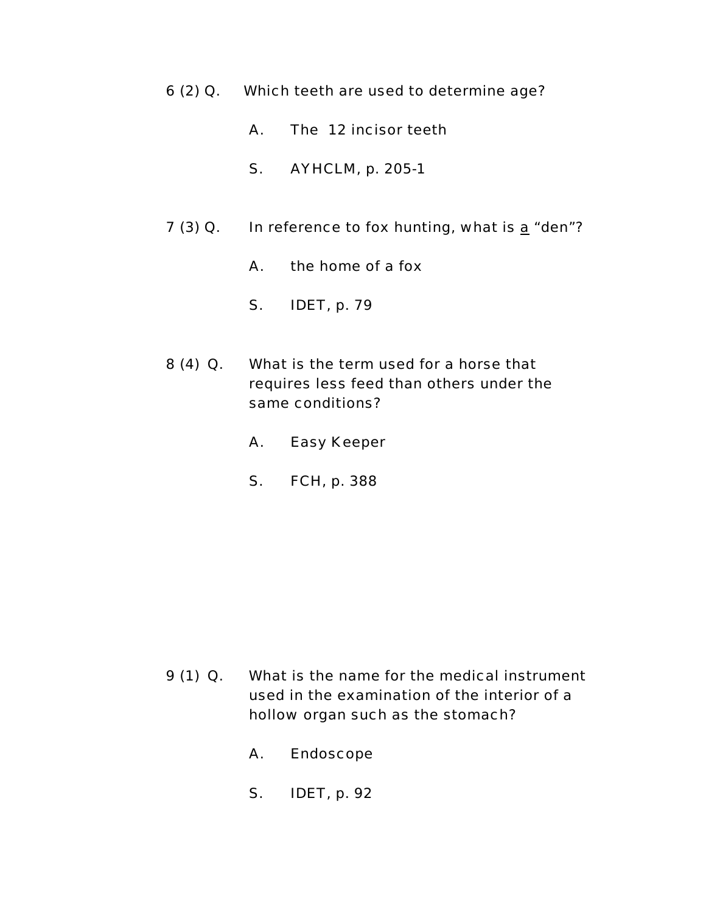6 (2) Q. Which teeth are used to determine age?

A. The 12 incisor teeth

S. AYHCLM, p. 205-1

7 (3) Q. In reference to fox hunting, what is <u>a</u> “den”?

A. the home of a fox

S. IDET, p. 79

8 (4) Q. What is the term used for a horse that requires less feed than others under the same conditions?

A. Easy Keeper

S. FCH, p. 388

9 (1) Q. What is the name for the medical instrument used in the examination of the interior of a hollow organ such as the stomach?

A. Endoscope

S. IDET, p. 92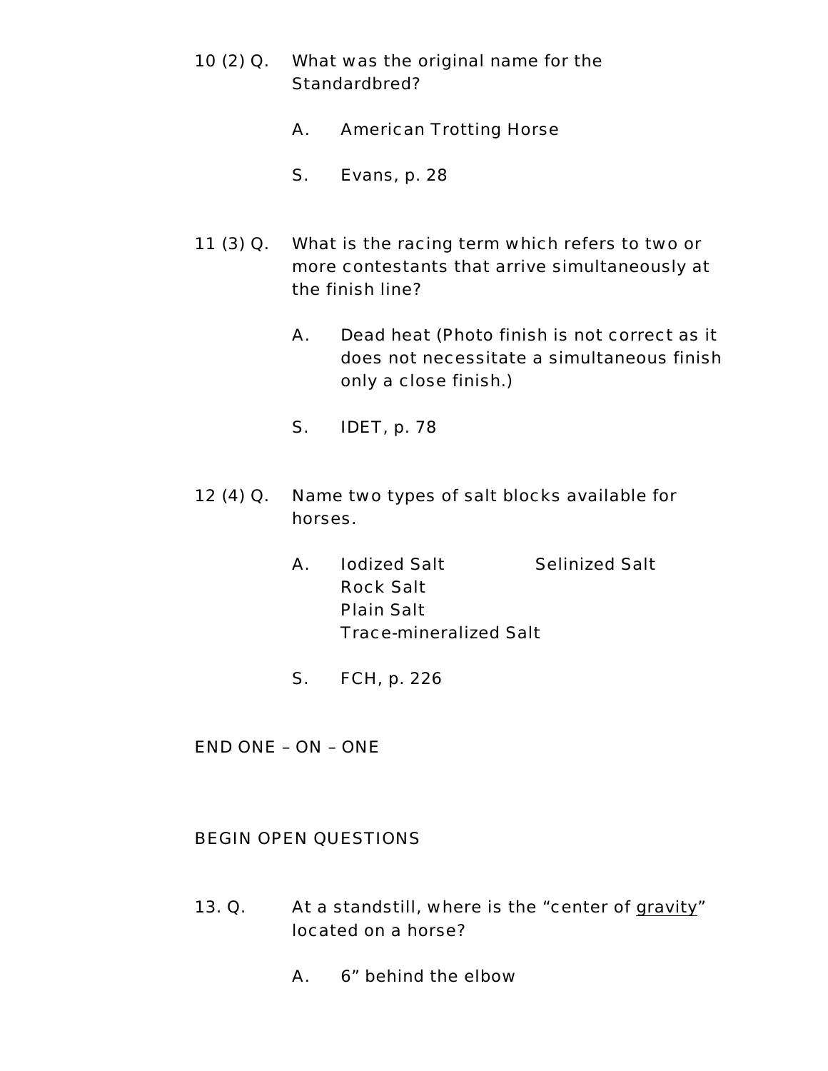10 (2) Q. What was the original name for the Standardbred?

A. American Trotting Horse

S. Evans, p. 28

11 (3) Q. What is the racing term which refers to two or more contestants that arrive simultaneously at the finish line?

A. Dead heat (Photo finish is not correct as it does not necessitate a simultaneous finish only a close finish.)

S. IDET, p. 78

12 (4) Q. Name two types of salt blocks available for horses.

A. Iodized Salt Selinized Salt
Rock Salt
Plain Salt
Trace-mineralized Salt

S. FCH, p. 226

END ONE – ON – ONE

BEGIN OPEN QUESTIONS

13. Q. At a standstill, where is the “center of <u>gravity</u>” located on a horse?

A. 6” behind the elbow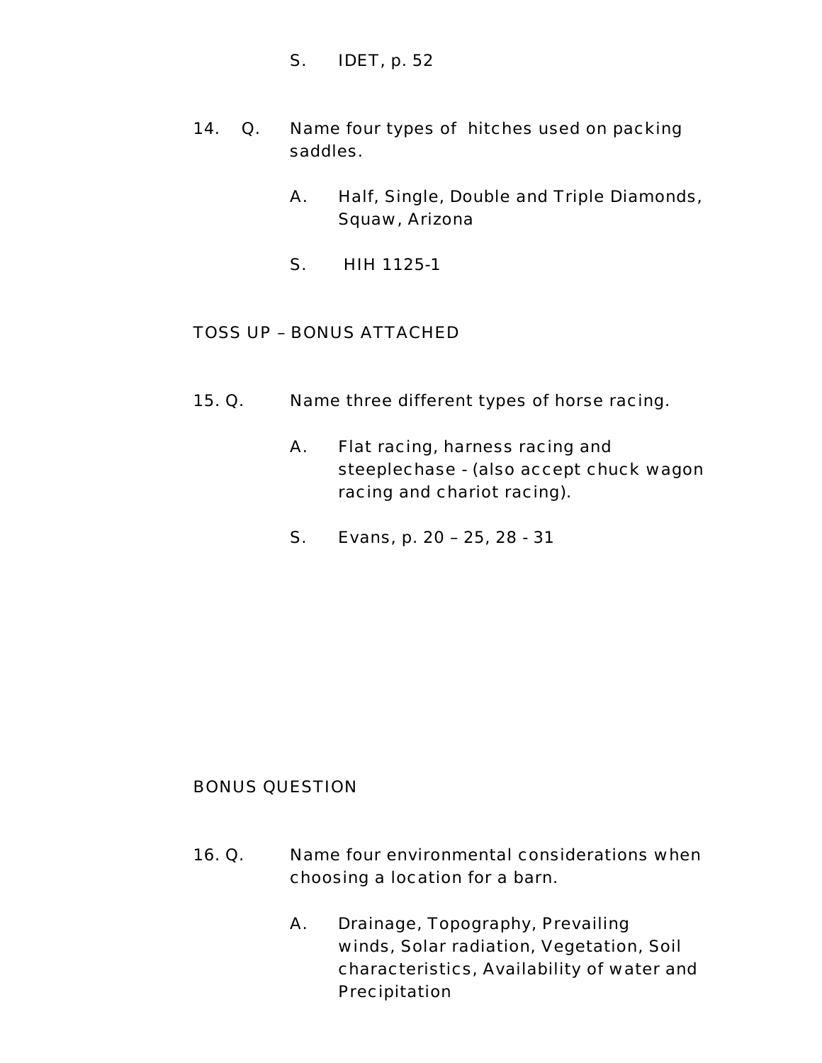S. IDET, p. 52

14. Q. Name four types of hitches used on packing saddles.

A. Half, Single, Double and Triple Diamonds, Squaw, Arizona

S. HIH 1125-1

TOSS UP – BONUS ATTACHED

15. Q. Name three different types of horse racing.

A. Flat racing, harness racing and steeplechase - (also accept chuck wagon racing and chariot racing).

S. Evans, p. 20 – 25, 28 - 31

BONUS QUESTION

16. Q. Name four environmental considerations when choosing a location for a barn.

A. Drainage, Topography, Prevailing winds, Solar radiation, Vegetation, Soil characteristics, Availability of water and Precipitation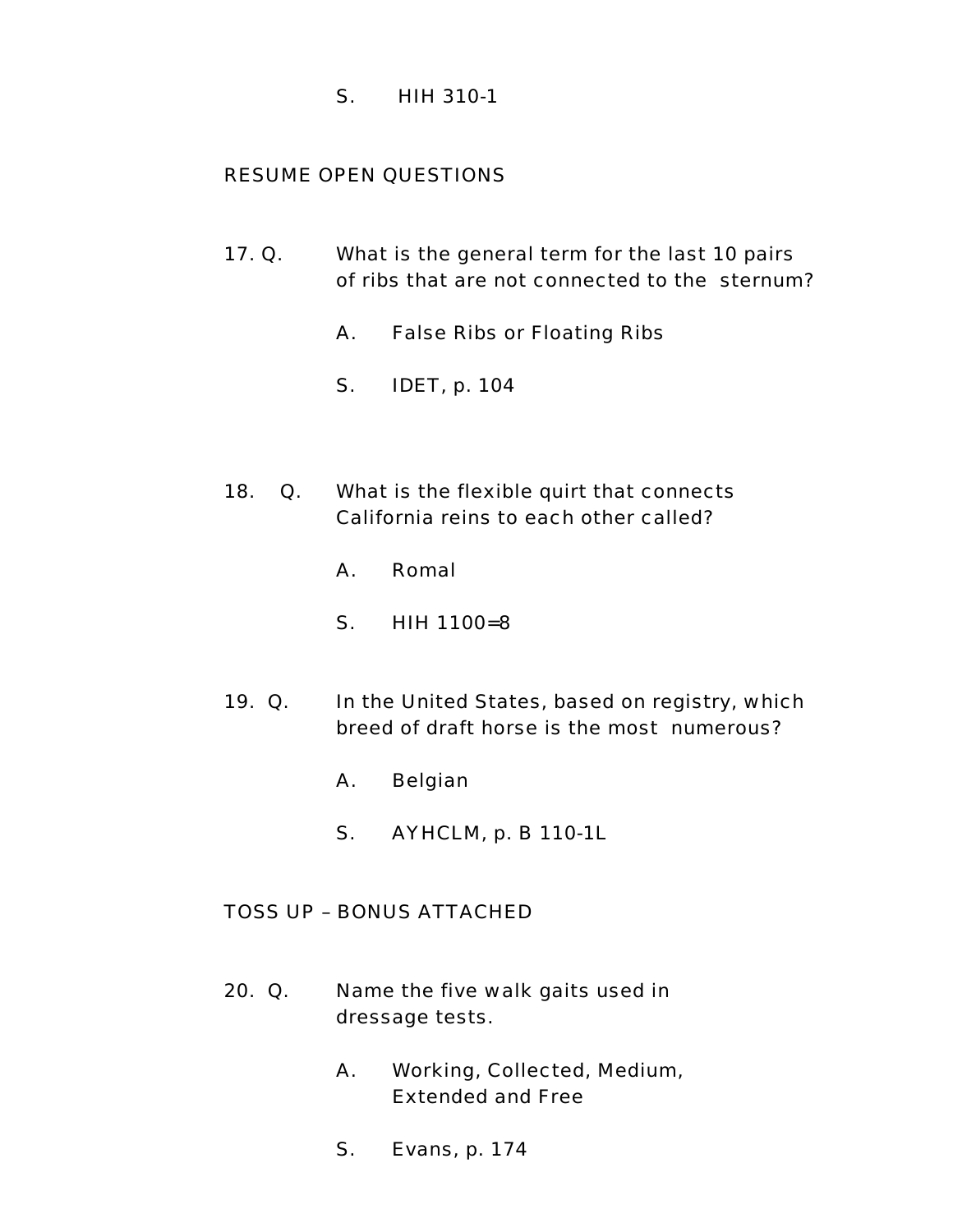S. HIH 310-1

RESUME OPEN QUESTIONS

17. Q. What is the general term for the last 10 pairs of ribs that are not connected to the sternum?

A. False Ribs or Floating Ribs

S. IDET, p. 104

18. Q. What is the flexible quirt that connects California reins to each other called?

A. Romal

S. HIH 1100=8

19. Q. In the United States, based on registry, which breed of draft horse is the most numerous?

A. Belgian

S. AYHCLM, p. B 110-1L

TOSS UP – BONUS ATTACHED

20. Q. Name the five walk gaits used in dressage tests.

A. Working, Collected, Medium, Extended and Free

S. Evans, p. 174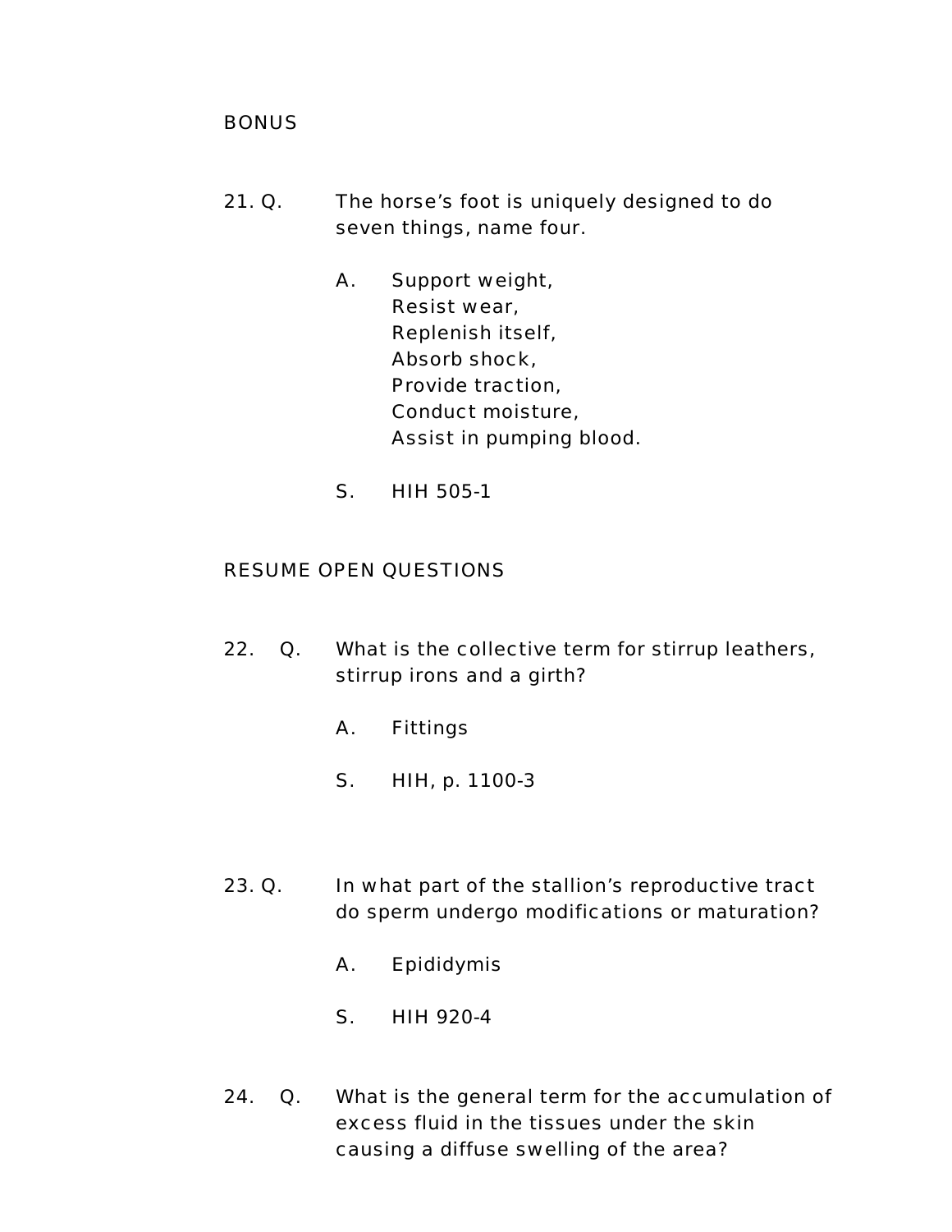BONUS

21. Q. The horse's foot is uniquely designed to do seven things, name four.

    A. Support weight,
    Resist wear,
    Replenish itself,
    Absorb shock,
    Provide traction,
    Conduct moisture,
    Assist in pumping blood.

    S. HIH 505-1

RESUME OPEN QUESTIONS

22. Q. What is the collective term for stirrup leathers, stirrup irons and a girth?

    A. Fittings

    S. HIH, p. 1100-3

23. Q. In what part of the stallion's reproductive tract do sperm undergo modifications or maturation?

    A. Epididymis

    S. HIH 920-4

24. Q. What is the general term for the accumulation of excess fluid in the tissues under the skin causing a diffuse swelling of the area?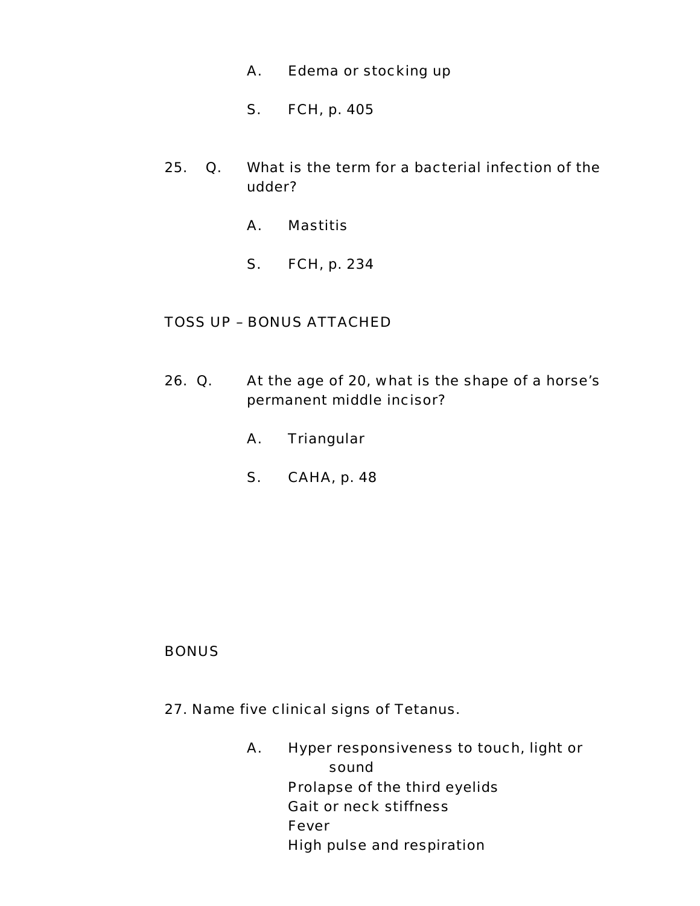A. Edema or stocking up

S. FCH, p. 405

25. Q. What is the term for a bacterial infection of the udder?

A. Mastitis

S. FCH, p. 234

TOSS UP – BONUS ATTACHED

26. Q. At the age of 20, what is the shape of a horse's permanent middle incisor?

A. Triangular

S. CAHA, p. 48

BONUS

27. Name five clinical signs of Tetanus.

A. Hyper responsiveness to touch, light or sound
Prolapse of the third eyelids
Gait or neck stiffness
Fever
High pulse and respiration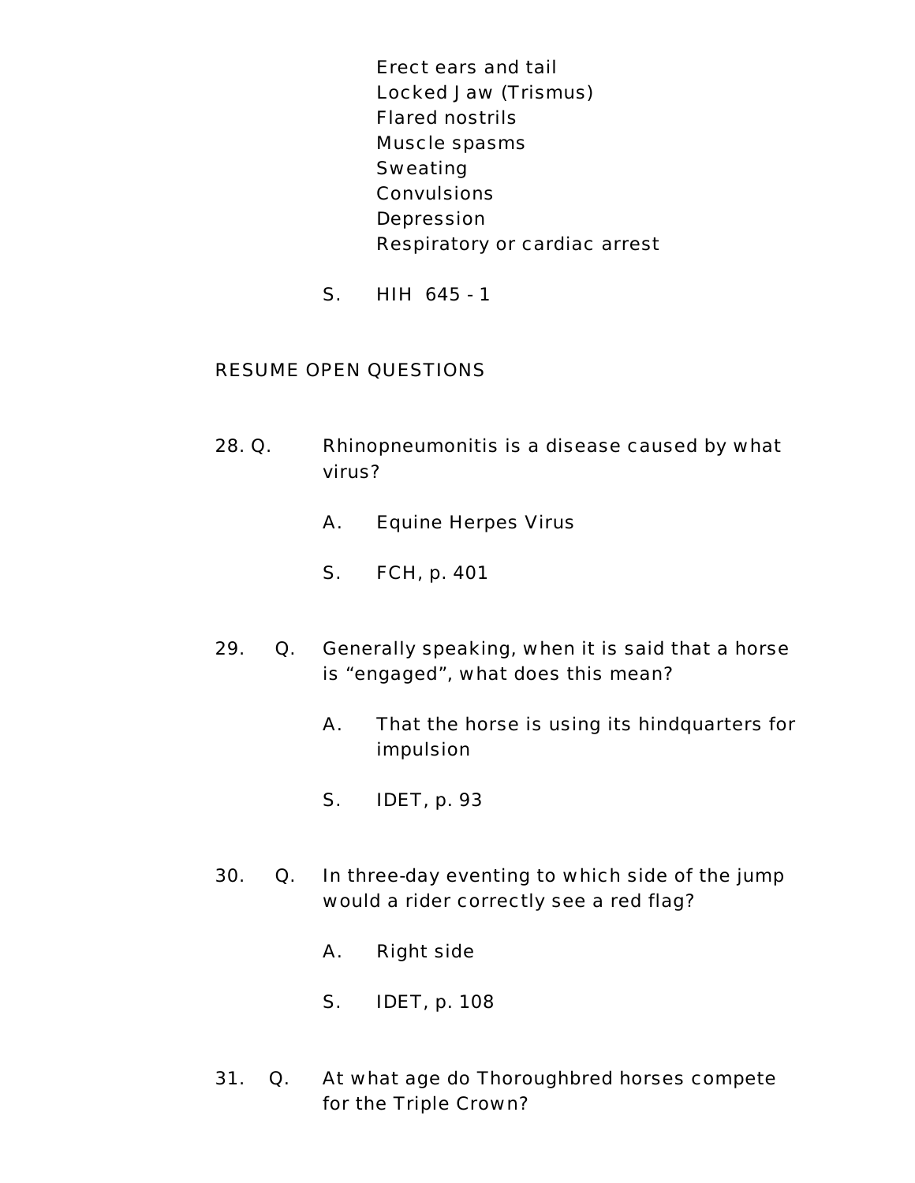Erect ears and tail
Locked Jaw (Trismus)
Flared nostrils
Muscle spasms
Sweating
Convulsions
Depression
Respiratory or cardiac arrest

S. HIH 645 - 1

RESUME OPEN QUESTIONS

28. Q. Rhinopneumonitis is a disease caused by what virus?

A. Equine Herpes Virus

S. FCH, p. 401

29. Q. Generally speaking, when it is said that a horse is “engaged”, what does this mean?

A. That the horse is using its hindquarters for impulsion

S. IDET, p. 93

30. Q. In three-day eventing to which side of the jump would a rider correctly see a red flag?

A. Right side

S. IDET, p. 108

31. Q. At what age do Thoroughbred horses compete for the Triple Crown?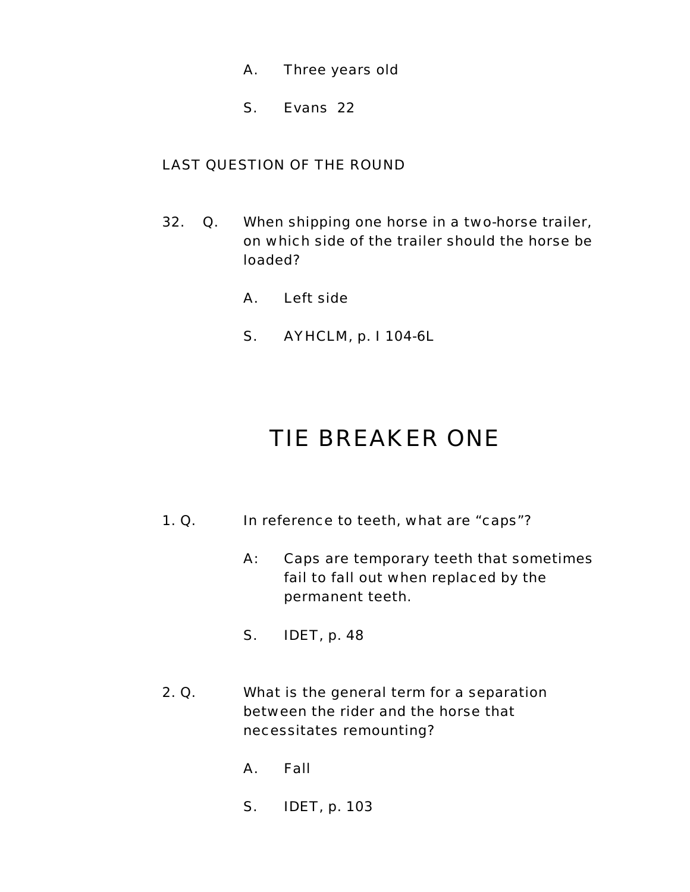A. Three years old

S. Evans 22

LAST QUESTION OF THE ROUND

32. Q. When shipping one horse in a two-horse trailer, on which side of the trailer should the horse be loaded?

A. Left side

S. AYHCLM, p. I 104-6L

# TIE BREAKER ONE

1. Q. In reference to teeth, what are “caps”?

A: Caps are temporary teeth that sometimes fail to fall out when replaced by the permanent teeth.

S. IDET, p. 48

2. Q. What is the general term for a separation between the rider and the horse that necessitates remounting?

A. Fall

S. IDET, p. 103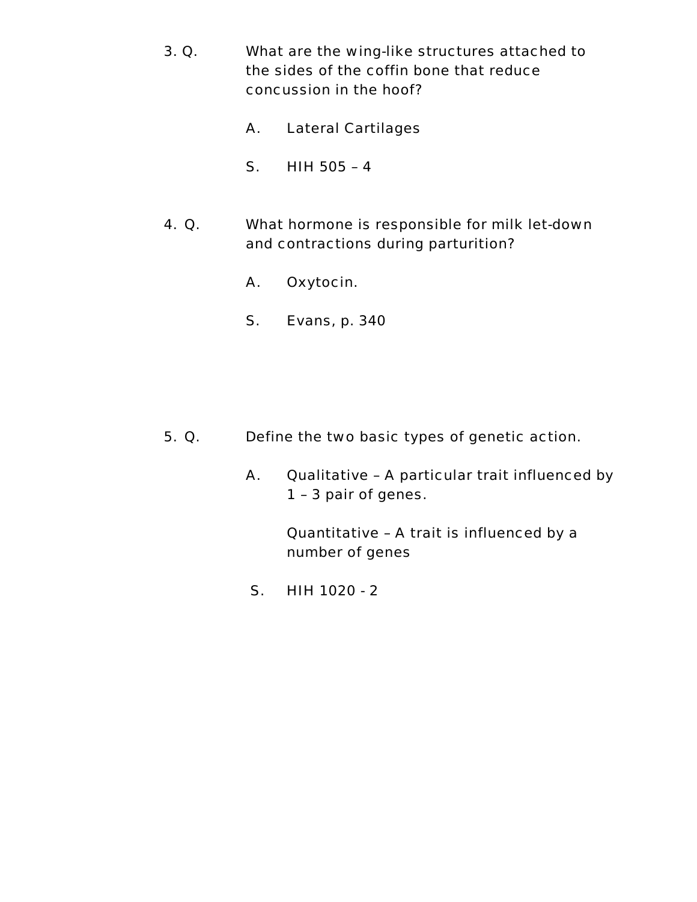3. Q. What are the wing-like structures attached to the sides of the coffin bone that reduce concussion in the hoof?

   A. Lateral Cartilages

   S. HIH 505 – 4

4. Q. What hormone is responsible for milk let-down and contractions during parturition?

   A. Oxytocin.

   S. Evans, p. 340

5. Q. Define the two basic types of genetic action.

   A. Qualitative – A particular trait influenced by 1 – 3 pair of genes.

   Quantitative – A trait is influenced by a number of genes

   S. HIH 1020 - 2